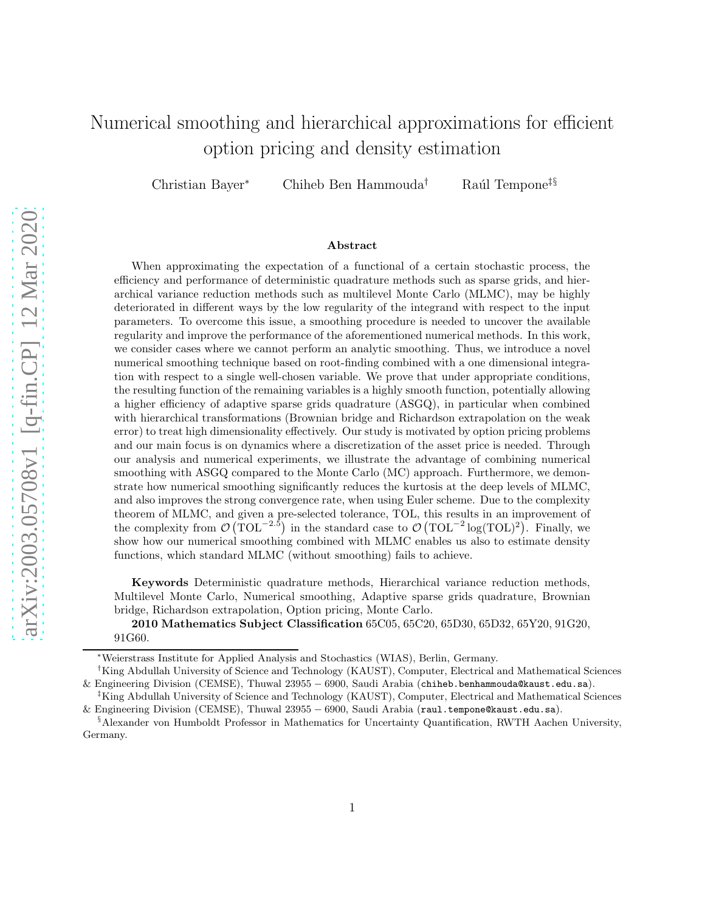# Numerical smoothing and hierarchical approximations for efficient option pricing and density estimation

Christian Bayer[*] Chiheb Ben Hammouda[†] Raúl Tempone[‡§]

## Abstract

When approximating the expectation of a functional of a certain stochastic process, the efficiency and performance of deterministic quadrature methods such as sparse grids, and hierarchical variance reduction methods such as multilevel Monte Carlo (MLMC), may be highly deteriorated in different ways by the low regularity of the integrand with respect to the input parameters. To overcome this issue, a smoothing procedure is needed to uncover the available regularity and improve the performance of the aforementioned numerical methods. In this work, we consider cases where we cannot perform an analytic smoothing. Thus, we introduce a novel numerical smoothing technique based on root-finding combined with a one dimensional integration with respect to a single well-chosen variable. We prove that under appropriate conditions, the resulting function of the remaining variables is a highly smooth function, potentially allowing a higher efficiency of adaptive sparse grids quadrature (ASGQ), in particular when combined with hierarchical transformations (Brownian bridge and Richardson extrapolation on the weak error) to treat high dimensionality effectively. Our study is motivated by option pricing problems and our main focus is on dynamics where a discretization of the asset price is needed. Through our analysis and numerical experiments, we illustrate the advantage of combining numerical smoothing with ASGQ compared to the Monte Carlo (MC) approach. Furthermore, we demonstrate how numerical smoothing significantly reduces the kurtosis at the deep levels of MLMC, and also improves the strong convergence rate, when using Euler scheme. Due to the complexity theorem of MLMC, and given a pre-selected tolerance, TOL, this results in an improvement of the complexity from $\mathcal{O}\left(\mathrm{TOL}^{-2.5}\right)$ in the standard case to $\mathcal{O}\left(\mathrm{TOL}^{-2}\log(\mathrm{TOL})^2\right)$. Finally, we show how our numerical smoothing combined with MLMC enables us also to estimate density functions, which standard MLMC (without smoothing) fails to achieve.

**Keywords** Deterministic quadrature methods, Hierarchical variance reduction methods, Multilevel Monte Carlo, Numerical smoothing, Adaptive sparse grids quadrature, Brownian bridge, Richardson extrapolation, Option pricing, Monte Carlo.

**2010 Mathematics Subject Classification** 65C05, 65C20, 65D30, 65D32, 65Y20, 91G20, 91G60.

---

[*] Weierstrass Institute for Applied Analysis and Stochastics (WIAS), Berlin, Germany.

[†] King Abdullah University of Science and Technology (KAUST), Computer, Electrical and Mathematical Sciences & Engineering Division (CEMSE), Thuwal 23955 − 6900, Saudi Arabia (chiheb.benhammouda@kaust.edu.sa).

[‡] King Abdullah University of Science and Technology (KAUST), Computer, Electrical and Mathematical Sciences & Engineering Division (CEMSE), Thuwal 23955 − 6900, Saudi Arabia (raul.tempone@kaust.edu.sa).

[§] Alexander von Humboldt Professor in Mathematics for Uncertainty Quantification, RWTH Aachen University, Germany.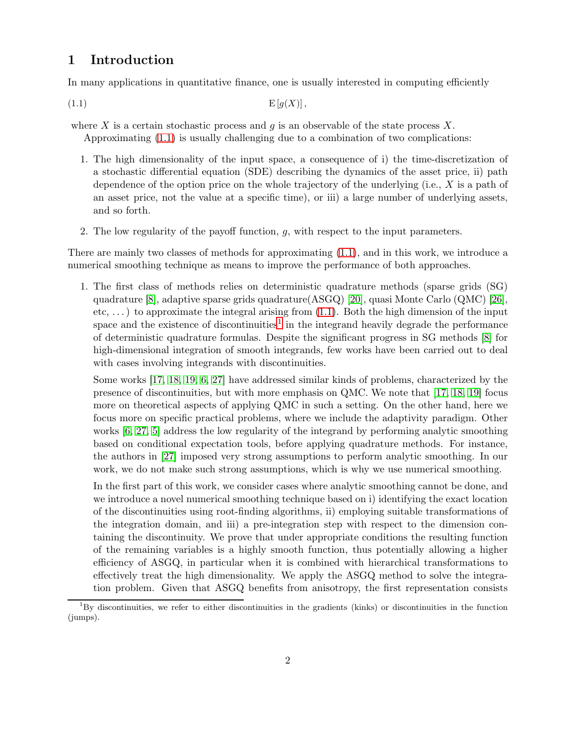# 1 Introduction

In many applications in quantitative finance, one is usually interested in computing efficiently

$$\mathrm{E}\left[g(X)\right], \tag{1.1}$$

where $X$ is a certain stochastic process and $g$ is an observable of the state process $X$.

Approximating (1.1) is usually challenging due to a combination of two complications:

1. The high dimensionality of the input space, a consequence of i) the time-discretization of a stochastic differential equation (SDE) describing the dynamics of the asset price, ii) path dependence of the option price on the whole trajectory of the underlying (i.e., $X$ is a path of an asset price, not the value at a specific time), or iii) a large number of underlying assets, and so forth.

2. The low regularity of the payoff function, $g$, with respect to the input parameters.

There are mainly two classes of methods for approximating (1.1), and in this work, we introduce a numerical smoothing technique as means to improve the performance of both approaches.

1. The first class of methods relies on deterministic quadrature methods (sparse grids (SG) quadrature [8], adaptive sparse grids quadrature(ASGQ) [20], quasi Monte Carlo (QMC) [26], etc, ...) to approximate the integral arising from (1.1). Both the high dimension of the input space and the existence of discontinuities[1] in the integrand heavily degrade the performance of deterministic quadrature formulas. Despite the significant progress in SG methods [8] for high-dimensional integration of smooth integrands, few works have been carried out to deal with cases involving integrands with discontinuities.

   Some works [17, 18, 19, 6, 27] have addressed similar kinds of problems, characterized by the presence of discontinuities, but with more emphasis on QMC. We note that [17, 18, 19] focus more on theoretical aspects of applying QMC in such a setting. On the other hand, here we focus more on specific practical problems, where we include the adaptivity paradigm. Other works [6, 27, 5] address the low regularity of the integrand by performing analytic smoothing based on conditional expectation tools, before applying quadrature methods. For instance, the authors in [27] imposed very strong assumptions to perform analytic smoothing. In our work, we do not make such strong assumptions, which is why we use numerical smoothing.

   In the first part of this work, we consider cases where analytic smoothing cannot be done, and we introduce a novel numerical smoothing technique based on i) identifying the exact location of the discontinuities using root-finding algorithms, ii) employing suitable transformations of the integration domain, and iii) a pre-integration step with respect to the dimension containing the discontinuity. We prove that under appropriate conditions the resulting function of the remaining variables is a highly smooth function, thus potentially allowing a higher efficiency of ASGQ, in particular when it is combined with hierarchical transformations to effectively treat the high dimensionality. We apply the ASGQ method to solve the integration problem. Given that ASGQ benefits from anisotropy, the first representation consists

[1] By discontinuities, we refer to either discontinuities in the gradients (kinks) or discontinuities in the function (jumps).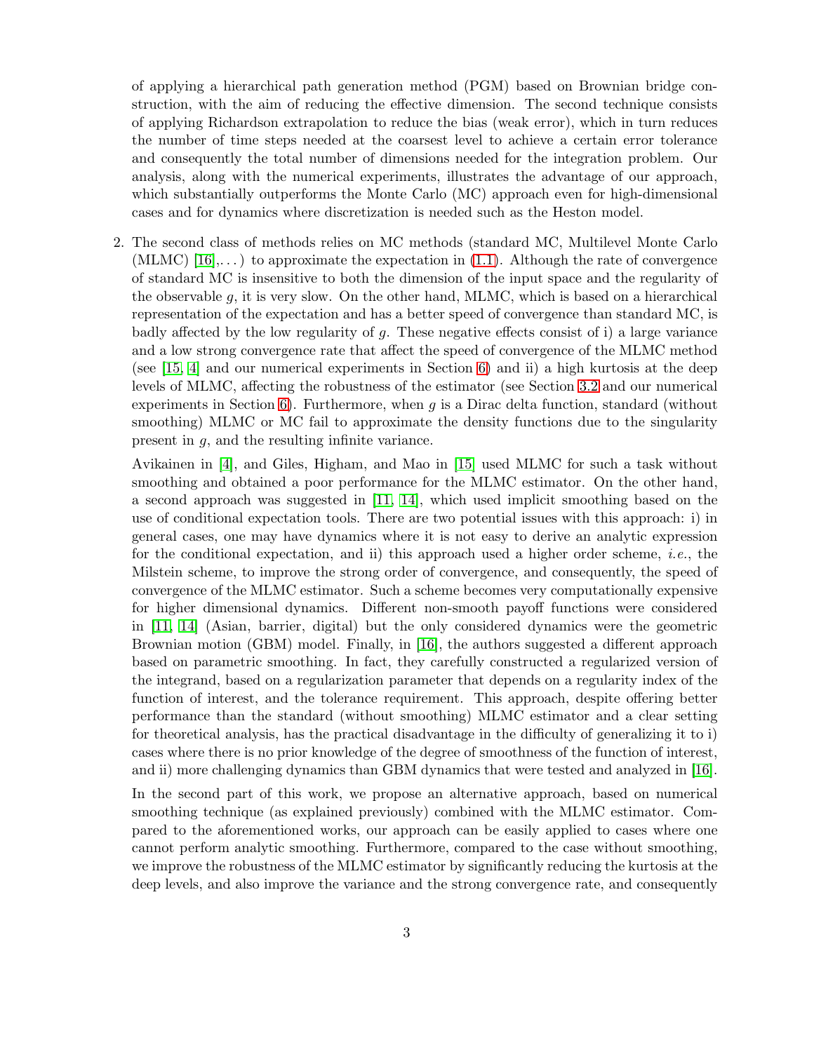of applying a hierarchical path generation method (PGM) based on Brownian bridge construction, with the aim of reducing the effective dimension. The second technique consists of applying Richardson extrapolation to reduce the bias (weak error), which in turn reduces the number of time steps needed at the coarsest level to achieve a certain error tolerance and consequently the total number of dimensions needed for the integration problem. Our analysis, along with the numerical experiments, illustrates the advantage of our approach, which substantially outperforms the Monte Carlo (MC) approach even for high-dimensional cases and for dynamics where discretization is needed such as the Heston model.

2. The second class of methods relies on MC methods (standard MC, Multilevel Monte Carlo (MLMC) [16],...) to approximate the expectation in (1.1). Although the rate of convergence of standard MC is insensitive to both the dimension of the input space and the regularity of the observable $g$, it is very slow. On the other hand, MLMC, which is based on a hierarchical representation of the expectation and has a better speed of convergence than standard MC, is badly affected by the low regularity of $g$. These negative effects consist of i) a large variance and a low strong convergence rate that affect the speed of convergence of the MLMC method (see [15, 4] and our numerical experiments in Section 6) and ii) a high kurtosis at the deep levels of MLMC, affecting the robustness of the estimator (see Section 3.2 and our numerical experiments in Section 6). Furthermore, when $g$ is a Dirac delta function, standard (without smoothing) MLMC or MC fail to approximate the density functions due to the singularity present in $g$, and the resulting infinite variance.

   Avikainen in [4], and Giles, Higham, and Mao in [15] used MLMC for such a task without smoothing and obtained a poor performance for the MLMC estimator. On the other hand, a second approach was suggested in [11, 14], which used implicit smoothing based on the use of conditional expectation tools. There are two potential issues with this approach: i) in general cases, one may have dynamics where it is not easy to derive an analytic expression for the conditional expectation, and ii) this approach used a higher order scheme, *i.e.*, the Milstein scheme, to improve the strong order of convergence, and consequently, the speed of convergence of the MLMC estimator. Such a scheme becomes very computationally expensive for higher dimensional dynamics. Different non-smooth payoff functions were considered in [11, 14] (Asian, barrier, digital) but the only considered dynamics were the geometric Brownian motion (GBM) model. Finally, in [16], the authors suggested a different approach based on parametric smoothing. In fact, they carefully constructed a regularized version of the integrand, based on a regularization parameter that depends on a regularity index of the function of interest, and the tolerance requirement. This approach, despite offering better performance than the standard (without smoothing) MLMC estimator and a clear setting for theoretical analysis, has the practical disadvantage in the difficulty of generalizing it to i) cases where there is no prior knowledge of the degree of smoothness of the function of interest, and ii) more challenging dynamics than GBM dynamics that were tested and analyzed in [16].

   In the second part of this work, we propose an alternative approach, based on numerical smoothing technique (as explained previously) combined with the MLMC estimator. Compared to the aforementioned works, our approach can be easily applied to cases where one cannot perform analytic smoothing. Furthermore, compared to the case without smoothing, we improve the robustness of the MLMC estimator by significantly reducing the kurtosis at the deep levels, and also improve the variance and the strong convergence rate, and consequently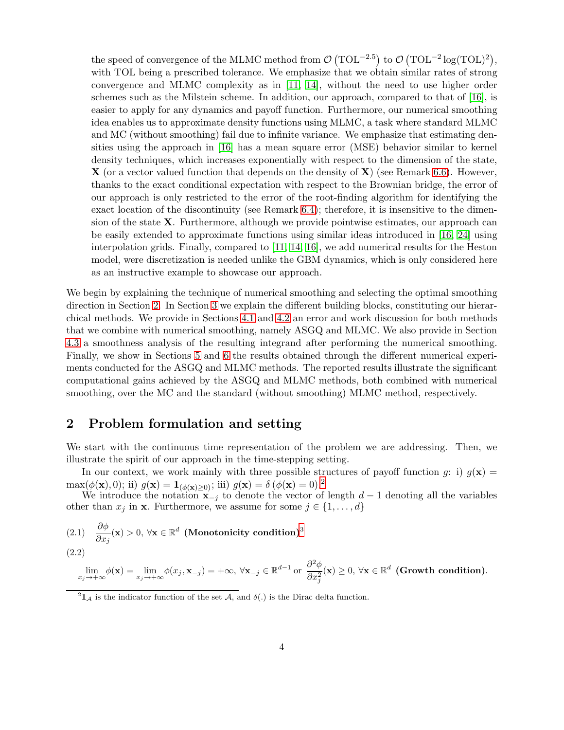the speed of convergence of the MLMC method from $\mathcal{O}\left(\text{TOL}^{-2.5}\right)$ to $\mathcal{O}\left(\text{TOL}^{-2}\log(\text{TOL})^2\right)$, with TOL being a prescribed tolerance. We emphasize that we obtain similar rates of strong convergence and MLMC complexity as in [11, 14], without the need to use higher order schemes such as the Milstein scheme. In addition, our approach, compared to that of [16], is easier to apply for any dynamics and payoff function. Furthermore, our numerical smoothing idea enables us to approximate density functions using MLMC, a task where standard MLMC and MC (without smoothing) fail due to infinite variance. We emphasize that estimating densities using the approach in [16] has a mean square error (MSE) behavior similar to kernel density techniques, which increases exponentially with respect to the dimension of the state, $\mathbf{X}$ (or a vector valued function that depends on the density of $\mathbf{X}$) (see Remark 6.6). However, thanks to the exact conditional expectation with respect to the Brownian bridge, the error of our approach is only restricted to the error of the root-finding algorithm for identifying the exact location of the discontinuity (see Remark 6.4); therefore, it is insensitive to the dimension of the state $\mathbf{X}$. Furthermore, although we provide pointwise estimates, our approach can be easily extended to approximate functions using similar ideas introduced in [16, 24] using interpolation grids. Finally, compared to [11, 14, 16], we add numerical results for the Heston model, were discretization is needed unlike the GBM dynamics, which is only considered here as an instructive example to showcase our approach.

We begin by explaining the technique of numerical smoothing and selecting the optimal smoothing direction in Section 2. In Section 3 we explain the different building blocks, constituting our hierarchical methods. We provide in Sections 4.1 and 4.2 an error and work discussion for both methods that we combine with numerical smoothing, namely ASGQ and MLMC. We also provide in Section 4.3 a smoothness analysis of the resulting integrand after performing the numerical smoothing. Finally, we show in Sections 5 and 6 the results obtained through the different numerical experiments conducted for the ASGQ and MLMC methods. The reported results illustrate the significant computational gains achieved by the ASGQ and MLMC methods, both combined with numerical smoothing, over the MC and the standard (without smoothing) MLMC method, respectively.

## 2 Problem formulation and setting

We start with the continuous time representation of the problem we are addressing. Then, we illustrate the spirit of our approach in the time-stepping setting.

In our context, we work mainly with three possible structures of payoff function $g$: i) $g(\mathbf{x}) = \max(\phi(\mathbf{x}), 0)$; ii) $g(\mathbf{x}) = \mathbf{1}_{(\phi(\mathbf{x})\geq 0)}$; iii) $g(\mathbf{x}) = \delta\left(\phi(\mathbf{x}) = 0\right)$.[2]

We introduce the notation $\mathbf{x}_{-j}$ to denote the vector of length $d-1$ denoting all the variables other than $x_j$ in $\mathbf{x}$. Furthermore, we assume for some $j \in \{1, \dots, d\}$

$$(2.1) \quad \frac{\partial \phi}{\partial x_j}(\mathbf{x}) > 0, \; \forall \mathbf{x} \in \mathbb{R}^d \; \textbf{(Monotonicity condition)}^{3}$$

$$(2.2) \quad \lim_{x_j \to +\infty} \phi(\mathbf{x}) = \lim_{x_j \to +\infty} \phi(x_j, \mathbf{x}_{-j}) = +\infty, \; \forall \mathbf{x}_{-j} \in \mathbb{R}^{d-1} \text{ or } \frac{\partial^2 \phi}{\partial x_j^2}(\mathbf{x}) \geq 0, \; \forall \mathbf{x} \in \mathbb{R}^d \; \textbf{(Growth condition)}.$$

[2] $\mathbf{1}_{\mathcal{A}}$ is the indicator function of the set $\mathcal{A}$, and $\delta(.)$ is the Dirac delta function.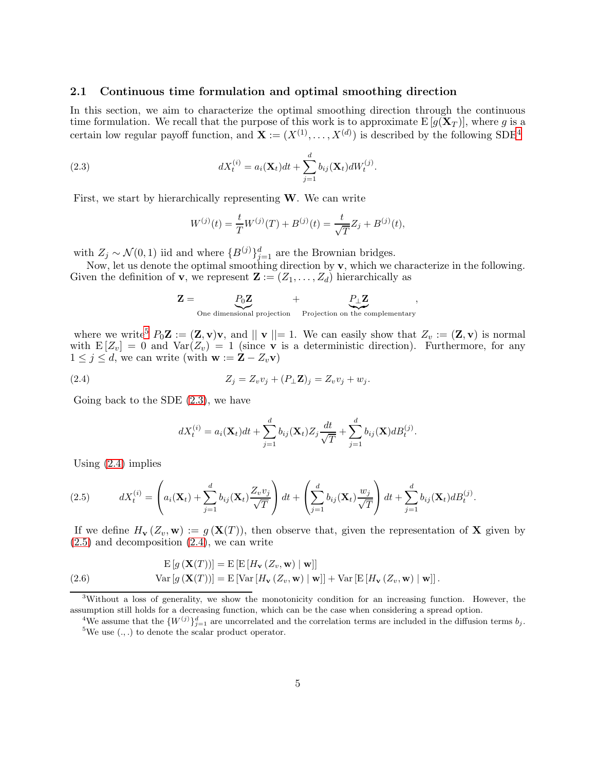### 2.1 Continuous time formulation and optimal smoothing direction

In this section, we aim to characterize the optimal smoothing direction through the continuous time formulation. We recall that the purpose of this work is to approximate $\mathrm{E}\left[g(\mathbf{X}_T)\right]$, where $g$ is a certain low regular payoff function, and $\mathbf{X} := (X^{(1)}, \ldots, X^{(d)})$ is described by the following SDE[4]

$$dX_t^{(i)} = a_i(\mathbf{X}_t)dt + \sum_{j=1}^{d} b_{ij}(\mathbf{X}_t)dW_t^{(j)}. \tag{2.3}$$

First, we start by hierarchically representing $\mathbf{W}$. We can write

$$W^{(j)}(t) = \frac{t}{T}W^{(j)}(T) + B^{(j)}(t) = \frac{t}{\sqrt{T}}Z_j + B^{(j)}(t),$$

with $Z_j \sim \mathcal{N}(0,1)$ iid and where $\{B^{(j)}\}_{j=1}^{d}$ are the Brownian bridges.

Now, let us denote the optimal smoothing direction by $\mathbf{v}$, which we characterize in the following. Given the definition of $\mathbf{v}$, we represent $\mathbf{Z} := (Z_1, \ldots, Z_d)$ hierarchically as

$$\mathbf{Z} = \underbrace{P_0\mathbf{Z}}_{\text{One dimensional projection}} + \underbrace{P_\perp\mathbf{Z}}_{\text{Projection on the complementary}},$$

where we write[5] $P_0\mathbf{Z} := (\mathbf{Z}, \mathbf{v})\mathbf{v}$, and $\|\, \mathbf{v} \,\| = 1$. We can easily show that $Z_v := (\mathbf{Z}, \mathbf{v})$ is normal with $\mathrm{E}\left[Z_v\right] = 0$ and $\mathrm{Var}(Z_v) = 1$ (since $\mathbf{v}$ is a deterministic direction). Furthermore, for any $1 \leq j \leq d$, we can write (with $\mathbf{w} := \mathbf{Z} - Z_v\mathbf{v}$)

$$Z_j = Z_v v_j + (P_\perp\mathbf{Z})_j = Z_v v_j + w_j. \tag{2.4}$$

Going back to the SDE (2.3), we have

$$dX_t^{(i)} = a_i(\mathbf{X}_t)dt + \sum_{j=1}^{d} b_{ij}(\mathbf{X}_t)Z_j\frac{dt}{\sqrt{T}} + \sum_{j=1}^{d} b_{ij}(\mathbf{X})dB_t^{(j)}.$$

Using (2.4) implies

$$dX_t^{(i)} = \left(a_i(\mathbf{X}_t) + \sum_{j=1}^{d} b_{ij}(\mathbf{X}_t)\frac{Z_v v_j}{\sqrt{T}}\right)dt + \left(\sum_{j=1}^{d} b_{ij}(\mathbf{X}_t)\frac{w_j}{\sqrt{T}}\right)dt + \sum_{j=1}^{d} b_{ij}(\mathbf{X}_t)dB_t^{(j)}. \tag{2.5}$$

If we define $H_{\mathbf{v}}(Z_v, \mathbf{w}) := g\left(\mathbf{X}(T)\right)$, then observe that, given the representation of $\mathbf{X}$ given by (2.5) and decomposition (2.4), we can write

$$\begin{aligned}
\mathrm{E}\left[g\left(\mathbf{X}(T)\right)\right] &= \mathrm{E}\left[\mathrm{E}\left[H_{\mathbf{v}}\left(Z_v, \mathbf{w}\right) \mid \mathbf{w}\right]\right] \\
\mathrm{Var}\left[g\left(\mathbf{X}(T)\right)\right] &= \mathrm{E}\left[\mathrm{Var}\left[H_{\mathbf{v}}\left(Z_v, \mathbf{w}\right) \mid \mathbf{w}\right]\right] + \mathrm{Var}\left[\mathrm{E}\left[H_{\mathbf{v}}\left(Z_v, \mathbf{w}\right) \mid \mathbf{w}\right]\right].
\end{aligned} \tag{2.6}$$

---

[3] Without a loss of generality, we show the monotonicity condition for an increasing function. However, the assumption still holds for a decreasing function, which can be the case when considering a spread option.

[4] We assume that the $\{W^{(j)}\}_{j=1}^{d}$ are uncorrelated and the correlation terms are included in the diffusion terms $b_j$.

[5] We use $(.,.)$ to denote the scalar product operator.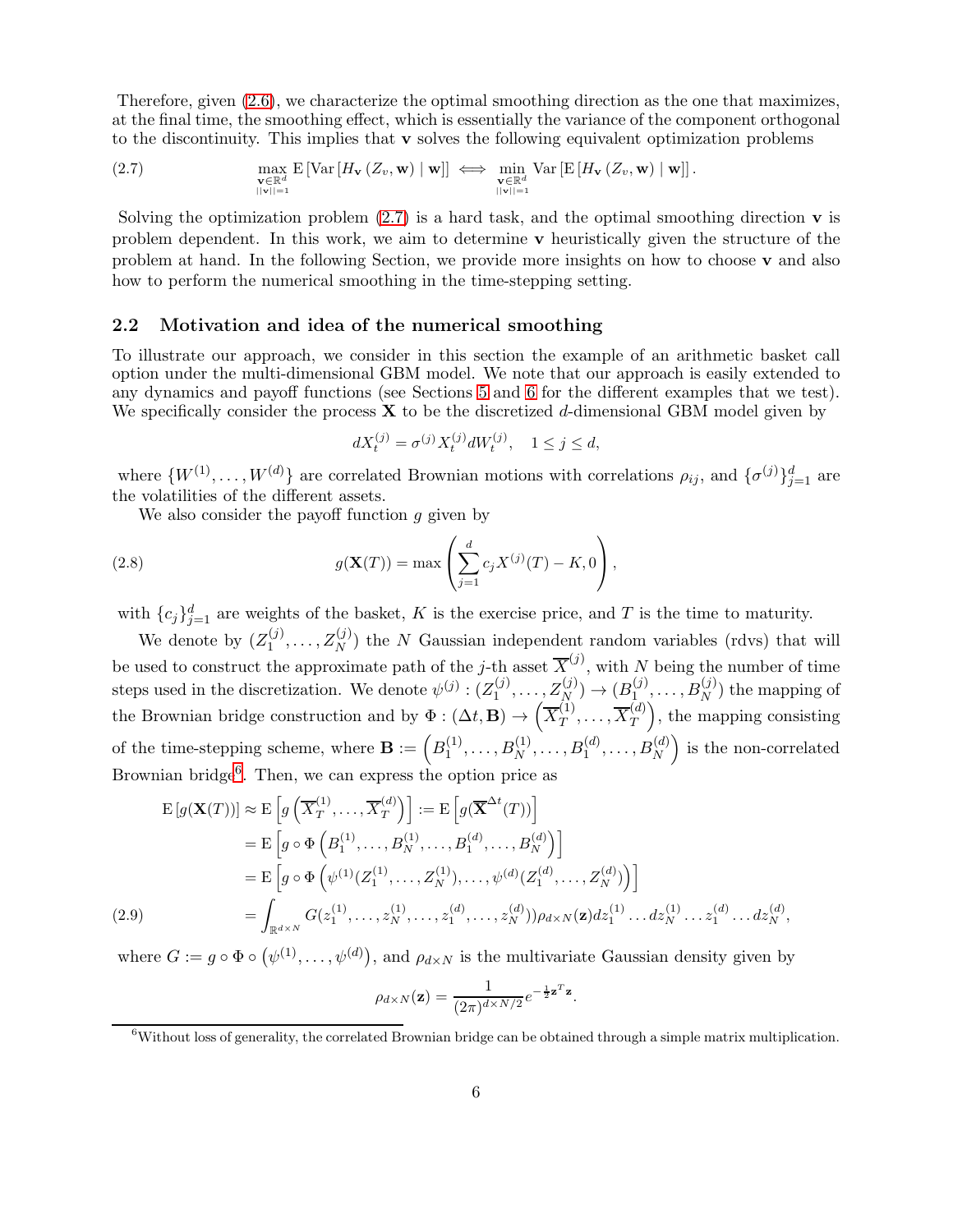Therefore, given (2.6), we characterize the optimal smoothing direction as the one that maximizes, at the final time, the smoothing effect, which is essentially the variance of the component orthogonal to the discontinuity. This implies that $\mathbf{v}$ solves the following equivalent optimization problems

$$\max_{\substack{\mathbf{v}\in\mathbb{R}^d \\ ||\mathbf{v}||=1}} \mathrm{E}\left[\mathrm{Var}\left[H_{\mathbf{v}}\left(Z_v, \mathbf{w}\right) \mid \mathbf{w}\right]\right] \iff \min_{\substack{\mathbf{v}\in\mathbb{R}^d \\ ||\mathbf{v}||=1}} \mathrm{Var}\left[\mathrm{E}\left[H_{\mathbf{v}}\left(Z_v, \mathbf{w}\right) \mid \mathbf{w}\right]\right]. \tag{2.7}$$

Solving the optimization problem (2.7) is a hard task, and the optimal smoothing direction $\mathbf{v}$ is problem dependent. In this work, we aim to determine $\mathbf{v}$ heuristically given the structure of the problem at hand. In the following Section, we provide more insights on how to choose $\mathbf{v}$ and also how to perform the numerical smoothing in the time-stepping setting.

## 2.2 Motivation and idea of the numerical smoothing

To illustrate our approach, we consider in this section the example of an arithmetic basket call option under the multi-dimensional GBM model. We note that our approach is easily extended to any dynamics and payoff functions (see Sections 5 and 6 for the different examples that we test). We specifically consider the process $\mathbf{X}$ to be the discretized $d$-dimensional GBM model given by

$$dX_t^{(j)} = \sigma^{(j)} X_t^{(j)} dW_t^{(j)}, \quad 1 \le j \le d,$$

where $\{W^{(1)}, \ldots, W^{(d)}\}$ are correlated Brownian motions with correlations $\rho_{ij}$, and $\{\sigma^{(j)}\}_{j=1}^d$ are the volatilities of the different assets.

We also consider the payoff function $g$ given by

$$g(\mathbf{X}(T)) = \max\left(\sum_{j=1}^{d} c_j X^{(j)}(T) - K, 0\right), \tag{2.8}$$

with $\{c_j\}_{j=1}^d$ are weights of the basket, $K$ is the exercise price, and $T$ is the time to maturity.

We denote by $(Z_1^{(j)}, \ldots, Z_N^{(j)})$ the $N$ Gaussian independent random variables (rdvs) that will be used to construct the approximate path of the $j$-th asset $\overline{X}^{(j)}$, with $N$ being the number of time steps used in the discretization. We denote $\psi^{(j)} : (Z_1^{(j)}, \ldots, Z_N^{(j)}) \to (B_1^{(j)}, \ldots, B_N^{(j)})$ the mapping of the Brownian bridge construction and by $\Phi : (\Delta t, \mathbf{B}) \to \left(\overline{X}_T^{(1)}, \ldots, \overline{X}_T^{(d)}\right)$, the mapping consisting of the time-stepping scheme, where $\mathbf{B} := \left(B_1^{(1)}, \ldots, B_N^{(1)}, \ldots, B_1^{(d)}, \ldots, B_N^{(d)}\right)$ is the non-correlated Brownian bridge[6]. Then, we can express the option price as

$$\begin{aligned}
\mathrm{E}\left[g(\mathbf{X}(T))\right] &\approx \mathrm{E}\left[g\left(\overline{X}_T^{(1)}, \ldots, \overline{X}_T^{(d)}\right)\right] := \mathrm{E}\left[g(\overline{\mathbf{X}}^{\Delta t}(T))\right] \\
&= \mathrm{E}\left[g \circ \Phi\left(B_1^{(1)}, \ldots, B_N^{(1)}, \ldots, B_1^{(d)}, \ldots, B_N^{(d)}\right)\right] \\
&= \mathrm{E}\left[g \circ \Phi\left(\psi^{(1)}(Z_1^{(1)}, \ldots, Z_N^{(1)}), \ldots, \psi^{(d)}(Z_1^{(d)}, \ldots, Z_N^{(d)})\right)\right] \\
&= \int_{\mathbb{R}^{d\times N}} G(z_1^{(1)}, \ldots, z_N^{(1)}, \ldots, z_1^{(d)}, \ldots, z_N^{(d)}))\rho_{d\times N}(\mathbf{z}) dz_1^{(1)} \ldots dz_N^{(1)} \ldots z_1^{(d)} \ldots dz_N^{(d)},
\end{aligned} \tag{2.9}$$

where $G := g \circ \Phi \circ \left(\psi^{(1)}, \ldots, \psi^{(d)}\right)$, and $\rho_{d\times N}$ is the multivariate Gaussian density given by

$$\rho_{d\times N}(\mathbf{z}) = \frac{1}{(2\pi)^{d\times N/2}} e^{-\frac{1}{2}\mathbf{z}^T\mathbf{z}}.$$

[6] Without loss of generality, the correlated Brownian bridge can be obtained through a simple matrix multiplication.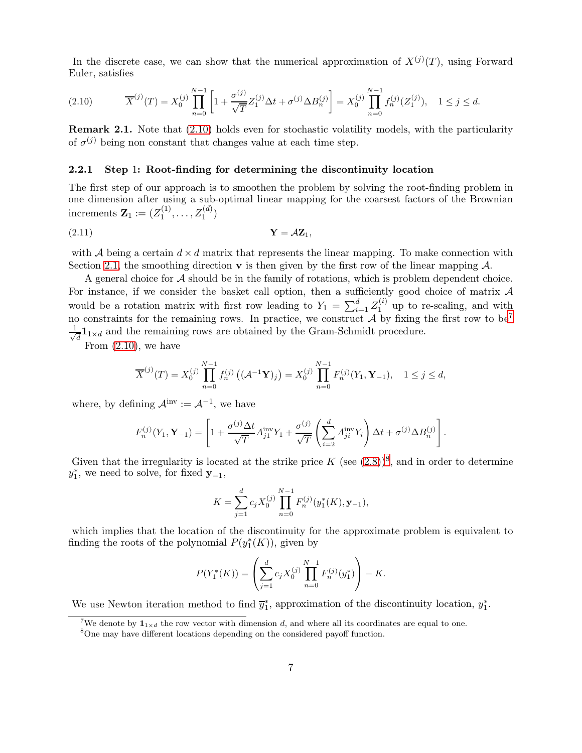In the discrete case, we can show that the numerical approximation of $X^{(j)}(T)$, using Forward Euler, satisfies

$$\overline{X}^{(j)}(T) = X_0^{(j)} \prod_{n=0}^{N-1} \left[ 1 + \frac{\sigma^{(j)}}{\sqrt{T}} Z_1^{(j)} \Delta t + \sigma^{(j)} \Delta B_n^{(j)} \right] = X_0^{(j)} \prod_{n=0}^{N-1} f_n^{(j)}(Z_1^{(j)}), \quad 1 \leq j \leq d. \tag{2.10}$$

**Remark 2.1.** Note that (2.10) holds even for stochastic volatility models, with the particularity of $\sigma^{(j)}$ being non constant that changes value at each time step.

### 2.2.1 Step 1: Root-finding for determining the discontinuity location

The first step of our approach is to smoothen the problem by solving the root-finding problem in one dimension after using a sub-optimal linear mapping for the coarsest factors of the Brownian increments $\mathbf{Z}_1 := (Z_1^{(1)}, \ldots, Z_1^{(d)})$

$$\mathbf{Y} = \mathcal{A}\mathbf{Z}_1, \tag{2.11}$$

with $\mathcal{A}$ being a certain $d \times d$ matrix that represents the linear mapping. To make connection with Section 2.1, the smoothing direction $\mathbf{v}$ is then given by the first row of the linear mapping $\mathcal{A}$.

A general choice for $\mathcal{A}$ should be in the family of rotations, which is problem dependent choice. For instance, if we consider the basket call option, then a sufficiently good choice of matrix $\mathcal{A}$ would be a rotation matrix with first row leading to $Y_1 = \sum_{i=1}^{d} Z_1^{(i)}$ up to re-scaling, and with no constraints for the remaining rows. In practice, we construct $\mathcal{A}$ by fixing the first row to be[7] $\frac{1}{\sqrt{d}} \mathbf{1}_{1 \times d}$ and the remaining rows are obtained by the Gram-Schmidt procedure.

From (2.10), we have

$$\overline{X}^{(j)}(T) = X_0^{(j)} \prod_{n=0}^{N-1} f_n^{(j)} \left( (\mathcal{A}^{-1}\mathbf{Y})_j \right) = X_0^{(j)} \prod_{n=0}^{N-1} F_n^{(j)}(Y_1, \mathbf{Y}_{-1}), \quad 1 \leq j \leq d,$$

where, by defining $\mathcal{A}^{\text{inv}} := \mathcal{A}^{-1}$, we have

$$F_n^{(j)}(Y_1, \mathbf{Y}_{-1}) = \left[ 1 + \frac{\sigma^{(j)} \Delta t}{\sqrt{T}} A_{j1}^{\text{inv}} Y_1 + \frac{\sigma^{(j)}}{\sqrt{T}} \left( \sum_{i=2}^{d} A_{ji}^{\text{inv}} Y_i \right) \Delta t + \sigma^{(j)} \Delta B_n^{(j)} \right].$$

Given that the irregularity is located at the strike price $K$ (see (2.8))[8], and in order to determine $y_1^*$, we need to solve, for fixed $\mathbf{y}_{-1}$,

$$K = \sum_{j=1}^{d} c_j X_0^{(j)} \prod_{n=0}^{N-1} F_n^{(j)}(y_1^*(K), \mathbf{y}_{-1}),$$

which implies that the location of the discontinuity for the approximate problem is equivalent to finding the roots of the polynomial $P(y_1^*(K))$, given by

$$P(Y_1^*(K)) = \left( \sum_{j=1}^{d} c_j X_0^{(j)} \prod_{n=0}^{N-1} F_n^{(j)}(y_1^*) \right) - K.$$

We use Newton iteration method to find $\overline{y}_1^*$, approximation of the discontinuity location, $y_1^*$.

[7] We denote by $\mathbf{1}_{1 \times d}$ the row vector with dimension $d$, and where all its coordinates are equal to one.

[8] One may have different locations depending on the considered payoff function.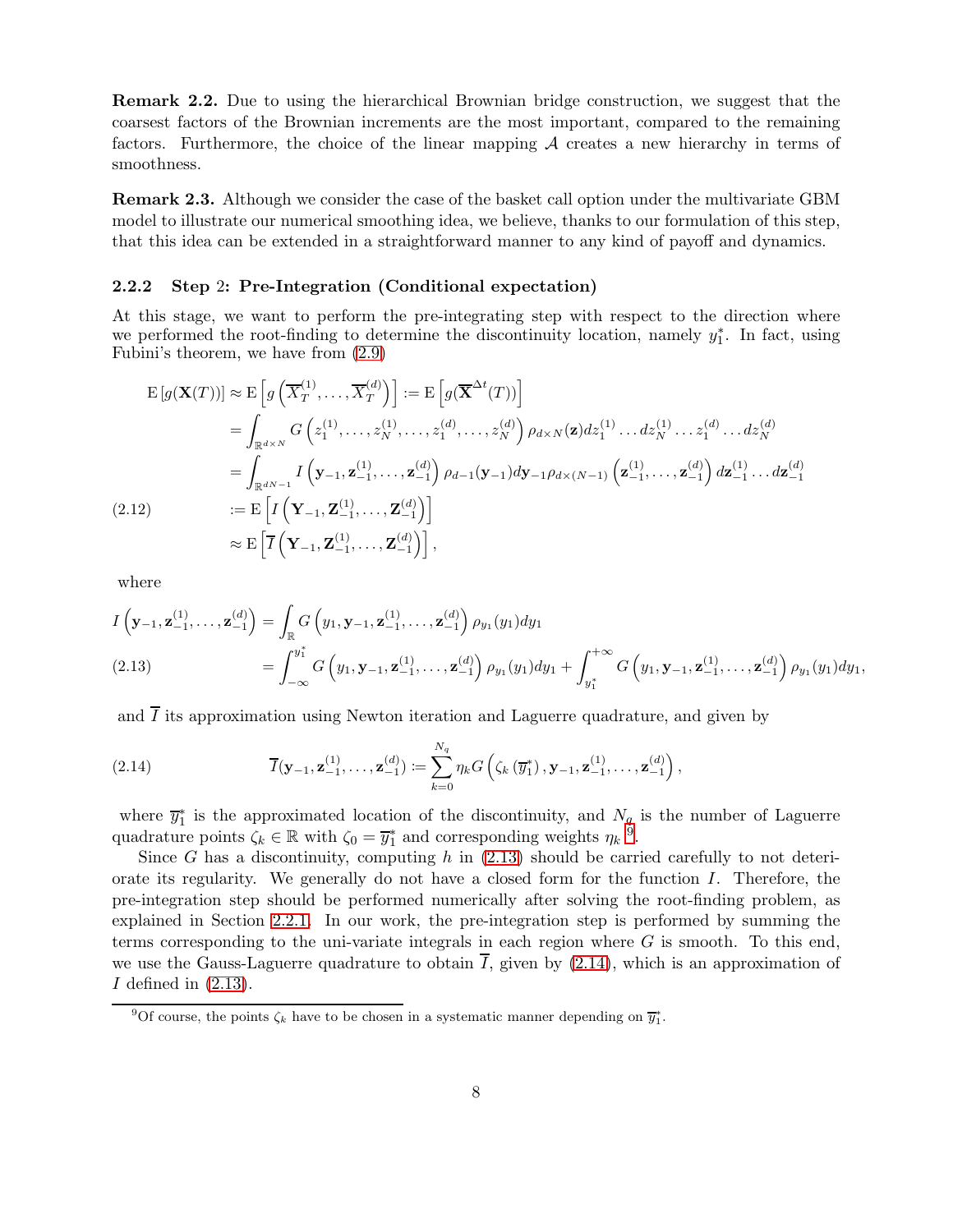**Remark 2.2.** Due to using the hierarchical Brownian bridge construction, we suggest that the coarsest factors of the Brownian increments are the most important, compared to the remaining factors. Furthermore, the choice of the linear mapping $\mathcal{A}$ creates a new hierarchy in terms of smoothness.

**Remark 2.3.** Although we consider the case of the basket call option under the multivariate GBM model to illustrate our numerical smoothing idea, we believe, thanks to our formulation of this step, that this idea can be extended in a straightforward manner to any kind of payoff and dynamics.

### 2.2.2 Step 2: Pre-Integration (Conditional expectation)

At this stage, we want to perform the pre-integrating step with respect to the direction where we performed the root-finding to determine the discontinuity location, namely $y_1^*$. In fact, using Fubini's theorem, we have from (2.9)

$$
\begin{aligned}
\mathrm{E}\left[g(\mathbf{X}(T))\right] &\approx \mathrm{E}\left[g\left(\overline{X}_T^{(1)},\dots,\overline{X}_T^{(d)}\right)\right] := \mathrm{E}\left[g(\overline{\mathbf{X}}^{\Delta t}(T))\right] \\
&= \int_{\mathbb{R}^{d\times N}} G\left(z_1^{(1)},\dots,z_N^{(1)},\dots,z_1^{(d)},\dots,z_N^{(d)}\right)\rho_{d\times N}(\mathbf{z})dz_1^{(1)}\dots dz_N^{(1)}\dots z_1^{(d)}\dots dz_N^{(d)} \\
&= \int_{\mathbb{R}^{dN-1}} I\left(\mathbf{y}_{-1},\mathbf{z}_{-1}^{(1)},\dots,\mathbf{z}_{-1}^{(d)}\right)\rho_{d-1}(\mathbf{y}_{-1})d\mathbf{y}_{-1}\rho_{d\times(N-1)}\left(\mathbf{z}_{-1}^{(1)},\dots,\mathbf{z}_{-1}^{(d)}\right)d\mathbf{z}_{-1}^{(1)}\dots d\mathbf{z}_{-1}^{(d)} \\
&:= \mathrm{E}\left[I\left(\mathbf{Y}_{-1},\mathbf{Z}_{-1}^{(1)},\dots,\mathbf{Z}_{-1}^{(d)}\right)\right] \\
&\approx \mathrm{E}\left[\overline{I}\left(\mathbf{Y}_{-1},\mathbf{Z}_{-1}^{(1)},\dots,\mathbf{Z}_{-1}^{(d)}\right)\right],
\end{aligned}
\tag{2.12}
$$

where

$$
\begin{aligned}
I\left(\mathbf{y}_{-1},\mathbf{z}_{-1}^{(1)},\dots,\mathbf{z}_{-1}^{(d)}\right) &= \int_{\mathbb{R}} G\left(y_1,\mathbf{y}_{-1},\mathbf{z}_{-1}^{(1)},\dots,\mathbf{z}_{-1}^{(d)}\right)\rho_{y_1}(y_1)dy_1 \\
&= \int_{-\infty}^{y_1^*} G\left(y_1,\mathbf{y}_{-1},\mathbf{z}_{-1}^{(1)},\dots,\mathbf{z}_{-1}^{(d)}\right)\rho_{y_1}(y_1)dy_1 + \int_{y_1^*}^{+\infty} G\left(y_1,\mathbf{y}_{-1},\mathbf{z}_{-1}^{(1)},\dots,\mathbf{z}_{-1}^{(d)}\right)\rho_{y_1}(y_1)dy_1,
\end{aligned}
\tag{2.13}
$$

and $\overline{I}$ its approximation using Newton iteration and Laguerre quadrature, and given by

$$
\overline{I}(\mathbf{y}_{-1},\mathbf{z}_{-1}^{(1)},\dots,\mathbf{z}_{-1}^{(d)}) := \sum_{k=0}^{N_q}\eta_k G\left(\zeta_k\left(\overline{y}_1^*\right),\mathbf{y}_{-1},\mathbf{z}_{-1}^{(1)},\dots,\mathbf{z}_{-1}^{(d)}\right),
\tag{2.14}
$$

where $\overline{y}_1^*$ is the approximated location of the discontinuity, and $N_q$ is the number of Laguerre quadrature points $\zeta_k \in \mathbb{R}$ with $\zeta_0 = \overline{y}_1^*$ and corresponding weights $\eta_k$ [9].

Since $G$ has a discontinuity, computing $h$ in (2.13) should be carried carefully to not deteriorate its regularity. We generally do not have a closed form for the function $I$. Therefore, the pre-integration step should be performed numerically after solving the root-finding problem, as explained in Section 2.2.1. In our work, the pre-integration step is performed by summing the terms corresponding to the uni-variate integrals in each region where $G$ is smooth. To this end, we use the Gauss-Laguerre quadrature to obtain $\overline{I}$, given by (2.14), which is an approximation of $I$ defined in (2.13).

[9] Of course, the points $\zeta_k$ have to be chosen in a systematic manner depending on $\overline{y}_1^*$.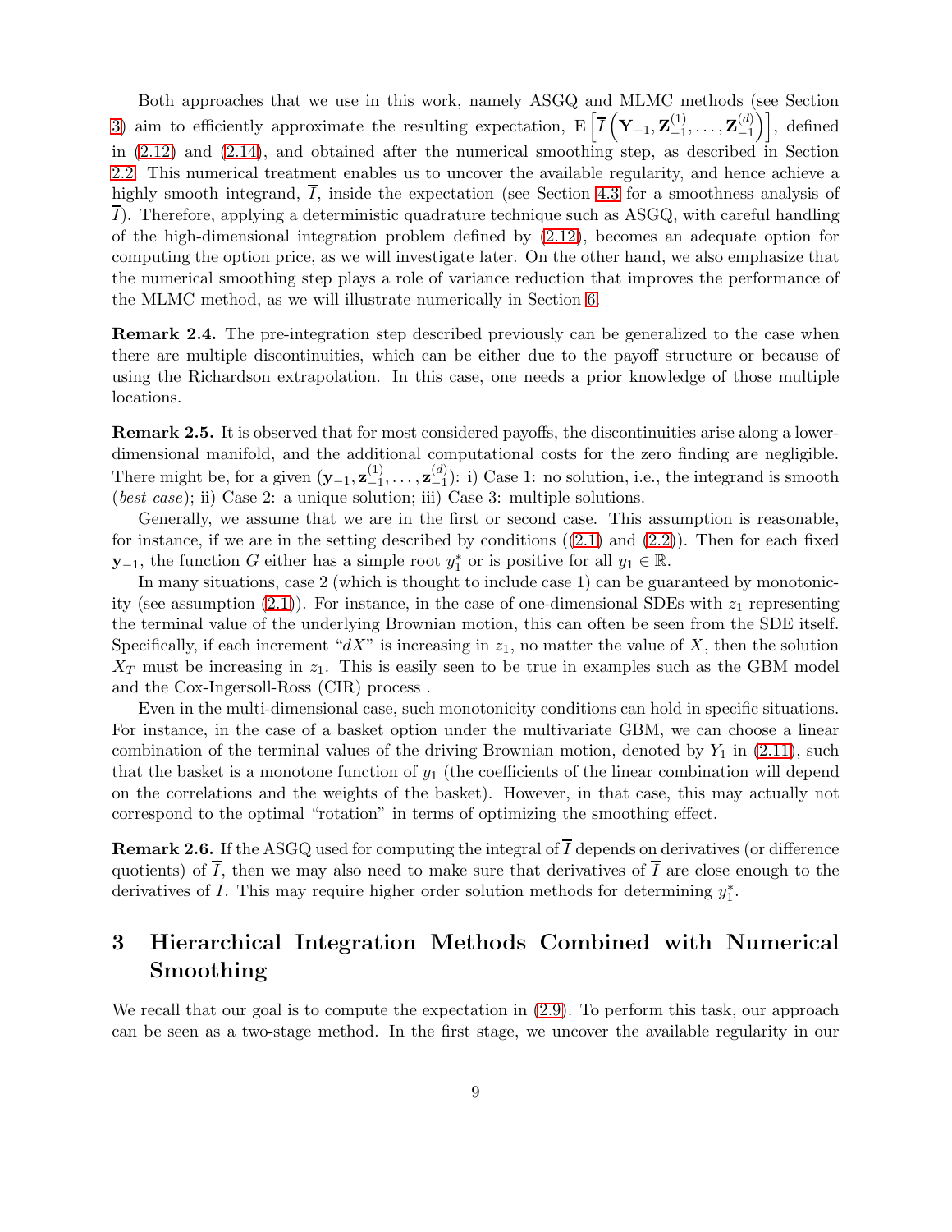Both approaches that we use in this work, namely ASGQ and MLMC methods (see Section 3) aim to efficiently approximate the resulting expectation, $\mathrm{E}\left[\overline{I}\left(\mathbf{Y}_{-1}, \mathbf{Z}_{-1}^{(1)}, \ldots, \mathbf{Z}_{-1}^{(d)}\right)\right]$, defined in (2.12) and (2.14), and obtained after the numerical smoothing step, as described in Section 2.2. This numerical treatment enables us to uncover the available regularity, and hence achieve a highly smooth integrand, $\overline{I}$, inside the expectation (see Section 4.3 for a smoothness analysis of $\overline{I}$). Therefore, applying a deterministic quadrature technique such as ASGQ, with careful handling of the high-dimensional integration problem defined by (2.12), becomes an adequate option for computing the option price, as we will investigate later. On the other hand, we also emphasize that the numerical smoothing step plays a role of variance reduction that improves the performance of the MLMC method, as we will illustrate numerically in Section 6.

**Remark 2.4.** The pre-integration step described previously can be generalized to the case when there are multiple discontinuities, which can be either due to the payoff structure or because of using the Richardson extrapolation. In this case, one needs a prior knowledge of those multiple locations.

**Remark 2.5.** It is observed that for most considered payoffs, the discontinuities arise along a lower-dimensional manifold, and the additional computational costs for the zero finding are negligible. There might be, for a given $(\mathbf{y}_{-1}, \mathbf{z}_{-1}^{(1)}, \ldots, \mathbf{z}_{-1}^{(d)})$: i) Case 1: no solution, i.e., the integrand is smooth (*best case*); ii) Case 2: a unique solution; iii) Case 3: multiple solutions.

Generally, we assume that we are in the first or second case. This assumption is reasonable, for instance, if we are in the setting described by conditions ((2.1) and (2.2)). Then for each fixed $\mathbf{y}_{-1}$, the function $G$ either has a simple root $y_1^*$ or is positive for all $y_1 \in \mathbb{R}$.

In many situations, case 2 (which is thought to include case 1) can be guaranteed by monotonicity (see assumption (2.1)). For instance, in the case of one-dimensional SDEs with $z_1$ representing the terminal value of the underlying Brownian motion, this can often be seen from the SDE itself. Specifically, if each increment "$dX$" is increasing in $z_1$, no matter the value of $X$, then the solution $X_T$ must be increasing in $z_1$. This is easily seen to be true in examples such as the GBM model and the Cox-Ingersoll-Ross (CIR) process .

Even in the multi-dimensional case, such monotonicity conditions can hold in specific situations. For instance, in the case of a basket option under the multivariate GBM, we can choose a linear combination of the terminal values of the driving Brownian motion, denoted by $Y_1$ in (2.11), such that the basket is a monotone function of $y_1$ (the coefficients of the linear combination will depend on the correlations and the weights of the basket). However, in that case, this may actually not correspond to the optimal "rotation" in terms of optimizing the smoothing effect.

**Remark 2.6.** If the ASGQ used for computing the integral of $\overline{I}$ depends on derivatives (or difference quotients) of $\overline{I}$, then we may also need to make sure that derivatives of $\overline{I}$ are close enough to the derivatives of $I$. This may require higher order solution methods for determining $y_1^*$.

# 3 Hierarchical Integration Methods Combined with Numerical Smoothing

We recall that our goal is to compute the expectation in (2.9). To perform this task, our approach can be seen as a two-stage method. In the first stage, we uncover the available regularity in our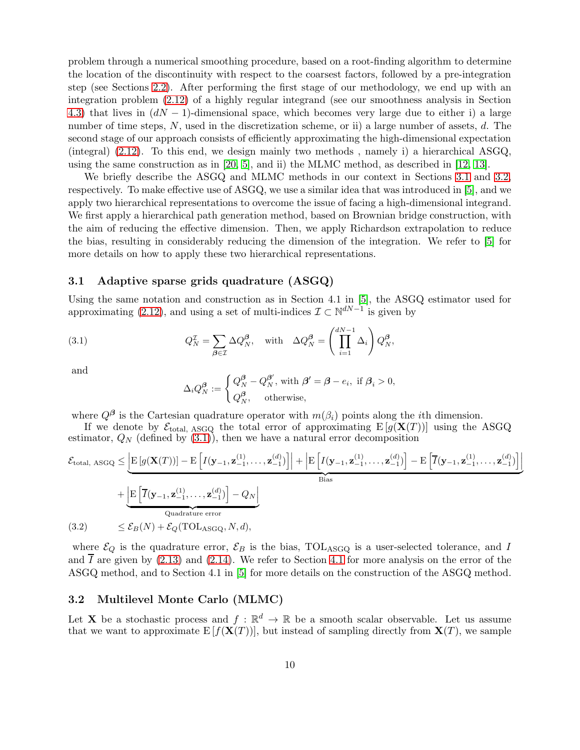problem through a numerical smoothing procedure, based on a root-finding algorithm to determine the location of the discontinuity with respect to the coarsest factors, followed by a pre-integration step (see Sections 2.2). After performing the first stage of our methodology, we end up with an integration problem (2.12) of a highly regular integrand (see our smoothness analysis in Section 4.3) that lives in $(dN-1)$-dimensional space, which becomes very large due to either i) a large number of time steps, $N$, used in the discretization scheme, or ii) a large number of assets, $d$. The second stage of our approach consists of efficiently approximating the high-dimensional expectation (integral) (2.12). To this end, we design mainly two methods , namely i) a hierarchical ASGQ, using the same construction as in [20, 5], and ii) the MLMC method, as described in [12, 13].

We briefly describe the ASGQ and MLMC methods in our context in Sections 3.1 and 3.2, respectively. To make effective use of ASGQ, we use a similar idea that was introduced in [5], and we apply two hierarchical representations to overcome the issue of facing a high-dimensional integrand. We first apply a hierarchical path generation method, based on Brownian bridge construction, with the aim of reducing the effective dimension. Then, we apply Richardson extrapolation to reduce the bias, resulting in considerably reducing the dimension of the integration. We refer to [5] for more details on how to apply these two hierarchical representations.

### 3.1 Adaptive sparse grids quadrature (ASGQ)

Using the same notation and construction as in Section 4.1 in [5], the ASGQ estimator used for approximating (2.12), and using a set of multi-indices $\mathcal{I} \subset \mathbb{N}^{dN-1}$ is given by

$$Q_N^{\mathcal{I}} = \sum_{\boldsymbol{\beta} \in \mathcal{I}} \Delta Q_N^{\boldsymbol{\beta}}, \quad \text{with} \quad \Delta Q_N^{\boldsymbol{\beta}} = \left( \prod_{i=1}^{dN-1} \Delta_i \right) Q_N^{\boldsymbol{\beta}}, \tag{3.1}$$

and

$$\Delta_i Q_N^{\boldsymbol{\beta}} := \begin{cases} Q_N^{\boldsymbol{\beta}} - Q_N^{\boldsymbol{\beta}'}, \text{ with } \boldsymbol{\beta}' = \boldsymbol{\beta} - e_i, \text{ if } \boldsymbol{\beta}_i > 0, \\ Q_N^{\boldsymbol{\beta}}, \quad \text{otherwise,} \end{cases}$$

where $Q^{\boldsymbol{\beta}}$ is the Cartesian quadrature operator with $m(\beta_i)$ points along the $i$th dimension.

If we denote by $\mathcal{E}_{\text{total, ASGQ}}$ the total error of approximating $\mathrm{E}[g(\mathbf{X}(T))]$ using the ASGQ estimator, $Q_N$ (defined by (3.1)), then we have a natural error decomposition

$$\begin{aligned}
\mathcal{E}_{\text{total, ASGQ}} &\leq \underbrace{\left| \mathrm{E}[g(\mathbf{X}(T))] - \mathrm{E}\left[I(\mathbf{y}_{-1}, \mathbf{z}_{-1}^{(1)}, \ldots, \mathbf{z}_{-1}^{(d)})\right] \right| + \left| \mathrm{E}\left[I(\mathbf{y}_{-1}, \mathbf{z}_{-1}^{(1)}, \ldots, \mathbf{z}_{-1}^{(d)})\right] - \mathrm{E}\left[\overline{I}(\mathbf{y}_{-1}, \mathbf{z}_{-1}^{(1)}, \ldots, \mathbf{z}_{-1}^{(d)})\right] \right|}_{\text{Bias}} \\
&\quad + \underbrace{\left| \mathrm{E}\left[\overline{I}(\mathbf{y}_{-1}, \mathbf{z}_{-1}^{(1)}, \ldots, \mathbf{z}_{-1}^{(d)})\right] - Q_N \right|}_{\text{Quadrature error}} \\
&\leq \mathcal{E}_B(N) + \mathcal{E}_Q(\text{TOL}_{\text{ASGQ}}, N, d),
\end{aligned} \tag{3.2}$$

where $\mathcal{E}_Q$ is the quadrature error, $\mathcal{E}_B$ is the bias, $\text{TOL}_{\text{ASGQ}}$ is a user-selected tolerance, and $I$ and $\overline{I}$ are given by (2.13) and (2.14). We refer to Section 4.1 for more analysis on the error of the ASGQ method, and to Section 4.1 in [5] for more details on the construction of the ASGQ method.

### 3.2 Multilevel Monte Carlo (MLMC)

Let $\mathbf{X}$ be a stochastic process and $f : \mathbb{R}^d \to \mathbb{R}$ be a smooth scalar observable. Let us assume that we want to approximate $\mathrm{E}[f(\mathbf{X}(T))]$, but instead of sampling directly from $\mathbf{X}(T)$, we sample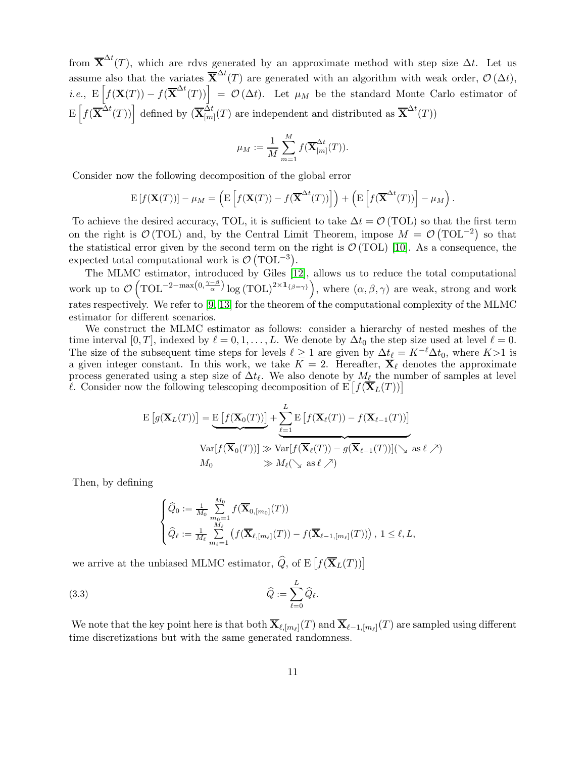from $\overline{\mathbf{X}}^{\Delta t}(T)$, which are rdvs generated by an approximate method with step size $\Delta t$. Let us assume also that the variates $\overline{\mathbf{X}}^{\Delta t}(T)$ are generated with an algorithm with weak order, $\mathcal{O}(\Delta t)$, *i.e.*, $\mathrm{E}\left[f(\mathbf{X}(T)) - f(\overline{\mathbf{X}}^{\Delta t}(T))\right] = \mathcal{O}(\Delta t)$. Let $\mu_M$ be the standard Monte Carlo estimator of $\mathrm{E}\left[f(\overline{\mathbf{X}}^{\Delta t}(T))\right]$ defined by ($\overline{\mathbf{X}}^{\Delta t}_{[m]}(T)$ are independent and distributed as $\overline{\mathbf{X}}^{\Delta t}(T)$)

$$\mu_M := \frac{1}{M}\sum_{m=1}^{M} f(\overline{\mathbf{X}}^{\Delta t}_{[m]}(T)).$$

Consider now the following decomposition of the global error

$$\mathrm{E}\left[f(\mathbf{X}(T))\right] - \mu_M = \left(\mathrm{E}\left[f(\mathbf{X}(T)) - f(\overline{\mathbf{X}}^{\Delta t}(T))\right]\right) + \left(\mathrm{E}\left[f(\overline{\mathbf{X}}^{\Delta t}(T))\right] - \mu_M\right).$$

To achieve the desired accuracy, TOL, it is sufficient to take $\Delta t = \mathcal{O}(\mathrm{TOL})$ so that the first term on the right is $\mathcal{O}(\mathrm{TOL})$ and, by the Central Limit Theorem, impose $M = \mathcal{O}(\mathrm{TOL}^{-2})$ so that the statistical error given by the second term on the right is $\mathcal{O}(\mathrm{TOL})$ [10]. As a consequence, the expected total computational work is $\mathcal{O}(\mathrm{TOL}^{-3})$.

The MLMC estimator, introduced by Giles [12], allows us to reduce the total computational work up to $\mathcal{O}\left(\mathrm{TOL}^{-2-\max\left(0,\frac{\gamma-\beta}{\alpha}\right)}\log(\mathrm{TOL})^{2\times\mathbf{1}_{\{\beta=\gamma\}}}\right)$, where $(\alpha, \beta, \gamma)$ are weak, strong and work rates respectively. We refer to [9, 13] for the theorem of the computational complexity of the MLMC estimator for different scenarios.

We construct the MLMC estimator as follows: consider a hierarchy of nested meshes of the time interval $[0, T]$, indexed by $\ell = 0, 1, \dots, L$. We denote by $\Delta t_0$ the step size used at level $\ell = 0$. The size of the subsequent time steps for levels $\ell \geq 1$ are given by $\Delta t_\ell = K^{-\ell}\Delta t_0$, where $K{>}1$ is a given integer constant. In this work, we take $K = 2$. Hereafter, $\overline{\mathbf{X}}_\ell$ denotes the approximate process generated using a step size of $\Delta t_\ell$. We also denote by $M_\ell$ the number of samples at level $\ell$. Consider now the following telescoping decomposition of $\mathrm{E}\left[f(\overline{\mathbf{X}}_L(T))\right]$

$$\mathrm{E}\left[g(\overline{\mathbf{X}}_L(T))\right] = \underbrace{\mathrm{E}\left[f(\overline{\mathbf{X}}_0(T))\right]} + \underbrace{\sum_{\ell=1}^{L}\mathrm{E}\left[f(\overline{\mathbf{X}}_\ell(T)) - f(\overline{\mathbf{X}}_{\ell-1}(T))\right]}$$

$$\mathrm{Var}[f(\overline{\mathbf{X}}_0(T))] \gg \mathrm{Var}[f(\overline{\mathbf{X}}_\ell(T)) - g(\overline{\mathbf{X}}_{\ell-1}(T))](\searrow \text{ as } \ell \nearrow)$$

$$M_0 \gg M_\ell(\searrow \text{ as } \ell \nearrow)$$

Then, by defining

$$\begin{cases} \widehat{Q}_0 := \frac{1}{M_0}\sum\limits_{m_0=1}^{M_0} f(\overline{\mathbf{X}}_{0,[m_0]}(T)) \\ \widehat{Q}_\ell := \frac{1}{M_\ell}\sum\limits_{m_\ell=1}^{M_\ell}\left(f(\overline{\mathbf{X}}_{\ell,[m_\ell]}(T)) - f(\overline{\mathbf{X}}_{\ell-1,[m_\ell]}(T))\right),\ 1 \leq \ell, L, \end{cases}$$

we arrive at the unbiased MLMC estimator, $\widehat{Q}$, of $\mathrm{E}\left[f(\overline{\mathbf{X}}_L(T))\right]$

$$\widehat{Q} := \sum_{\ell=0}^{L}\widehat{Q}_\ell. \tag{3.3}$$

We note that the key point here is that both $\overline{\mathbf{X}}_{\ell,[m_\ell]}(T)$ and $\overline{\mathbf{X}}_{\ell-1,[m_\ell]}(T)$ are sampled using different time discretizations but with the same generated randomness.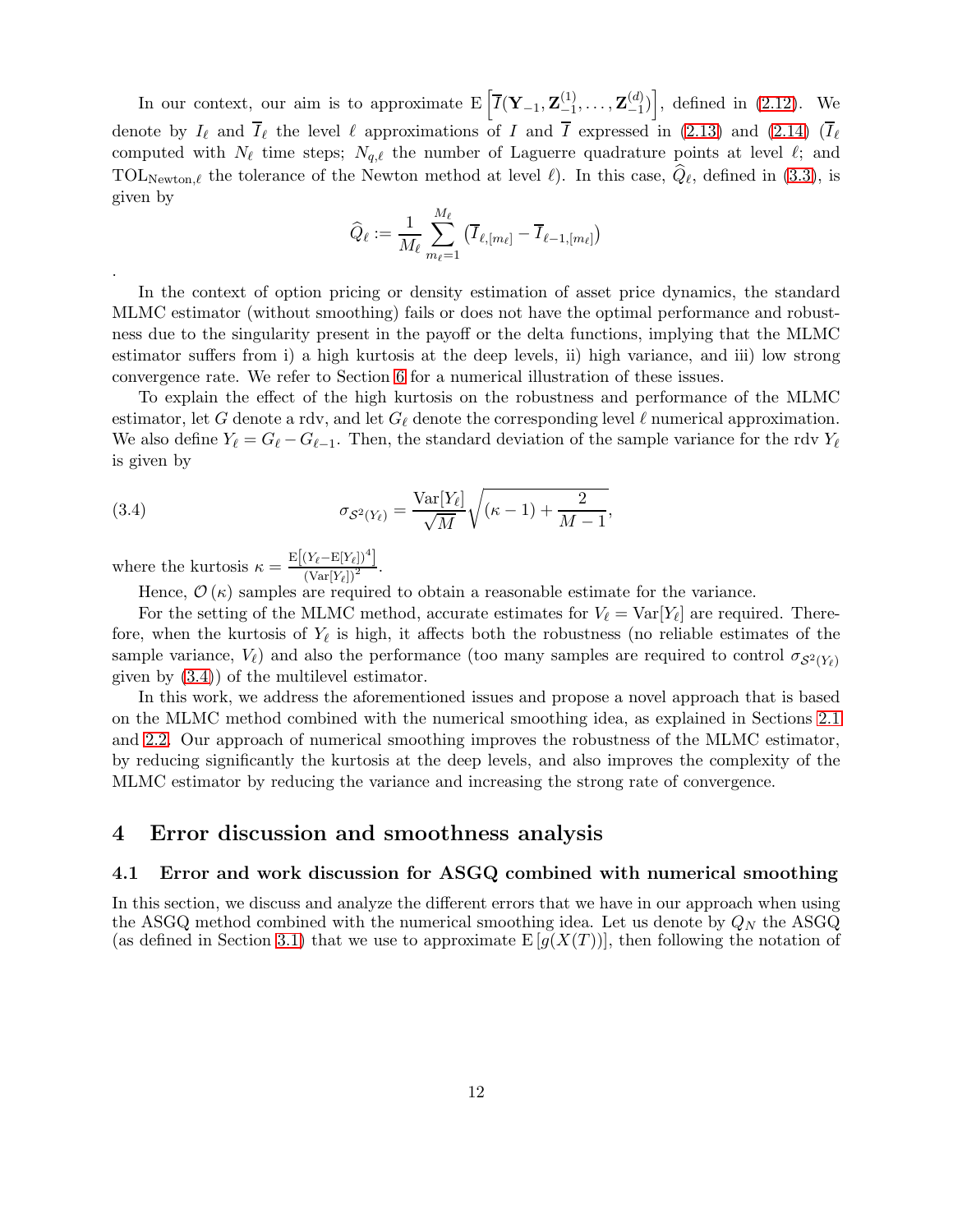In our context, our aim is to approximate $\mathrm{E}\left[\overline{I}(\mathbf{Y}_{-1}, \mathbf{Z}_{-1}^{(1)}, \ldots, \mathbf{Z}_{-1}^{(d)})\right]$, defined in (2.12). We denote by $I_\ell$ and $\overline{I}_\ell$ the level $\ell$ approximations of $I$ and $\overline{I}$ expressed in (2.13) and (2.14) ($\overline{I}_\ell$ computed with $N_\ell$ time steps; $N_{q,\ell}$ the number of Laguerre quadrature points at level $\ell$; and $\mathrm{TOL}_{\mathrm{Newton},\ell}$ the tolerance of the Newton method at level $\ell$). In this case, $\widehat{Q}_\ell$, defined in (3.3), is given by

$$\widehat{Q}_\ell := \frac{1}{M_\ell} \sum_{m_\ell=1}^{M_\ell} \left(\overline{I}_{\ell,[m_\ell]} - \overline{I}_{\ell-1,[m_\ell]}\right)$$

.

In the context of option pricing or density estimation of asset price dynamics, the standard MLMC estimator (without smoothing) fails or does not have the optimal performance and robustness due to the singularity present in the payoff or the delta functions, implying that the MLMC estimator suffers from i) a high kurtosis at the deep levels, ii) high variance, and iii) low strong convergence rate. We refer to Section 6 for a numerical illustration of these issues.

To explain the effect of the high kurtosis on the robustness and performance of the MLMC estimator, let $G$ denote a rdv, and let $G_\ell$ denote the corresponding level $\ell$ numerical approximation. We also define $Y_\ell = G_\ell - G_{\ell-1}$. Then, the standard deviation of the sample variance for the rdv $Y_\ell$ is given by

$$\sigma_{\mathcal{S}^2(Y_\ell)} = \frac{\mathrm{Var}[Y_\ell]}{\sqrt{M}} \sqrt{(\kappa - 1) + \frac{2}{M-1}}, \tag{3.4}$$

where the kurtosis $\kappa = \frac{\mathrm{E}\left[(Y_\ell - \mathrm{E}[Y_\ell])^4\right]}{(\mathrm{Var}[Y_\ell])^2}$.

Hence, $\mathcal{O}(\kappa)$ samples are required to obtain a reasonable estimate for the variance.

For the setting of the MLMC method, accurate estimates for $V_\ell = \mathrm{Var}[Y_\ell]$ are required. Therefore, when the kurtosis of $Y_\ell$ is high, it affects both the robustness (no reliable estimates of the sample variance, $V_\ell$) and also the performance (too many samples are required to control $\sigma_{\mathcal{S}^2(Y_\ell)}$ given by (3.4)) of the multilevel estimator.

In this work, we address the aforementioned issues and propose a novel approach that is based on the MLMC method combined with the numerical smoothing idea, as explained in Sections 2.1 and 2.2. Our approach of numerical smoothing improves the robustness of the MLMC estimator, by reducing significantly the kurtosis at the deep levels, and also improves the complexity of the MLMC estimator by reducing the variance and increasing the strong rate of convergence.

# 4 Error discussion and smoothness analysis

## 4.1 Error and work discussion for ASGQ combined with numerical smoothing

In this section, we discuss and analyze the different errors that we have in our approach when using the ASGQ method combined with the numerical smoothing idea. Let us denote by $Q_N$ the ASGQ (as defined in Section 3.1) that we use to approximate $\mathrm{E}\left[g(X(T))\right]$, then following the notation of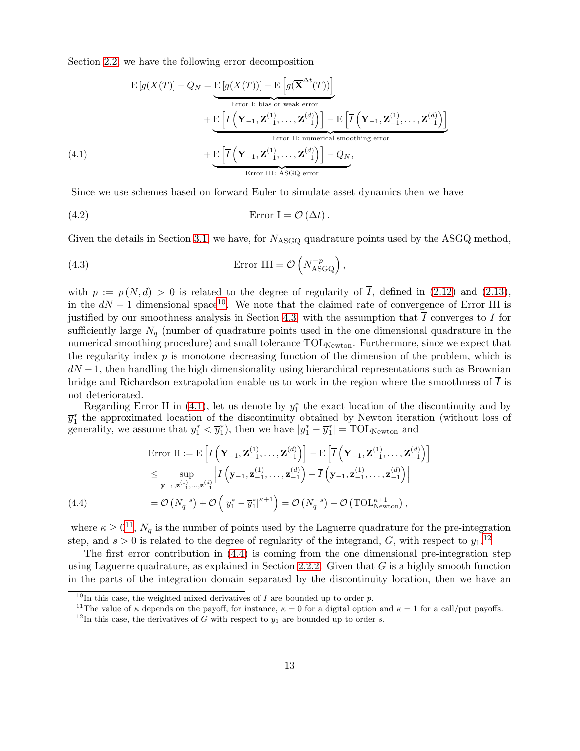Section 2.2, we have the following error decomposition

$$
\begin{aligned}
\mathrm{E}\left[g(X(T)\right] - Q_N &= \underbrace{\mathrm{E}\left[g(X(T))\right] - \mathrm{E}\left[g(\overline{\mathbf{X}}^{\Delta t}(T))\right]}_{\text{Error I: bias or weak error}} \\
&+ \underbrace{\mathrm{E}\left[I\left(\mathbf{Y}_{-1}, \mathbf{Z}_{-1}^{(1)}, \dots, \mathbf{Z}_{-1}^{(d)}\right)\right] - \mathrm{E}\left[\overline{I}\left(\mathbf{Y}_{-1}, \mathbf{Z}_{-1}^{(1)}, \dots, \mathbf{Z}_{-1}^{(d)}\right)\right]}_{\text{Error II: numerical smoothing error}} \\
&+ \underbrace{\mathrm{E}\left[\overline{I}\left(\mathbf{Y}_{-1}, \mathbf{Z}_{-1}^{(1)}, \dots, \mathbf{Z}_{-1}^{(d)}\right)\right] - Q_N}_{\text{Error III: ASGQ error}},
\end{aligned} \tag{4.1}
$$

Since we use schemes based on forward Euler to simulate asset dynamics then we have

$$
\text{Error I} = \mathcal{O}\left(\Delta t\right). \tag{4.2}
$$

Given the details in Section 3.1, we have, for $N_{\text{ASGQ}}$ quadrature points used by the ASGQ method,

$$
\text{Error III} = \mathcal{O}\left(N_{\text{ASGQ}}^{-p}\right), \tag{4.3}
$$

with $p := p(N, d) > 0$ is related to the degree of regularity of $\overline{I}$, defined in (2.12) and (2.13), in the $dN - 1$ dimensional space[10]. We note that the claimed rate of convergence of Error III is justified by our smoothness analysis in Section 4.3, with the assumption that $\overline{I}$ converges to $I$ for sufficiently large $N_q$ (number of quadrature points used in the one dimensional quadrature in the numerical smoothing procedure) and small tolerance $\text{TOL}_{\text{Newton}}$. Furthermore, since we expect that the regularity index $p$ is monotone decreasing function of the dimension of the problem, which is $dN - 1$, then handling the high dimensionality using hierarchical representations such as Brownian bridge and Richardson extrapolation enable us to work in the region where the smoothness of $\overline{I}$ is not deteriorated.

Regarding Error II in (4.1), let us denote by $y_1^*$ the exact location of the discontinuity and by $\overline{y}_1^*$ the approximated location of the discontinuity obtained by Newton iteration (without loss of generality, we assume that $y_1^* < \overline{y}_1^*$), then we have $|y_1^* - \overline{y}_1^*| = \text{TOL}_{\text{Newton}}$ and

$$
\begin{aligned}
\text{Error II} &:= \mathrm{E}\left[I\left(\mathbf{Y}_{-1}, \mathbf{Z}_{-1}^{(1)}, \dots, \mathbf{Z}_{-1}^{(d)}\right)\right] - \mathrm{E}\left[\overline{I}\left(\mathbf{Y}_{-1}, \mathbf{Z}_{-1}^{(1)}, \dots, \mathbf{Z}_{-1}^{(d)}\right)\right] \\
&\leq \sup_{\mathbf{y}_{-1}, \mathbf{z}_{-1}^{(1)}, \dots, \mathbf{z}_{-1}^{(d)}} \left| I\left(\mathbf{y}_{-1}, \mathbf{z}_{-1}^{(1)}, \dots, \mathbf{z}_{-1}^{(d)}\right) - \overline{I}\left(\mathbf{y}_{-1}, \mathbf{z}_{-1}^{(1)}, \dots, \mathbf{z}_{-1}^{(d)}\right) \right| \\
&= \mathcal{O}\left(N_q^{-s}\right) + \mathcal{O}\left(|y_1^* - \overline{y}_1^*|^{\kappa+1}\right) = \mathcal{O}\left(N_q^{-s}\right) + \mathcal{O}\left(\text{TOL}_{\text{Newton}}^{\kappa+1}\right),
\end{aligned} \tag{4.4}
$$

where $\kappa \geq 0$[11], $N_q$ is the number of points used by the Laguerre quadrature for the pre-integration step, and $s > 0$ is related to the degree of regularity of the integrand, $G$, with respect to $y_1$.[12]

The first error contribution in (4.4) is coming from the one dimensional pre-integration step using Laguerre quadrature, as explained in Section 2.2.2. Given that $G$ is a highly smooth function in the parts of the integration domain separated by the discontinuity location, then we have an

[10] In this case, the weighted mixed derivatives of $I$ are bounded up to order $p$.

[11] The value of $\kappa$ depends on the payoff, for instance, $\kappa = 0$ for a digital option and $\kappa = 1$ for a call/put payoffs.

[12] In this case, the derivatives of $G$ with respect to $y_1$ are bounded up to order $s$.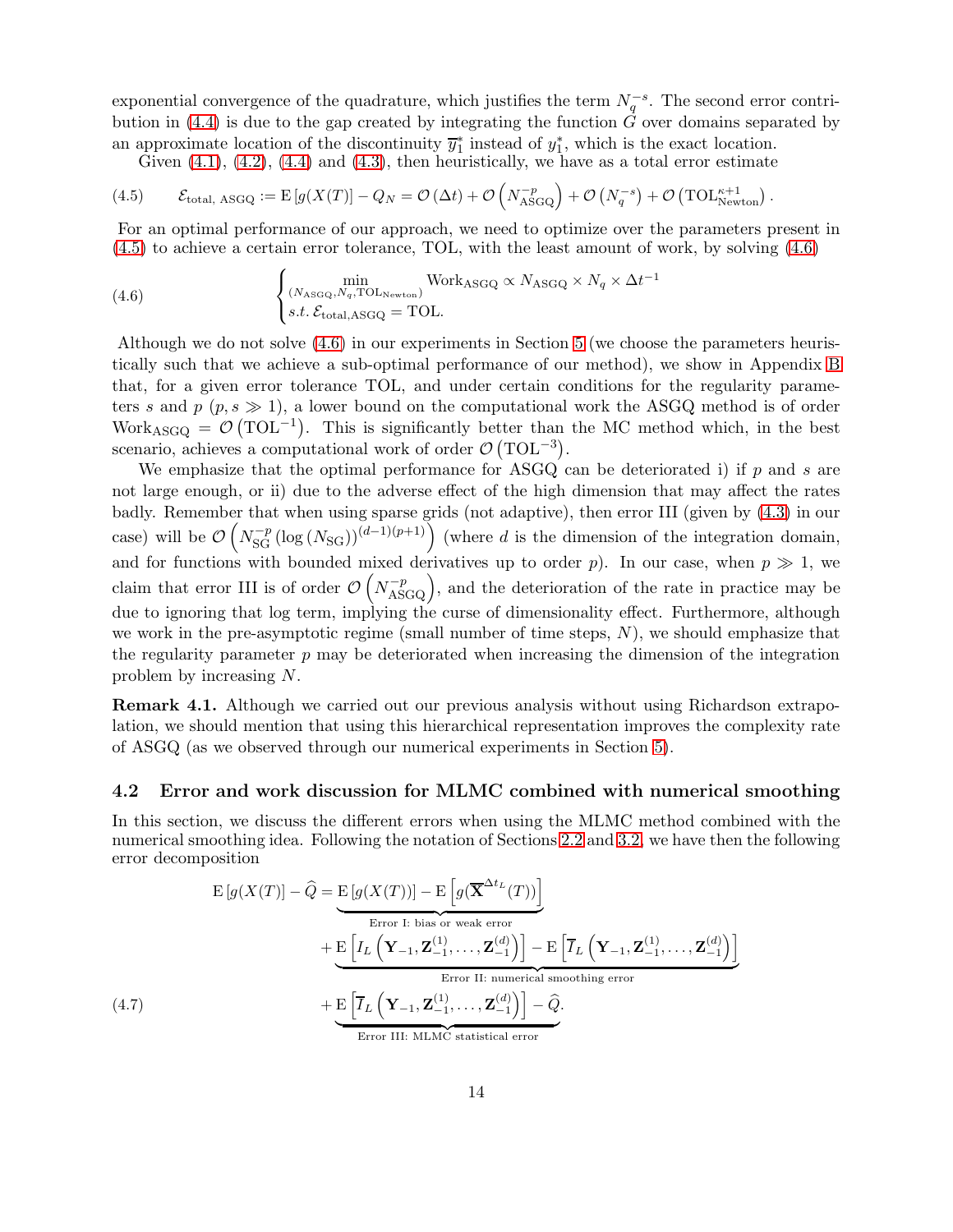exponential convergence of the quadrature, which justifies the term $N_q^{-s}$. The second error contribution in (4.4) is due to the gap created by integrating the function $G$ over domains separated by an approximate location of the discontinuity $\overline{y}_1^*$ instead of $y_1^*$, which is the exact location.

Given (4.1), (4.2), (4.4) and (4.3), then heuristically, we have as a total error estimate

$$
\mathcal{E}_{\text{total, ASGQ}} := \mathrm{E}\left[g(X(T)\right] - Q_N = \mathcal{O}\left(\Delta t\right) + \mathcal{O}\left(N_{\text{ASGQ}}^{-p}\right) + \mathcal{O}\left(N_q^{-s}\right) + \mathcal{O}\left(\text{TOL}_{\text{Newton}}^{\kappa+1}\right). \tag{4.5}
$$

For an optimal performance of our approach, we need to optimize over the parameters present in (4.5) to achieve a certain error tolerance, TOL, with the least amount of work, by solving (4.6)

$$
\begin{cases} \min\limits_{(N_{\text{ASGQ}}, N_q, \text{TOL}_{\text{Newton}})} \text{Work}_{\text{ASGQ}} \propto N_{\text{ASGQ}} \times N_q \times \Delta t^{-1} \\ s.t.\ \mathcal{E}_{\text{total,ASGQ}} = \text{TOL}. \end{cases} \tag{4.6}
$$

Although we do not solve (4.6) in our experiments in Section 5 (we choose the parameters heuristically such that we achieve a sub-optimal performance of our method), we show in Appendix B that, for a given error tolerance TOL, and under certain conditions for the regularity parameters $s$ and $p$ ($p, s \gg 1$), a lower bound on the computational work the ASGQ method is of order $\text{Work}_{\text{ASGQ}} = \mathcal{O}\left(\text{TOL}^{-1}\right)$. This is significantly better than the MC method which, in the best scenario, achieves a computational work of order $\mathcal{O}\left(\text{TOL}^{-3}\right)$.

We emphasize that the optimal performance for ASGQ can be deteriorated i) if $p$ and $s$ are not large enough, or ii) due to the adverse effect of the high dimension that may affect the rates badly. Remember that when using sparse grids (not adaptive), then error III (given by (4.3) in our case) will be $\mathcal{O}\left(N_{\text{SG}}^{-p}\left(\log\left(N_{\text{SG}}\right)\right)^{(d-1)(p+1)}\right)$ (where $d$ is the dimension of the integration domain, and for functions with bounded mixed derivatives up to order $p$). In our case, when $p \gg 1$, we claim that error III is of order $\mathcal{O}\left(N_{\text{ASGQ}}^{-p}\right)$, and the deterioration of the rate in practice may be due to ignoring that log term, implying the curse of dimensionality effect. Furthermore, although we work in the pre-asymptotic regime (small number of time steps, $N$), we should emphasize that the regularity parameter $p$ may be deteriorated when increasing the dimension of the integration problem by increasing $N$.

**Remark 4.1.** Although we carried out our previous analysis without using Richardson extrapolation, we should mention that using this hierarchical representation improves the complexity rate of ASGQ (as we observed through our numerical experiments in Section 5).

## 4.2 Error and work discussion for MLMC combined with numerical smoothing

In this section, we discuss the different errors when using the MLMC method combined with the numerical smoothing idea. Following the notation of Sections 2.2 and 3.2, we have then the following error decomposition

$$
\begin{aligned}
\mathrm{E}\left[g(X(T)\right] - \widehat{Q} &= \underbrace{\mathrm{E}\left[g(X(T))\right] - \mathrm{E}\left[g(\overline{\mathbf{X}}^{\Delta t_L}(T))\right]}_{\text{Error I: bias or weak error}} \\
&\quad + \underbrace{\mathrm{E}\left[I_L\left(\mathbf{Y}_{-1}, \mathbf{Z}_{-1}^{(1)}, \ldots, \mathbf{Z}_{-1}^{(d)}\right)\right] - \mathrm{E}\left[\overline{I}_L\left(\mathbf{Y}_{-1}, \mathbf{Z}_{-1}^{(1)}, \ldots, \mathbf{Z}_{-1}^{(d)}\right)\right]}_{\text{Error II: numerical smoothing error}} \\
&\quad + \underbrace{\mathrm{E}\left[\overline{I}_L\left(\mathbf{Y}_{-1}, \mathbf{Z}_{-1}^{(1)}, \ldots, \mathbf{Z}_{-1}^{(d)}\right)\right] - \widehat{Q}}_{\text{Error III: MLMC statistical error}}.
\end{aligned} \tag{4.7}
$$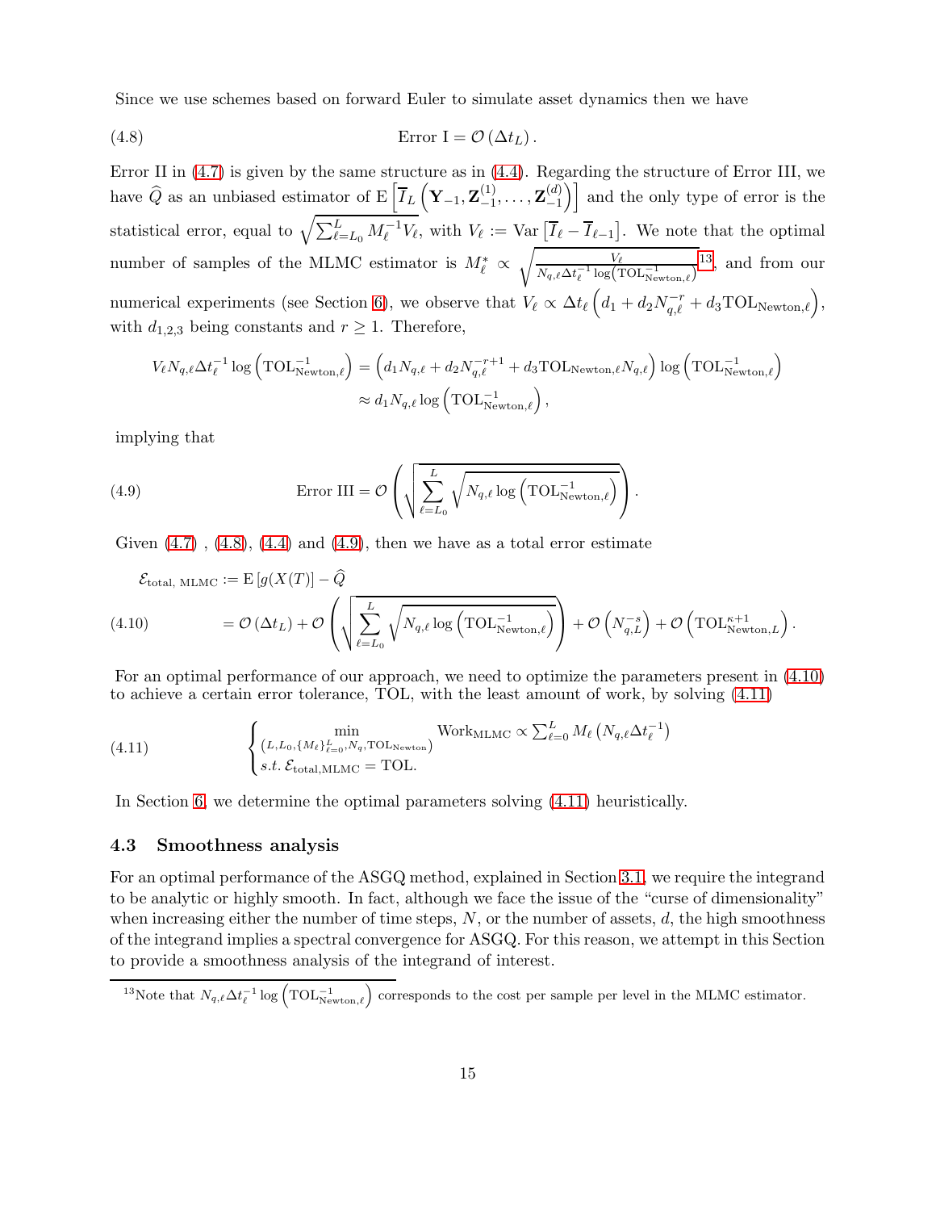Since we use schemes based on forward Euler to simulate asset dynamics then we have

$$\text{Error I} = \mathcal{O}\left(\Delta t_L\right). \tag{4.8}$$

Error II in (4.7) is given by the same structure as in (4.4). Regarding the structure of Error III, we have $\widehat{Q}$ as an unbiased estimator of $\mathrm{E}\left[\overline{I}_L\left(\mathbf{Y}_{-1}, \mathbf{Z}_{-1}^{(1)}, \ldots, \mathbf{Z}_{-1}^{(d)}\right)\right]$ and the only type of error is the statistical error, equal to $\sqrt{\sum_{\ell=L_0}^{L} M_\ell^{-1} V_\ell}$, with $V_\ell := \mathrm{Var}\left[\overline{I}_\ell - \overline{I}_{\ell-1}\right]$. We note that the optimal number of samples of the MLMC estimator is $M_\ell^* \propto \sqrt{\frac{V_\ell}{N_{q,\ell}\Delta t_\ell^{-1}\log\left(\mathrm{TOL}_{\mathrm{Newton},\ell}^{-1}\right)}}$[13], and from our numerical experiments (see Section 6), we observe that $V_\ell \propto \Delta t_\ell \left(d_1 + d_2 N_{q,\ell}^{-r} + d_3 \mathrm{TOL}_{\mathrm{Newton},\ell}\right)$, with $d_{1,2,3}$ being constants and $r \geq 1$. Therefore,

$$\begin{aligned}
V_\ell N_{q,\ell} \Delta t_\ell^{-1} \log\left(\mathrm{TOL}_{\mathrm{Newton}}^{-1}\right) &= \left(d_1 N_{q,\ell} + d_2 N_{q,\ell}^{-r+1} + d_3 \mathrm{TOL}_{\mathrm{Newton},\ell} N_{q,\ell}\right) \log\left(\mathrm{TOL}_{\mathrm{Newton},\ell}^{-1}\right) \\
&\approx d_1 N_{q,\ell} \log\left(\mathrm{TOL}_{\mathrm{Newton},\ell}^{-1}\right),
\end{aligned}$$

implying that

$$\text{Error III} = \mathcal{O}\left(\sqrt{\sum_{\ell=L_0}^{L} \sqrt{N_{q,\ell}\log\left(\mathrm{TOL}_{\mathrm{Newton},\ell}^{-1}\right)}}\right). \tag{4.9}$$

Given (4.7) , (4.8), (4.4) and (4.9), then we have as a total error estimate

$$\begin{aligned}
\mathcal{E}_{\text{total, MLMC}} &:= \mathrm{E}\left[g(X(T))\right] - \widehat{Q} \\
&= \mathcal{O}\left(\Delta t_L\right) + \mathcal{O}\left(\sqrt{\sum_{\ell=L_0}^{L} \sqrt{N_{q,\ell}\log\left(\mathrm{TOL}_{\mathrm{Newton},\ell}^{-1}\right)}}\right) + \mathcal{O}\left(N_{q,L}^{-s}\right) + \mathcal{O}\left(\mathrm{TOL}_{\mathrm{Newton},L}^{\kappa+1}\right).
\end{aligned} \tag{4.10}$$

For an optimal performance of our approach, we need to optimize the parameters present in (4.10) to achieve a certain error tolerance, TOL, with the least amount of work, by solving (4.11)

$$\begin{cases}
\min\limits_{\left(L, L_0, \{M_\ell\}_{\ell=0}^{L}, N_q, \mathrm{TOL}_{\mathrm{Newton}}\right)} \mathrm{Work}_{\mathrm{MLMC}} \propto \sum_{\ell=0}^{L} M_\ell \left(N_{q,\ell}\Delta t_\ell^{-1}\right) \\
s.t.\ \mathcal{E}_{\mathrm{total,MLMC}} = \mathrm{TOL}.
\end{cases} \tag{4.11}$$

In Section 6, we determine the optimal parameters solving (4.11) heuristically.

### 4.3 Smoothness analysis

For an optimal performance of the ASGQ method, explained in Section 3.1, we require the integrand to be analytic or highly smooth. In fact, although we face the issue of the "curse of dimensionality" when increasing either the number of time steps, $N$, or the number of assets, $d$, the high smoothness of the integrand implies a spectral convergence for ASGQ. For this reason, we attempt in this Section to provide a smoothness analysis of the integrand of interest.

---

[13] Note that $N_{q,\ell}\Delta t_\ell^{-1}\log\left(\mathrm{TOL}_{\mathrm{Newton},\ell}^{-1}\right)$ corresponds to the cost per sample per level in the MLMC estimator.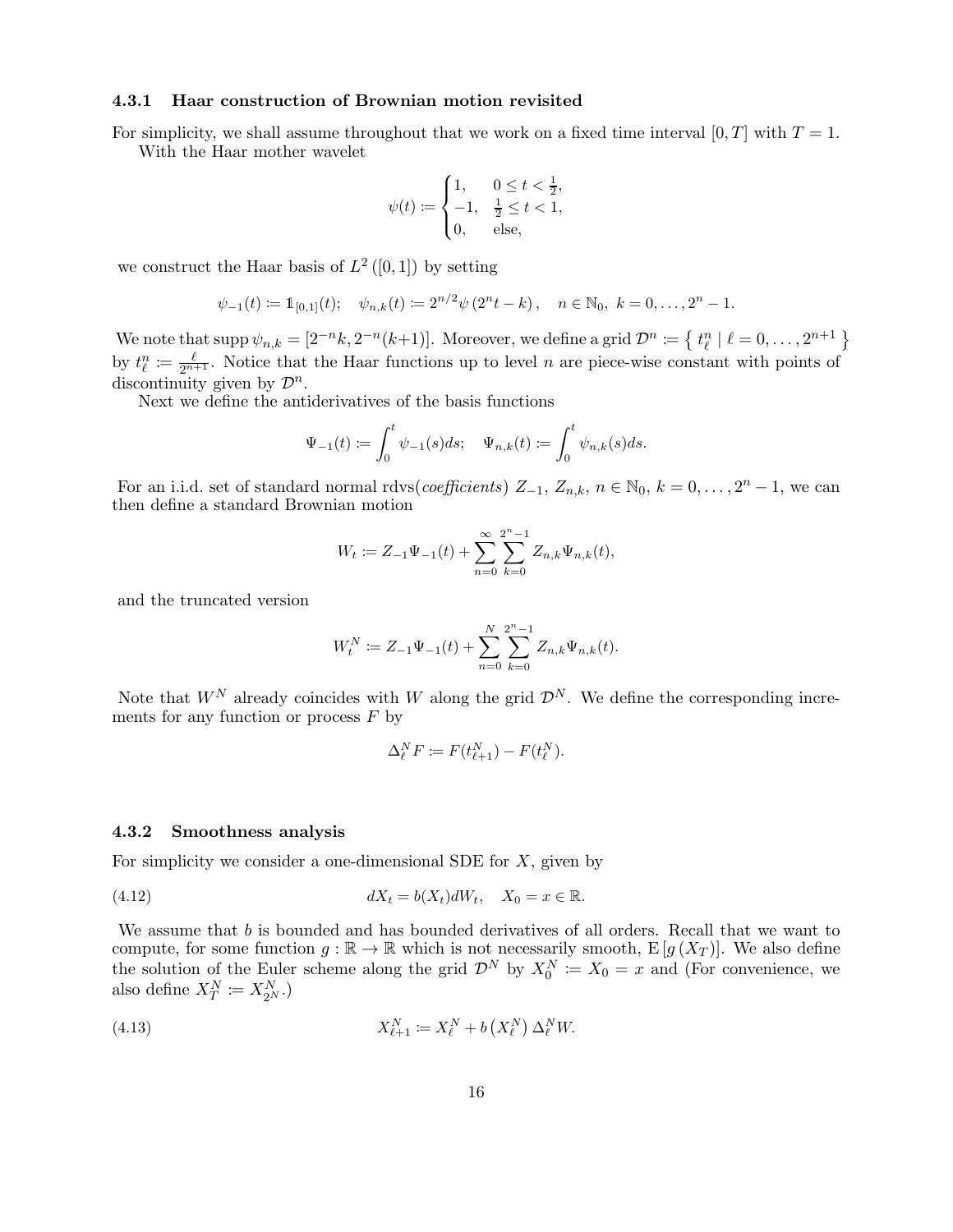### 4.3.1 Haar construction of Brownian motion revisited

For simplicity, we shall assume throughout that we work on a fixed time interval $[0,T]$ with $T=1$.

With the Haar mother wavelet

$$\psi(t) := \begin{cases} 1, & 0 \le t < \frac{1}{2}, \\ -1, & \frac{1}{2} \le t < 1, \\ 0, & \text{else}, \end{cases}$$

we construct the Haar basis of $L^2([0,1])$ by setting

$$\psi_{-1}(t) := \mathbb{1}_{[0,1]}(t); \quad \psi_{n,k}(t) := 2^{n/2}\psi\left(2^n t - k\right), \quad n \in \mathbb{N}_0,\ k = 0, \dots, 2^n - 1.$$

We note that $\operatorname{supp} \psi_{n,k} = [2^{-n}k, 2^{-n}(k+1)]$. Moreover, we define a grid $\mathcal{D}^n := \left\{ t^n_\ell \mid \ell = 0, \dots, 2^{n+1} \right\}$ by $t^n_\ell := \frac{\ell}{2^{n+1}}$. Notice that the Haar functions up to level $n$ are piece-wise constant with points of discontinuity given by $\mathcal{D}^n$.

Next we define the antiderivatives of the basis functions

$$\Psi_{-1}(t) := \int_0^t \psi_{-1}(s)ds; \quad \Psi_{n,k}(t) := \int_0^t \psi_{n,k}(s)ds.$$

For an i.i.d. set of standard normal rdvs(*coefficients*) $Z_{-1}$, $Z_{n,k}$, $n \in \mathbb{N}_0$, $k = 0, \dots, 2^n - 1$, we can then define a standard Brownian motion

$$W_t := Z_{-1}\Psi_{-1}(t) + \sum_{n=0}^{\infty} \sum_{k=0}^{2^n - 1} Z_{n,k}\Psi_{n,k}(t),$$

and the truncated version

$$W^N_t := Z_{-1}\Psi_{-1}(t) + \sum_{n=0}^{N} \sum_{k=0}^{2^n - 1} Z_{n,k}\Psi_{n,k}(t).$$

Note that $W^N$ already coincides with $W$ along the grid $\mathcal{D}^N$. We define the corresponding increments for any function or process $F$ by

$$\Delta^N_\ell F := F(t^N_{\ell+1}) - F(t^N_\ell).$$

### 4.3.2 Smoothness analysis

For simplicity we consider a one-dimensional SDE for $X$, given by

$$dX_t = b(X_t)dW_t, \quad X_0 = x \in \mathbb{R}. \tag{4.12}$$

We assume that $b$ is bounded and has bounded derivatives of all orders. Recall that we want to compute, for some function $g : \mathbb{R} \to \mathbb{R}$ which is not necessarily smooth, $\mathrm{E}\left[g\left(X_T\right)\right]$. We also define the solution of the Euler scheme along the grid $\mathcal{D}^N$ by $X^N_0 := X_0 = x$ and (For convenience, we also define $X^N_T := X^N_{2^N}$.)

$$X^N_{\ell+1} := X^N_\ell + b\left(X^N_\ell\right)\Delta^N_\ell W. \tag{4.13}$$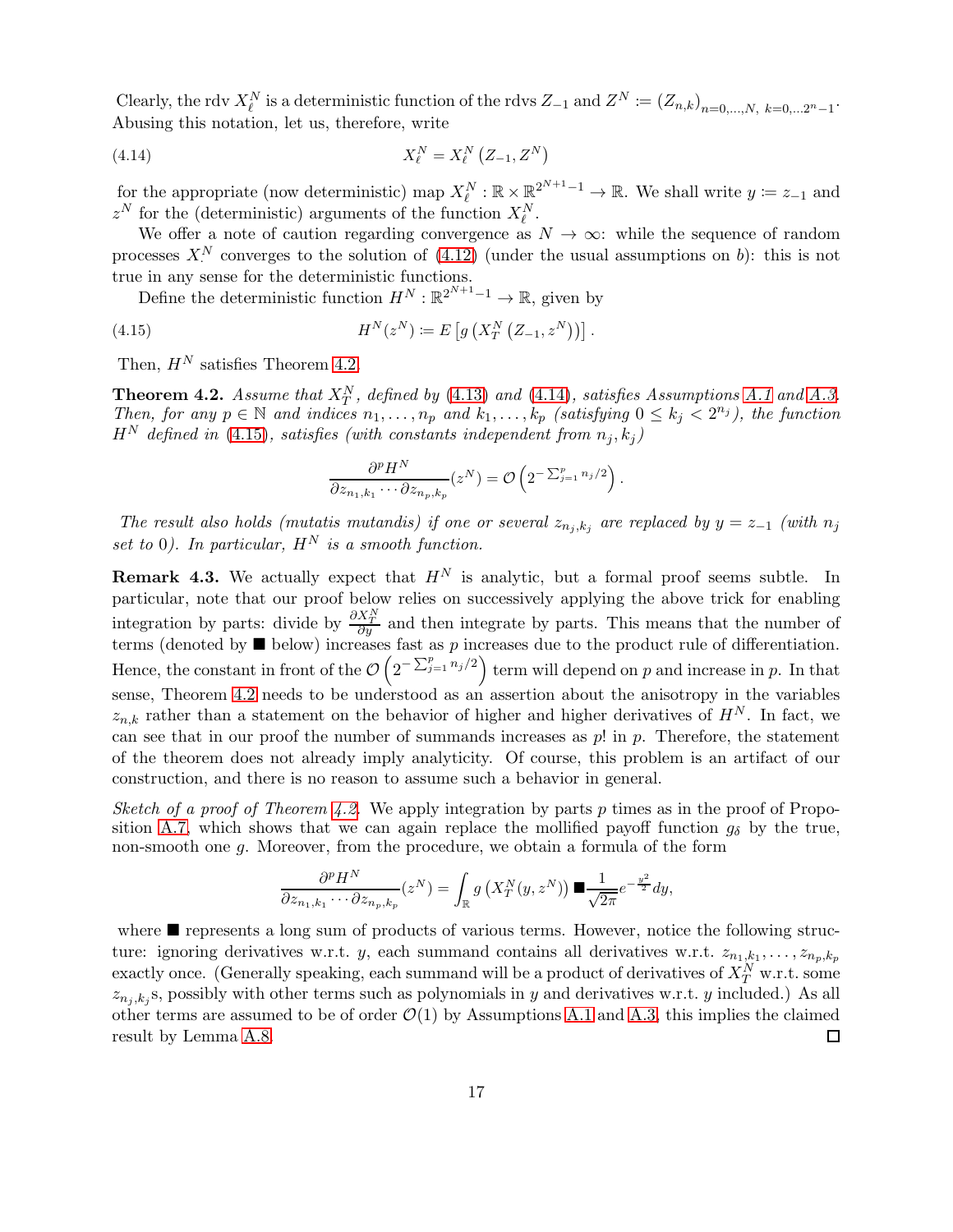Clearly, the rdv $X_\ell^N$ is a deterministic function of the rdvs $Z_{-1}$ and $Z^N \coloneqq (Z_{n,k})_{n=0,\dots,N,\ k=0,\dots 2^n-1}$. Abusing this notation, let us, therefore, write

$$X_\ell^N = X_\ell^N\left(Z_{-1}, Z^N\right) \tag{4.14}$$

for the appropriate (now deterministic) map $X_\ell^N : \mathbb{R}\times\mathbb{R}^{2^{N+1}-1} \to \mathbb{R}$. We shall write $y \coloneqq z_{-1}$ and $z^N$ for the (deterministic) arguments of the function $X_\ell^N$.

We offer a note of caution regarding convergence as $N\to\infty$: while the sequence of random processes $X_\cdot^N$ converges to the solution of (4.12) (under the usual assumptions on $b$): this is not true in any sense for the deterministic functions.

Define the deterministic function $H^N : \mathbb{R}^{2^{N+1}-1} \to \mathbb{R}$, given by

$$H^N(z^N) \coloneqq E\left[g\left(X_T^N\left(Z_{-1}, z^N\right)\right)\right]. \tag{4.15}$$

Then, $H^N$ satisfies Theorem 4.2.

**Theorem 4.2.** *Assume that $X_T^N$, defined by (4.13) and (4.14), satisfies Assumptions A.1 and A.3. Then, for any $p\in\mathbb{N}$ and indices $n_1,\dots,n_p$ and $k_1,\dots,k_p$ (satisfying $0\le k_j < 2^{n_j}$), the function $H^N$ defined in (4.15), satisfies (with constants independent from $n_j, k_j$)*

$$\frac{\partial^p H^N}{\partial z_{n_1,k_1}\cdots\partial z_{n_p,k_p}}(z^N) = \mathcal{O}\left(2^{-\sum_{j=1}^p n_j/2}\right).$$

*The result also holds (mutatis mutandis) if one or several $z_{n_j,k_j}$ are replaced by $y = z_{-1}$ (with $n_j$ set to $0$). In particular, $H^N$ is a smooth function.*

**Remark 4.3.** We actually expect that $H^N$ is analytic, but a formal proof seems subtle. In particular, note that our proof below relies on successively applying the above trick for enabling integration by parts: divide by $\frac{\partial X_T^N}{\partial y}$ and then integrate by parts. This means that the number of terms (denoted by ■ below) increases fast as $p$ increases due to the product rule of differentiation. Hence, the constant in front of the $\mathcal{O}\left(2^{-\sum_{j=1}^p n_j/2}\right)$ term will depend on $p$ and increase in $p$. In that sense, Theorem 4.2 needs to be understood as an assertion about the anisotropy in the variables $z_{n,k}$ rather than a statement on the behavior of higher and higher derivatives of $H^N$. In fact, we can see that in our proof the number of summands increases as $p!$ in $p$. Therefore, the statement of the theorem does not already imply analyticity. Of course, this problem is an artifact of our construction, and there is no reason to assume such a behavior in general.

*Sketch of a proof of Theorem 4.2.* We apply integration by parts $p$ times as in the proof of Proposition A.7, which shows that we can again replace the mollified payoff function $g_\delta$ by the true, non-smooth one $g$. Moreover, from the procedure, we obtain a formula of the form

$$\frac{\partial^p H^N}{\partial z_{n_1,k_1}\cdots\partial z_{n_p,k_p}}(z^N) = \int_{\mathbb{R}} g\left(X_T^N(y,z^N)\right) \blacksquare \frac{1}{\sqrt{2\pi}} e^{-\frac{y^2}{2}} dy,$$

where ■ represents a long sum of products of various terms. However, notice the following structure: ignoring derivatives w.r.t. $y$, each summand contains all derivatives w.r.t. $z_{n_1,k_1},\dots,z_{n_p,k_p}$ exactly once. (Generally speaking, each summand will be a product of derivatives of $X_T^N$ w.r.t. some $z_{n_j,k_j}$s, possibly with other terms such as polynomials in $y$ and derivatives w.r.t. $y$ included.) As all other terms are assumed to be of order $\mathcal{O}(1)$ by Assumptions A.1 and A.3, this implies the claimed result by Lemma A.8. □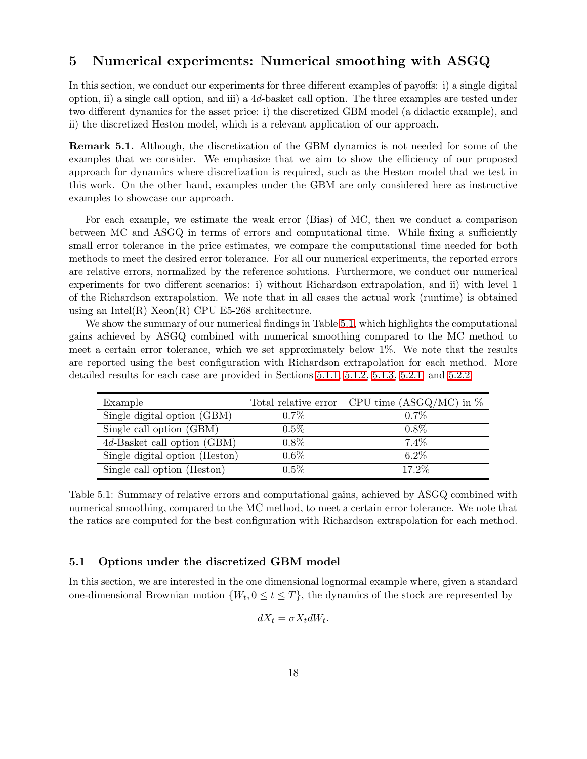## 5 Numerical experiments: Numerical smoothing with ASGQ

In this section, we conduct our experiments for three different examples of payoffs: i) a single digital option, ii) a single call option, and iii) a $4d$-basket call option. The three examples are tested under two different dynamics for the asset price: i) the discretized GBM model (a didactic example), and ii) the discretized Heston model, which is a relevant application of our approach.

**Remark 5.1.** Although, the discretization of the GBM dynamics is not needed for some of the examples that we consider. We emphasize that we aim to show the efficiency of our proposed approach for dynamics where discretization is required, such as the Heston model that we test in this work. On the other hand, examples under the GBM are only considered here as instructive examples to showcase our approach.

For each example, we estimate the weak error (Bias) of MC, then we conduct a comparison between MC and ASGQ in terms of errors and computational time. While fixing a sufficiently small error tolerance in the price estimates, we compare the computational time needed for both methods to meet the desired error tolerance. For all our numerical experiments, the reported errors are relative errors, normalized by the reference solutions. Furthermore, we conduct our numerical experiments for two different scenarios: i) without Richardson extrapolation, and ii) with level 1 of the Richardson extrapolation. We note that in all cases the actual work (runtime) is obtained using an Intel(R) Xeon(R) CPU E5-268 architecture.

We show the summary of our numerical findings in Table 5.1, which highlights the computational gains achieved by ASGQ combined with numerical smoothing compared to the MC method to meet a certain error tolerance, which we set approximately below 1%. We note that the results are reported using the best configuration with Richardson extrapolation for each method. More detailed results for each case are provided in Sections 5.1.1, 5.1.2, 5.1.3, 5.2.1, and 5.2.2.

| Example | Total relative error | CPU time (ASGQ/MC) in % |
|---|---|---|
| Single digital option (GBM) | 0.7% | 0.7% |
| Single call option (GBM) | 0.5% | 0.8% |
| $4d$-Basket call option (GBM) | 0.8% | 7.4% |
| Single digital option (Heston) | 0.6% | 6.2% |
| Single call option (Heston) | 0.5% | 17.2% |

Table 5.1: Summary of relative errors and computational gains, achieved by ASGQ combined with numerical smoothing, compared to the MC method, to meet a certain error tolerance. We note that the ratios are computed for the best configuration with Richardson extrapolation for each method.

### 5.1 Options under the discretized GBM model

In this section, we are interested in the one dimensional lognormal example where, given a standard one-dimensional Brownian motion $\{W_t, 0 \leq t \leq T\}$, the dynamics of the stock are represented by

$$dX_t = \sigma X_t dW_t.$$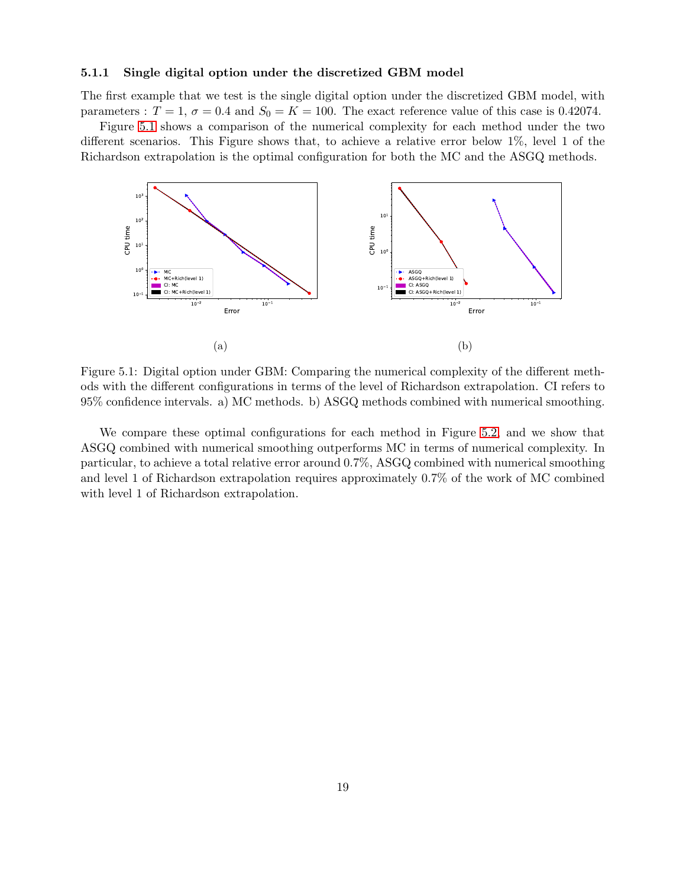### 5.1.1 Single digital option under the discretized GBM model

The first example that we test is the single digital option under the discretized GBM model, with parameters : $T = 1$, $\sigma = 0.4$ and $S_0 = K = 100$. The exact reference value of this case is 0.42074.

Figure 5.1 shows a comparison of the numerical complexity for each method under the two different scenarios. This Figure shows that, to achieve a relative error below 1%, level 1 of the Richardson extrapolation is the optimal configuration for both the MC and the ASGQ methods.

(a)

(b)

Figure 5.1: Digital option under GBM: Comparing the numerical complexity of the different methods with the different configurations in terms of the level of Richardson extrapolation. CI refers to 95% confidence intervals. a) MC methods. b) ASGQ methods combined with numerical smoothing.

We compare these optimal configurations for each method in Figure 5.2, and we show that ASGQ combined with numerical smoothing outperforms MC in terms of numerical complexity. In particular, to achieve a total relative error around 0.7%, ASGQ combined with numerical smoothing and level 1 of Richardson extrapolation requires approximately 0.7% of the work of MC combined with level 1 of Richardson extrapolation.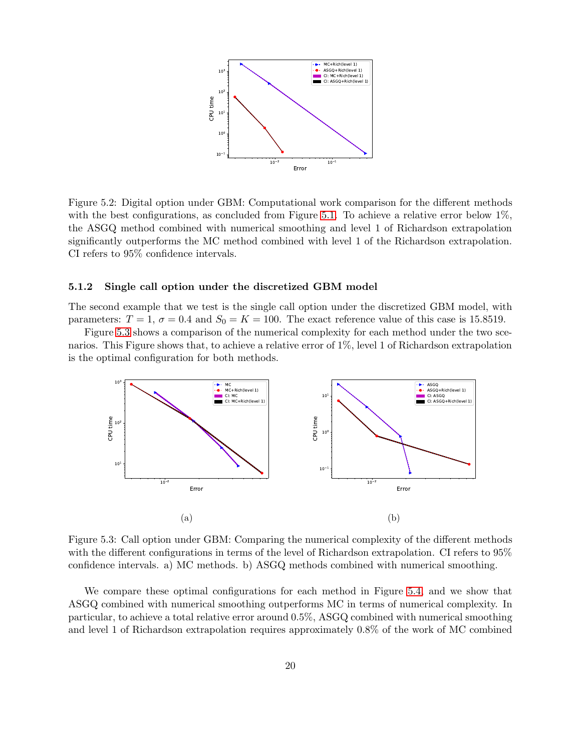Figure 5.2: Digital option under GBM: Computational work comparison for the different methods with the best configurations, as concluded from Figure 5.1. To achieve a relative error below 1%, the ASGQ method combined with numerical smoothing and level 1 of Richardson extrapolation significantly outperforms the MC method combined with level 1 of the Richardson extrapolation. CI refers to 95% confidence intervals.

### 5.1.2 Single call option under the discretized GBM model

The second example that we test is the single call option under the discretized GBM model, with parameters: $T = 1$, $\sigma = 0.4$ and $S_0 = K = 100$. The exact reference value of this case is 15.8519.

Figure 5.3 shows a comparison of the numerical complexity for each method under the two scenarios. This Figure shows that, to achieve a relative error of 1%, level 1 of Richardson extrapolation is the optimal configuration for both methods.

(a)

(b)

Figure 5.3: Call option under GBM: Comparing the numerical complexity of the different methods with the different configurations in terms of the level of Richardson extrapolation. CI refers to 95% confidence intervals. a) MC methods. b) ASGQ methods combined with numerical smoothing.

We compare these optimal configurations for each method in Figure 5.4, and we show that ASGQ combined with numerical smoothing outperforms MC in terms of numerical complexity. In particular, to achieve a total relative error around 0.5%, ASGQ combined with numerical smoothing and level 1 of Richardson extrapolation requires approximately 0.8% of the work of MC combined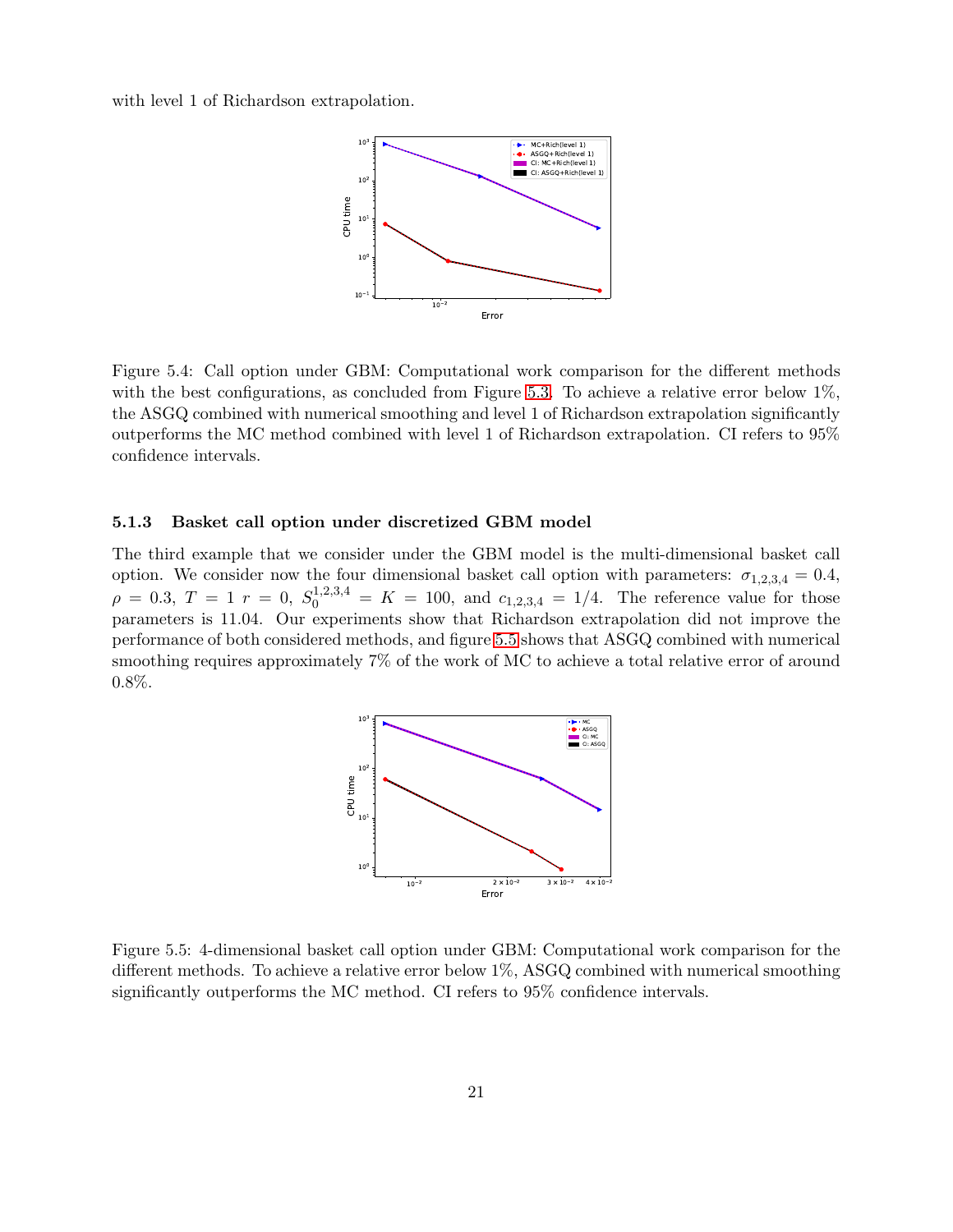with level 1 of Richardson extrapolation.

Figure 5.4: Call option under GBM: Computational work comparison for the different methods with the best configurations, as concluded from Figure 5.3. To achieve a relative error below 1%, the ASGQ combined with numerical smoothing and level 1 of Richardson extrapolation significantly outperforms the MC method combined with level 1 of Richardson extrapolation. CI refers to 95% confidence intervals.

### 5.1.3 Basket call option under discretized GBM model

The third example that we consider under the GBM model is the multi-dimensional basket call option. We consider now the four dimensional basket call option with parameters: $\sigma_{1,2,3,4} = 0.4$, $\rho = 0.3$, $T = 1$ $r = 0$, $S_0^{1,2,3,4} = K = 100$, and $c_{1,2,3,4} = 1/4$. The reference value for those parameters is 11.04. Our experiments show that Richardson extrapolation did not improve the performance of both considered methods, and figure 5.5 shows that ASGQ combined with numerical smoothing requires approximately 7% of the work of MC to achieve a total relative error of around 0.8%.

Figure 5.5: 4-dimensional basket call option under GBM: Computational work comparison for the different methods. To achieve a relative error below 1%, ASGQ combined with numerical smoothing significantly outperforms the MC method. CI refers to 95% confidence intervals.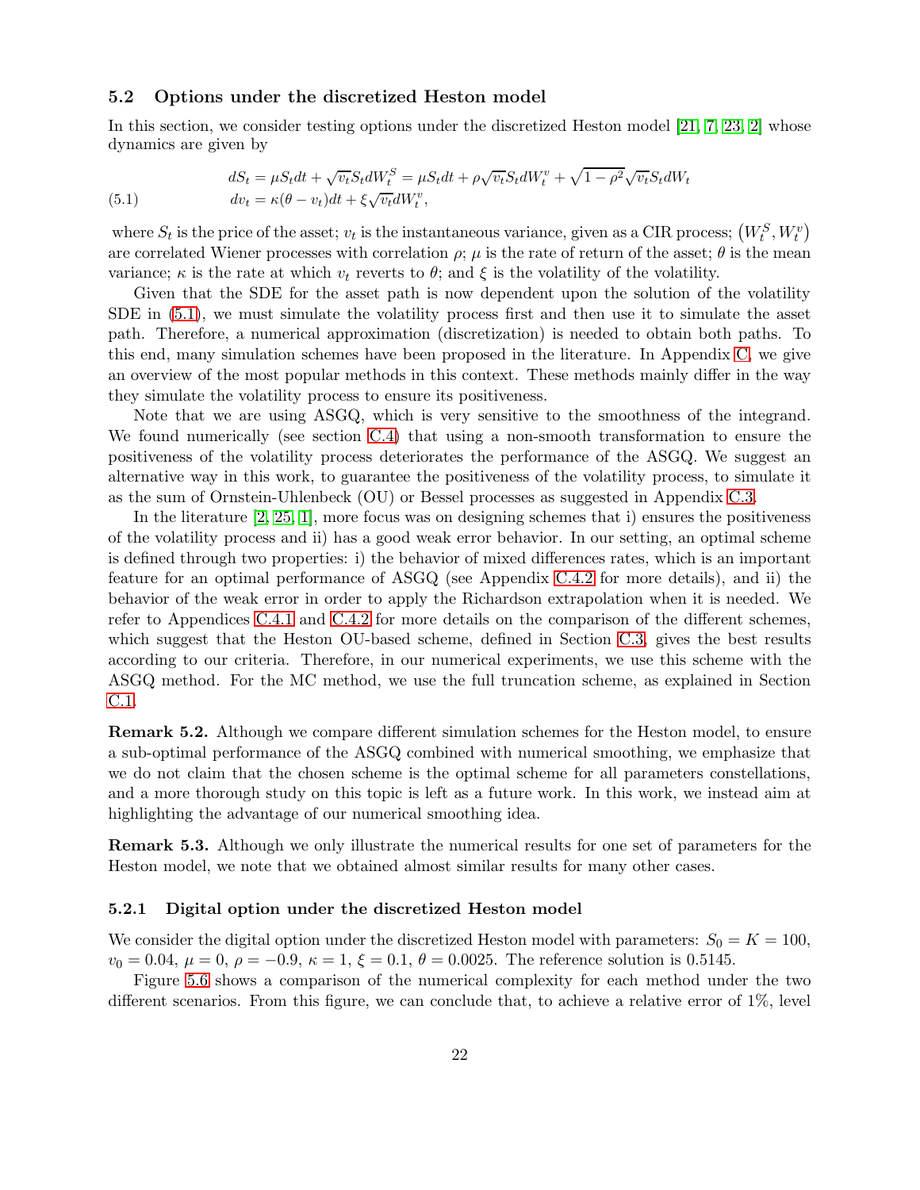### 5.2 Options under the discretized Heston model

In this section, we consider testing options under the discretized Heston model [21, 7, 23, 2] whose dynamics are given by

$$
\begin{aligned}
dS_t &= \mu S_t dt + \sqrt{v_t} S_t dW_t^S = \mu S_t dt + \rho \sqrt{v_t} S_t dW_t^v + \sqrt{1-\rho^2}\sqrt{v_t} S_t dW_t \\
dv_t &= \kappa(\theta - v_t)dt + \xi \sqrt{v_t} dW_t^v,
\end{aligned}
\tag{5.1}
$$

where $S_t$ is the price of the asset; $v_t$ is the instantaneous variance, given as a CIR process; $\left(W_t^S, W_t^v\right)$ are correlated Wiener processes with correlation $\rho$; $\mu$ is the rate of return of the asset; $\theta$ is the mean variance; $\kappa$ is the rate at which $v_t$ reverts to $\theta$; and $\xi$ is the volatility of the volatility.

Given that the SDE for the asset path is now dependent upon the solution of the volatility SDE in (5.1), we must simulate the volatility process first and then use it to simulate the asset path. Therefore, a numerical approximation (discretization) is needed to obtain both paths. To this end, many simulation schemes have been proposed in the literature. In Appendix C, we give an overview of the most popular methods in this context. These methods mainly differ in the way they simulate the volatility process to ensure its positiveness.

Note that we are using ASGQ, which is very sensitive to the smoothness of the integrand. We found numerically (see section C.4) that using a non-smooth transformation to ensure the positiveness of the volatility process deteriorates the performance of the ASGQ. We suggest an alternative way in this work, to guarantee the positiveness of the volatility process, to simulate it as the sum of Ornstein-Uhlenbeck (OU) or Bessel processes as suggested in Appendix C.3.

In the literature [2, 25, 1], more focus was on designing schemes that i) ensures the positiveness of the volatility process and ii) has a good weak error behavior. In our setting, an optimal scheme is defined through two properties: i) the behavior of mixed differences rates, which is an important feature for an optimal performance of ASGQ (see Appendix C.4.2 for more details), and ii) the behavior of the weak error in order to apply the Richardson extrapolation when it is needed. We refer to Appendices C.4.1 and C.4.2 for more details on the comparison of the different schemes, which suggest that the Heston OU-based scheme, defined in Section C.3, gives the best results according to our criteria. Therefore, in our numerical experiments, we use this scheme with the ASGQ method. For the MC method, we use the full truncation scheme, as explained in Section C.1.

**Remark 5.2.** Although we compare different simulation schemes for the Heston model, to ensure a sub-optimal performance of the ASGQ combined with numerical smoothing, we emphasize that we do not claim that the chosen scheme is the optimal scheme for all parameters constellations, and a more thorough study on this topic is left as a future work. In this work, we instead aim at highlighting the advantage of our numerical smoothing idea.

**Remark 5.3.** Although we only illustrate the numerical results for one set of parameters for the Heston model, we note that we obtained almost similar results for many other cases.

#### 5.2.1 Digital option under the discretized Heston model

We consider the digital option under the discretized Heston model with parameters: $S_0 = K = 100$, $v_0 = 0.04$, $\mu = 0$, $\rho = -0.9$, $\kappa = 1$, $\xi = 0.1$, $\theta = 0.0025$. The reference solution is 0.5145.

Figure 5.6 shows a comparison of the numerical complexity for each method under the two different scenarios. From this figure, we can conclude that, to achieve a relative error of 1%, level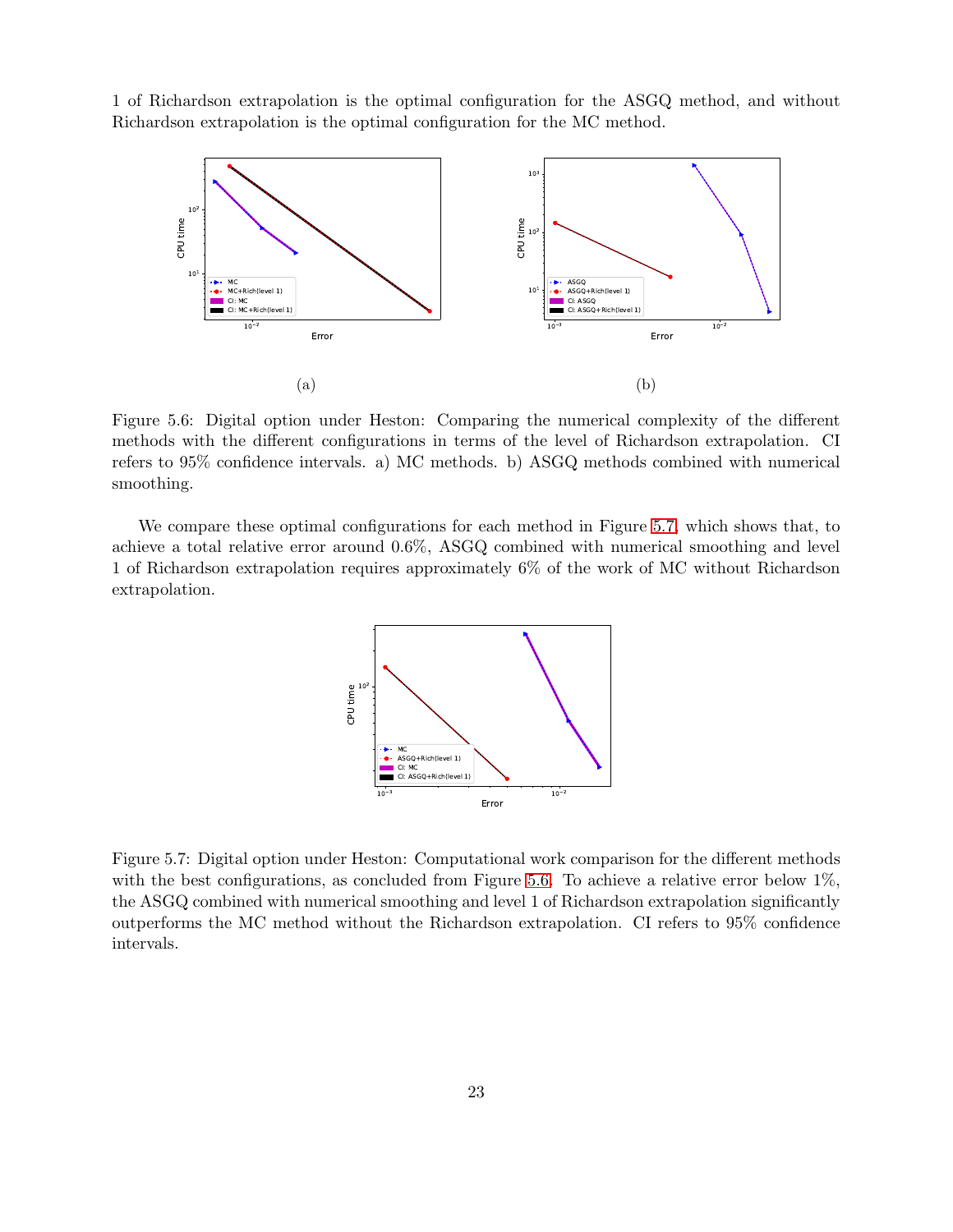1 of Richardson extrapolation is the optimal configuration for the ASGQ method, and without Richardson extrapolation is the optimal configuration for the MC method.

(a)

(b)

Figure 5.6: Digital option under Heston: Comparing the numerical complexity of the different methods with the different configurations in terms of the level of Richardson extrapolation. CI refers to 95% confidence intervals. a) MC methods. b) ASGQ methods combined with numerical smoothing.

We compare these optimal configurations for each method in Figure 5.7, which shows that, to achieve a total relative error around 0.6%, ASGQ combined with numerical smoothing and level 1 of Richardson extrapolation requires approximately 6% of the work of MC without Richardson extrapolation.

Figure 5.7: Digital option under Heston: Computational work comparison for the different methods with the best configurations, as concluded from Figure 5.6. To achieve a relative error below 1%, the ASGQ combined with numerical smoothing and level 1 of Richardson extrapolation significantly outperforms the MC method without the Richardson extrapolation. CI refers to 95% confidence intervals.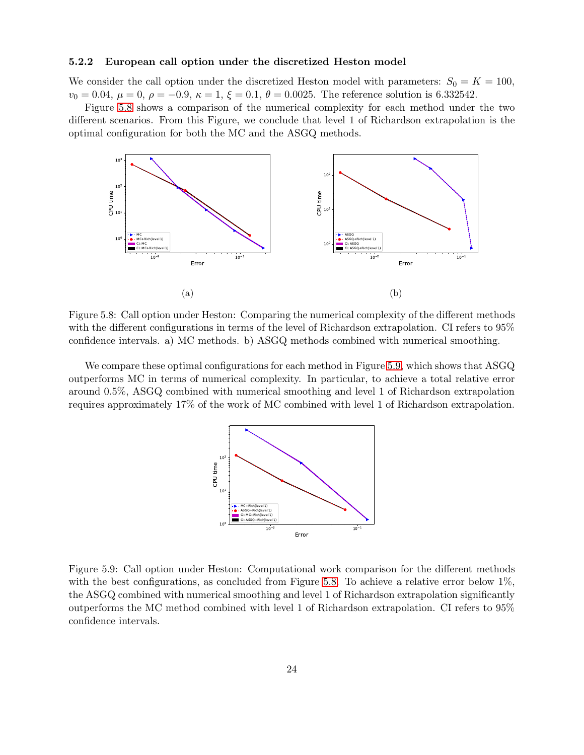### 5.2.2 European call option under the discretized Heston model

We consider the call option under the discretized Heston model with parameters: $S_0 = K = 100$, $v_0 = 0.04$, $\mu = 0$, $\rho = -0.9$, $\kappa = 1$, $\xi = 0.1$, $\theta = 0.0025$. The reference solution is 6.332542.

Figure 5.8 shows a comparison of the numerical complexity for each method under the two different scenarios. From this Figure, we conclude that level 1 of Richardson extrapolation is the optimal configuration for both the MC and the ASGQ methods.

(a)

(b)

Figure 5.8: Call option under Heston: Comparing the numerical complexity of the different methods with the different configurations in terms of the level of Richardson extrapolation. CI refers to 95% confidence intervals. a) MC methods. b) ASGQ methods combined with numerical smoothing.

We compare these optimal configurations for each method in Figure 5.9, which shows that ASGQ outperforms MC in terms of numerical complexity. In particular, to achieve a total relative error around 0.5%, ASGQ combined with numerical smoothing and level 1 of Richardson extrapolation requires approximately 17% of the work of MC combined with level 1 of Richardson extrapolation.

Figure 5.9: Call option under Heston: Computational work comparison for the different methods with the best configurations, as concluded from Figure 5.8. To achieve a relative error below 1%, the ASGQ combined with numerical smoothing and level 1 of Richardson extrapolation significantly outperforms the MC method combined with level 1 of Richardson extrapolation. CI refers to 95% confidence intervals.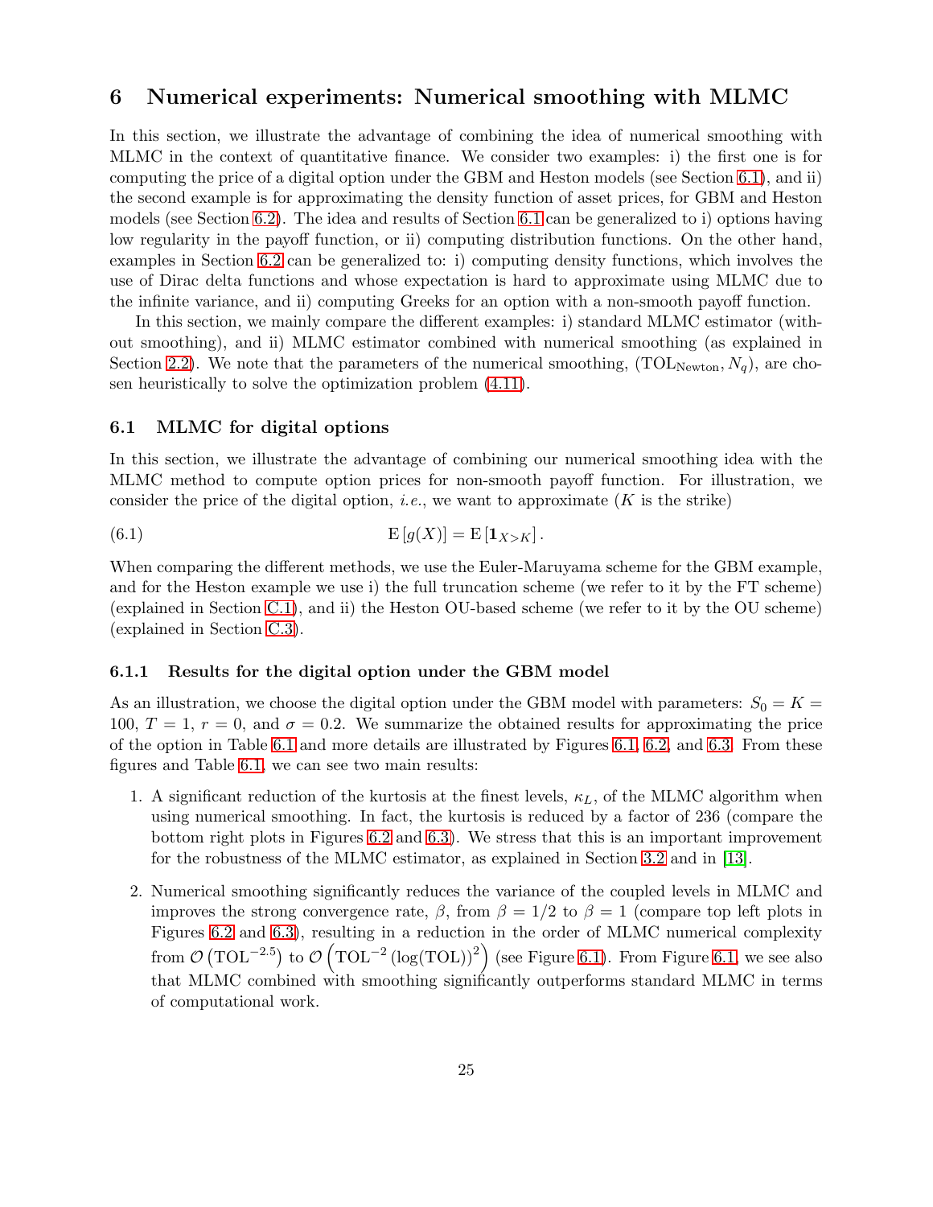# 6 Numerical experiments: Numerical smoothing with MLMC

In this section, we illustrate the advantage of combining the idea of numerical smoothing with MLMC in the context of quantitative finance. We consider two examples: i) the first one is for computing the price of a digital option under the GBM and Heston models (see Section 6.1), and ii) the second example is for approximating the density function of asset prices, for GBM and Heston models (see Section 6.2). The idea and results of Section 6.1 can be generalized to i) options having low regularity in the payoff function, or ii) computing distribution functions. On the other hand, examples in Section 6.2 can be generalized to: i) computing density functions, which involves the use of Dirac delta functions and whose expectation is hard to approximate using MLMC due to the infinite variance, and ii) computing Greeks for an option with a non-smooth payoff function.

In this section, we mainly compare the different examples: i) standard MLMC estimator (without smoothing), and ii) MLMC estimator combined with numerical smoothing (as explained in Section 2.2). We note that the parameters of the numerical smoothing, $(\mathrm{TOL}_{\mathrm{Newton}}, N_q)$, are chosen heuristically to solve the optimization problem (4.11).

## 6.1 MLMC for digital options

In this section, we illustrate the advantage of combining our numerical smoothing idea with the MLMC method to compute option prices for non-smooth payoff function. For illustration, we consider the price of the digital option, *i.e.*, we want to approximate ($K$ is the strike)

$$\mathrm{E}\left[g(X)\right] = \mathrm{E}\left[\mathbf{1}_{X>K}\right]. \tag{6.1}$$

When comparing the different methods, we use the Euler-Maruyama scheme for the GBM example, and for the Heston example we use i) the full truncation scheme (we refer to it by the FT scheme) (explained in Section C.1), and ii) the Heston OU-based scheme (we refer to it by the OU scheme) (explained in Section C.3).

### 6.1.1 Results for the digital option under the GBM model

As an illustration, we choose the digital option under the GBM model with parameters: $S_0 = K = 100$, $T = 1$, $r = 0$, and $\sigma = 0.2$. We summarize the obtained results for approximating the price of the option in Table 6.1 and more details are illustrated by Figures 6.1, 6.2, and 6.3. From these figures and Table 6.1, we can see two main results:

1. A significant reduction of the kurtosis at the finest levels, $\kappa_L$, of the MLMC algorithm when using numerical smoothing. In fact, the kurtosis is reduced by a factor of 236 (compare the bottom right plots in Figures 6.2 and 6.3). We stress that this is an important improvement for the robustness of the MLMC estimator, as explained in Section 3.2 and in [13].

2. Numerical smoothing significantly reduces the variance of the coupled levels in MLMC and improves the strong convergence rate, $\beta$, from $\beta = 1/2$ to $\beta = 1$ (compare top left plots in Figures 6.2 and 6.3), resulting in a reduction in the order of MLMC numerical complexity from $\mathcal{O}\left(\mathrm{TOL}^{-2.5}\right)$ to $\mathcal{O}\left(\mathrm{TOL}^{-2}\left(\log(\mathrm{TOL})\right)^2\right)$ (see Figure 6.1). From Figure 6.1, we see also that MLMC combined with smoothing significantly outperforms standard MLMC in terms of computational work.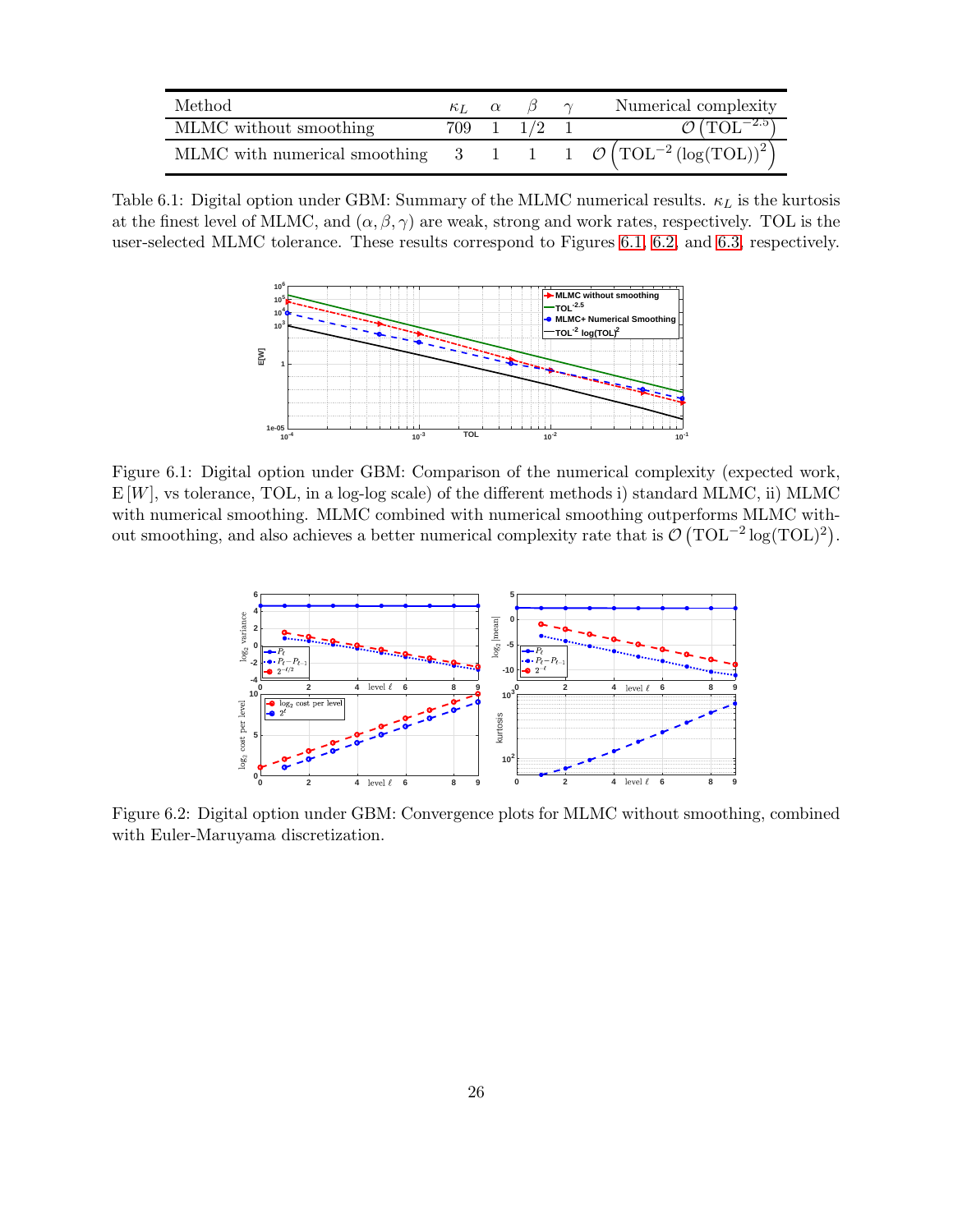| Method | $\kappa_L$ | $\alpha$ | $\beta$ | $\gamma$ | Numerical complexity |
|---|---|---|---|---|---|
| MLMC without smoothing | 709 | 1 | 1/2 | 1 | $\mathcal{O}\left(\text{TOL}^{-2.5}\right)$ |
| MLMC with numerical smoothing | 3 | 1 | 1 | 1 | $\mathcal{O}\left(\text{TOL}^{-2}\left(\log(\text{TOL})\right)^2\right)$ |

Table 6.1: Digital option under GBM: Summary of the MLMC numerical results. $\kappa_L$ is the kurtosis at the finest level of MLMC, and $(\alpha, \beta, \gamma)$ are weak, strong and work rates, respectively. TOL is the user-selected MLMC tolerance. These results correspond to Figures 6.1, 6.2, and 6.3, respectively.

Figure 6.1: Digital option under GBM: Comparison of the numerical complexity (expected work, $\mathrm{E}[W]$, vs tolerance, TOL, in a log-log scale) of the different methods i) standard MLMC, ii) MLMC with numerical smoothing. MLMC combined with numerical smoothing outperforms MLMC without smoothing, and also achieves a better numerical complexity rate that is $\mathcal{O}\left(\text{TOL}^{-2}\log(\text{TOL})^2\right)$.

Figure 6.2: Digital option under GBM: Convergence plots for MLMC without smoothing, combined with Euler-Maruyama discretization.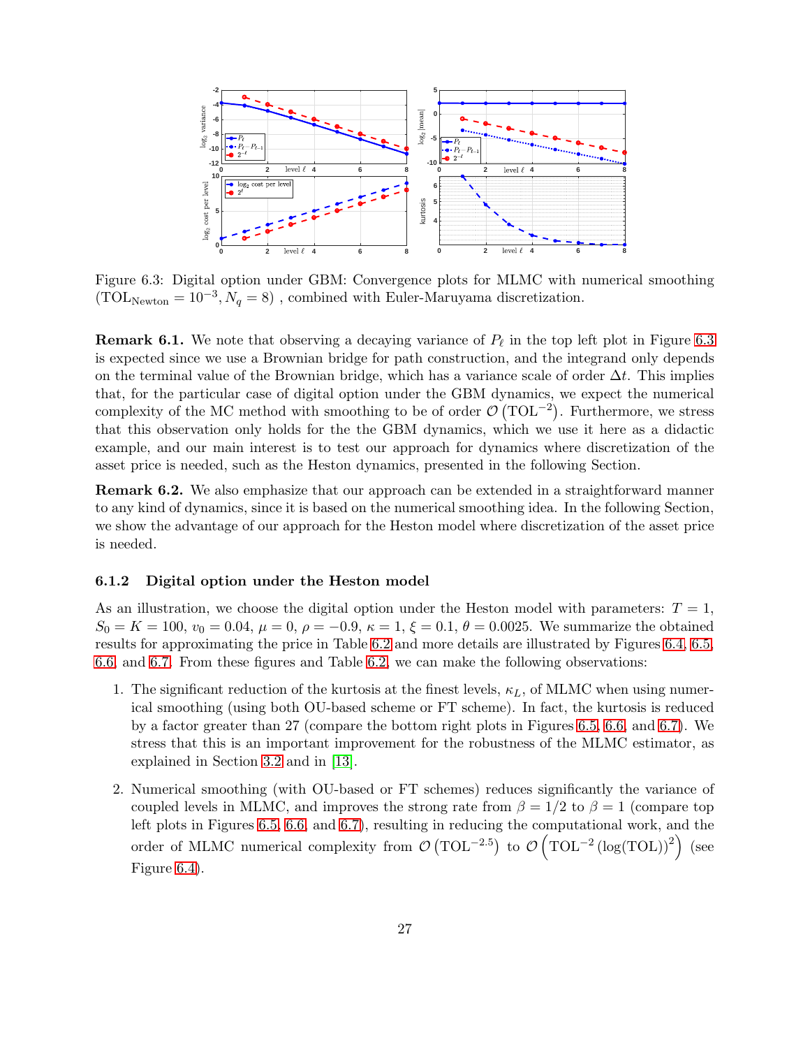Figure 6.3: Digital option under GBM: Convergence plots for MLMC with numerical smoothing ($\text{TOL}_{\text{Newton}} = 10^{-3}, N_q = 8$) , combined with Euler-Maruyama discretization.

**Remark 6.1.** We note that observing a decaying variance of $P_\ell$ in the top left plot in Figure 6.3 is expected since we use a Brownian bridge for path construction, and the integrand only depends on the terminal value of the Brownian bridge, which has a variance scale of order $\Delta t$. This implies that, for the particular case of digital option under the GBM dynamics, we expect the numerical complexity of the MC method with smoothing to be of order $\mathcal{O}\left(\text{TOL}^{-2}\right)$. Furthermore, we stress that this observation only holds for the the GBM dynamics, which we use it here as a didactic example, and our main interest is to test our approach for dynamics where discretization of the asset price is needed, such as the Heston dynamics, presented in the following Section.

**Remark 6.2.** We also emphasize that our approach can be extended in a straightforward manner to any kind of dynamics, since it is based on the numerical smoothing idea. In the following Section, we show the advantage of our approach for the Heston model where discretization of the asset price is needed.

### 6.1.2 Digital option under the Heston model

As an illustration, we choose the digital option under the Heston model with parameters: $T = 1$, $S_0 = K = 100$, $v_0 = 0.04$, $\mu = 0$, $\rho = -0.9$, $\kappa = 1$, $\xi = 0.1$, $\theta = 0.0025$. We summarize the obtained results for approximating the price in Table 6.2 and more details are illustrated by Figures 6.4, 6.5, 6.6, and 6.7. From these figures and Table 6.2, we can make the following observations:

1. The significant reduction of the kurtosis at the finest levels, $\kappa_L$, of MLMC when using numerical smoothing (using both OU-based scheme or FT scheme). In fact, the kurtosis is reduced by a factor greater than 27 (compare the bottom right plots in Figures 6.5, 6.6, and 6.7). We stress that this is an important improvement for the robustness of the MLMC estimator, as explained in Section 3.2 and in [13].

2. Numerical smoothing (with OU-based or FT schemes) reduces significantly the variance of coupled levels in MLMC, and improves the strong rate from $\beta = 1/2$ to $\beta = 1$ (compare top left plots in Figures 6.5, 6.6, and 6.7), resulting in reducing the computational work, and the order of MLMC numerical complexity from $\mathcal{O}\left(\text{TOL}^{-2.5}\right)$ to $\mathcal{O}\left(\text{TOL}^{-2}\left(\log(\text{TOL})\right)^2\right)$ (see Figure 6.4).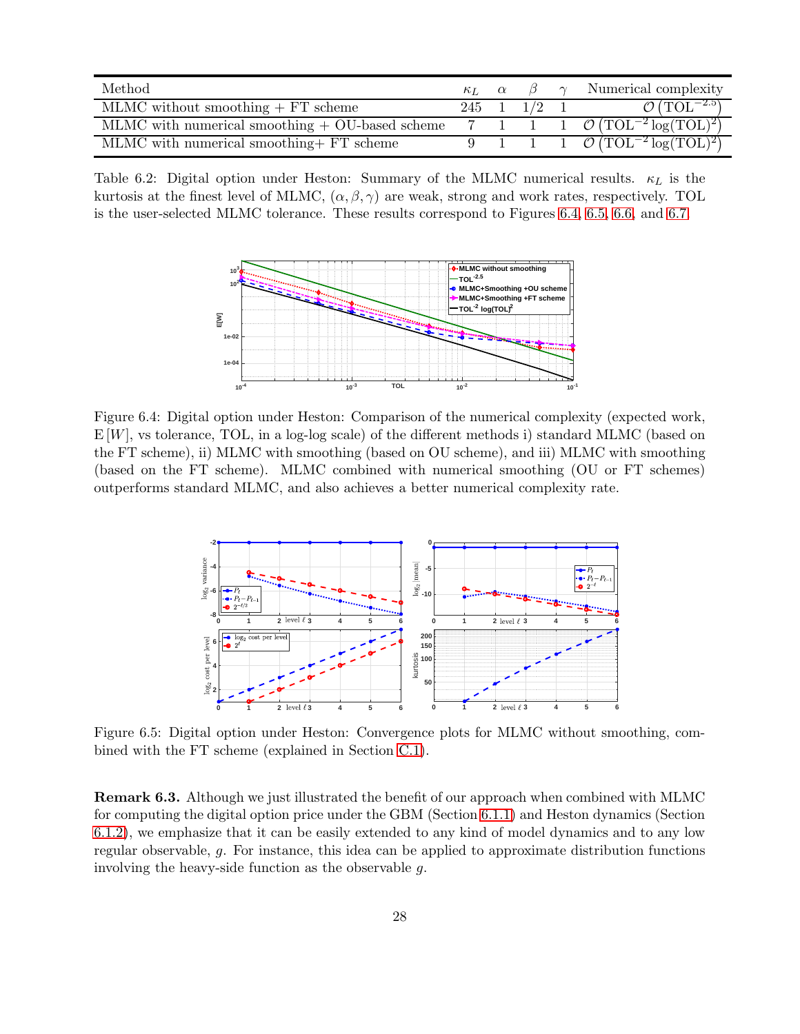| Method | $\kappa_L$ | $\alpha$ | $\beta$ | $\gamma$ | Numerical complexity |
|---|---|---|---|---|---|
| MLMC without smoothing + FT scheme | 245 | 1 | 1/2 | 1 | $\mathcal{O}\left(\text{TOL}^{-2.5}\right)$ |
| MLMC with numerical smoothing + OU-based scheme | 7 | 1 | 1 | 1 | $\mathcal{O}\left(\text{TOL}^{-2}\log(\text{TOL})^2\right)$ |
| MLMC with numerical smoothing+ FT scheme | 9 | 1 | 1 | 1 | $\mathcal{O}\left(\text{TOL}^{-2}\log(\text{TOL})^2\right)$ |

Table 6.2: Digital option under Heston: Summary of the MLMC numerical results. $\kappa_L$ is the kurtosis at the finest level of MLMC, $(\alpha, \beta, \gamma)$ are weak, strong and work rates, respectively. TOL is the user-selected MLMC tolerance. These results correspond to Figures 6.4, 6.5, 6.6, and 6.7.

Figure 6.4: Digital option under Heston: Comparison of the numerical complexity (expected work, $\mathrm{E}[W]$, vs tolerance, TOL, in a log-log scale) of the different methods i) standard MLMC (based on the FT scheme), ii) MLMC with smoothing (based on OU scheme), and iii) MLMC with smoothing (based on the FT scheme). MLMC combined with numerical smoothing (OU or FT schemes) outperforms standard MLMC, and also achieves a better numerical complexity rate.

Figure 6.5: Digital option under Heston: Convergence plots for MLMC without smoothing, combined with the FT scheme (explained in Section C.1).

**Remark 6.3.** Although we just illustrated the benefit of our approach when combined with MLMC for computing the digital option price under the GBM (Section 6.1.1) and Heston dynamics (Section 6.1.2), we emphasize that it can be easily extended to any kind of model dynamics and to any low regular observable, $g$. For instance, this idea can be applied to approximate distribution functions involving the heavy-side function as the observable $g$.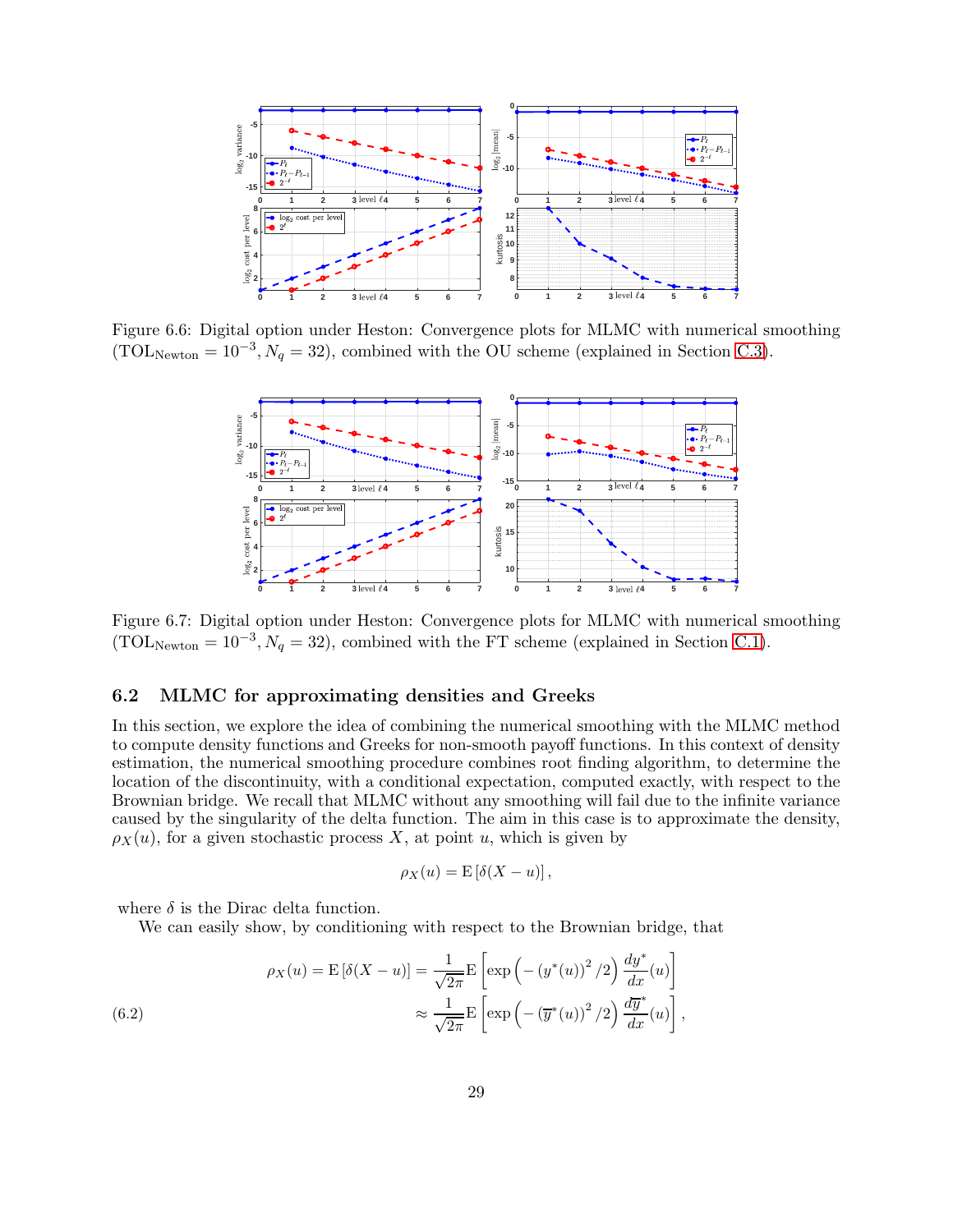Figure 6.6: Digital option under Heston: Convergence plots for MLMC with numerical smoothing ($\text{TOL}_{\text{Newton}} = 10^{-3}$, $N_q = 32$), combined with the OU scheme (explained in Section C.3).

Figure 6.7: Digital option under Heston: Convergence plots for MLMC with numerical smoothing ($\text{TOL}_{\text{Newton}} = 10^{-3}$, $N_q = 32$), combined with the FT scheme (explained in Section C.1).

## 6.2 MLMC for approximating densities and Greeks

In this section, we explore the idea of combining the numerical smoothing with the MLMC method to compute density functions and Greeks for non-smooth payoff functions. In this context of density estimation, the numerical smoothing procedure combines root finding algorithm, to determine the location of the discontinuity, with a conditional expectation, computed exactly, with respect to the Brownian bridge. We recall that MLMC without any smoothing will fail due to the infinite variance caused by the singularity of the delta function. The aim in this case is to approximate the density, $\rho_X(u)$, for a given stochastic process $X$, at point $u$, which is given by

$$\rho_X(u) = \mathrm{E}\left[\delta(X-u)\right],$$

where $\delta$ is the Dirac delta function.

We can easily show, by conditioning with respect to the Brownian bridge, that

$$\begin{aligned} \rho_X(u) = \mathrm{E}\left[\delta(X-u)\right] &= \frac{1}{\sqrt{2\pi}}\mathrm{E}\left[\exp\left(-\left(y^*(u)\right)^2/2\right)\frac{dy^*}{dx}(u)\right] \\ &\approx \frac{1}{\sqrt{2\pi}}\mathrm{E}\left[\exp\left(-\left(\overline{y}^*(u)\right)^2/2\right)\frac{d\overline{y}^*}{dx}(u)\right], \end{aligned} \tag{6.2}$$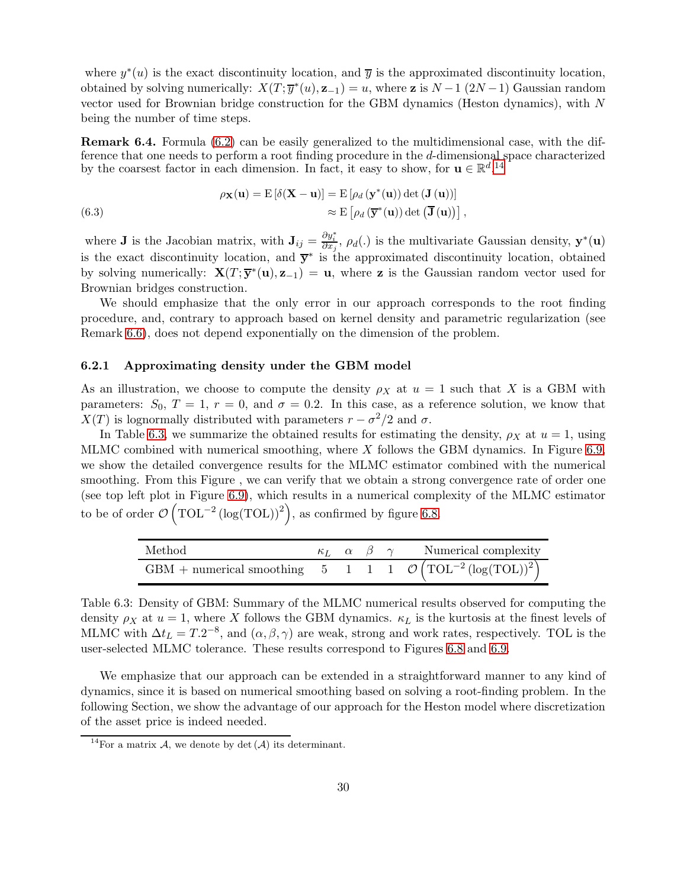where $y^*(u)$ is the exact discontinuity location, and $\overline{y}$ is the approximated discontinuity location, obtained by solving numerically: $X(T; \overline{y}^*(u), \mathbf{z}_{-1}) = u$, where $\mathbf{z}$ is $N-1$ $(2N-1)$ Gaussian random vector used for Brownian bridge construction for the GBM dynamics (Heston dynamics), with $N$ being the number of time steps.

**Remark 6.4.** Formula (6.2) can be easily generalized to the multidimensional case, with the difference that one needs to perform a root finding procedure in the $d$-dimensional space characterized by the coarsest factor in each dimension. In fact, it easy to show, for $\mathbf{u} \in \mathbb{R}^d$,[14]

$$
\begin{aligned}
\rho_{\mathbf{X}}(\mathbf{u}) = \mathrm{E}\left[\delta(\mathbf{X} - \mathbf{u})\right] &= \mathrm{E}\left[\rho_d\left(\mathbf{y}^*(\mathbf{u})\right) \det\left(\mathbf{J}\left(\mathbf{u}\right)\right)\right] \\
&\approx \mathrm{E}\left[\rho_d\left(\overline{\mathbf{y}}^*(\mathbf{u})\right) \det\left(\overline{\mathbf{J}}\left(\mathbf{u}\right)\right)\right],
\end{aligned}
\tag{6.3}
$$

where $\mathbf{J}$ is the Jacobian matrix, with $\mathbf{J}_{ij} = \frac{\partial y_i^*}{\partial x_j}$, $\rho_d(.)$ is the multivariate Gaussian density, $\mathbf{y}^*(\mathbf{u})$ is the exact discontinuity location, and $\overline{\mathbf{y}}^*$ is the approximated discontinuity location, obtained by solving numerically: $\mathbf{X}(T; \overline{\mathbf{y}}^*(\mathbf{u}), \mathbf{z}_{-1}) = \mathbf{u}$, where $\mathbf{z}$ is the Gaussian random vector used for Brownian bridges construction.

We should emphasize that the only error in our approach corresponds to the root finding procedure, and, contrary to approach based on kernel density and parametric regularization (see Remark 6.6), does not depend exponentially on the dimension of the problem.

### 6.2.1 Approximating density under the GBM model

As an illustration, we choose to compute the density $\rho_X$ at $u = 1$ such that $X$ is a GBM with parameters: $S_0$, $T = 1$, $r = 0$, and $\sigma = 0.2$. In this case, as a reference solution, we know that $X(T)$ is lognormally distributed with parameters $r - \sigma^2/2$ and $\sigma$.

In Table 6.3, we summarize the obtained results for estimating the density, $\rho_X$ at $u = 1$, using MLMC combined with numerical smoothing, where $X$ follows the GBM dynamics. In Figure 6.9, we show the detailed convergence results for the MLMC estimator combined with the numerical smoothing. From this Figure , we can verify that we obtain a strong convergence rate of order one (see top left plot in Figure 6.9), which results in a numerical complexity of the MLMC estimator to be of order $\mathcal{O}\left(\mathrm{TOL}^{-2}\left(\log(\mathrm{TOL})\right)^2\right)$, as confirmed by figure 6.8.

| Method | $\kappa_L$ | $\alpha$ | $\beta$ | $\gamma$ | Numerical complexity |
|---|---|---|---|---|---|
| GBM + numerical smoothing | 5 | 1 | 1 | 1 | $\mathcal{O}\left(\mathrm{TOL}^{-2}\left(\log(\mathrm{TOL})\right)^2\right)$ |

Table 6.3: Density of GBM: Summary of the MLMC numerical results observed for computing the density $\rho_X$ at $u = 1$, where $X$ follows the GBM dynamics. $\kappa_L$ is the kurtosis at the finest levels of MLMC with $\Delta t_L = T.2^{-8}$, and $(\alpha, \beta, \gamma)$ are weak, strong and work rates, respectively. TOL is the user-selected MLMC tolerance. These results correspond to Figures 6.8 and 6.9.

We emphasize that our approach can be extended in a straightforward manner to any kind of dynamics, since it is based on numerical smoothing based on solving a root-finding problem. In the following Section, we show the advantage of our approach for the Heston model where discretization of the asset price is indeed needed.

[14] For a matrix $\mathcal{A}$, we denote by $\det(\mathcal{A})$ its determinant.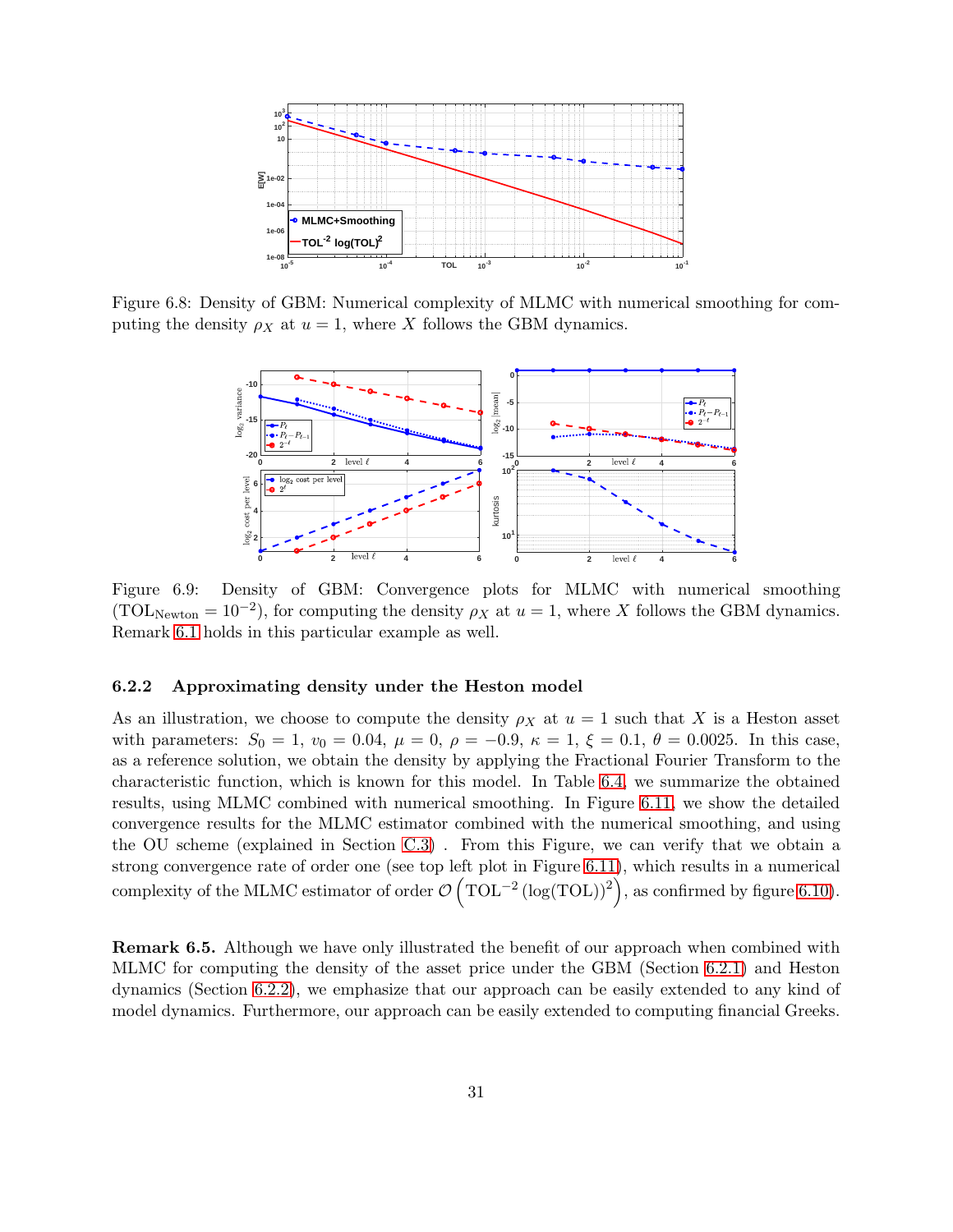Figure 6.8: Density of GBM: Numerical complexity of MLMC with numerical smoothing for computing the density $\rho_X$ at $u = 1$, where $X$ follows the GBM dynamics.

Figure 6.9: Density of GBM: Convergence plots for MLMC with numerical smoothing ($\mathrm{TOL}_{\mathrm{Newton}} = 10^{-2}$), for computing the density $\rho_X$ at $u = 1$, where $X$ follows the GBM dynamics. Remark 6.1 holds in this particular example as well.

### 6.2.2 Approximating density under the Heston model

As an illustration, we choose to compute the density $\rho_X$ at $u = 1$ such that $X$ is a Heston asset with parameters: $S_0 = 1$, $v_0 = 0.04$, $\mu = 0$, $\rho = -0.9$, $\kappa = 1$, $\xi = 0.1$, $\theta = 0.0025$. In this case, as a reference solution, we obtain the density by applying the Fractional Fourier Transform to the characteristic function, which is known for this model. In Table 6.4, we summarize the obtained results, using MLMC combined with numerical smoothing. In Figure 6.11, we show the detailed convergence results for the MLMC estimator combined with the numerical smoothing, and using the OU scheme (explained in Section C.3) . From this Figure, we can verify that we obtain a strong convergence rate of order one (see top left plot in Figure 6.11), which results in a numerical complexity of the MLMC estimator of order $\mathcal{O}\left(\mathrm{TOL}^{-2}\left(\log(\mathrm{TOL})\right)^2\right)$, as confirmed by figure 6.10).

**Remark 6.5.** Although we have only illustrated the benefit of our approach when combined with MLMC for computing the density of the asset price under the GBM (Section 6.2.1) and Heston dynamics (Section 6.2.2), we emphasize that our approach can be easily extended to any kind of model dynamics. Furthermore, our approach can be easily extended to computing financial Greeks.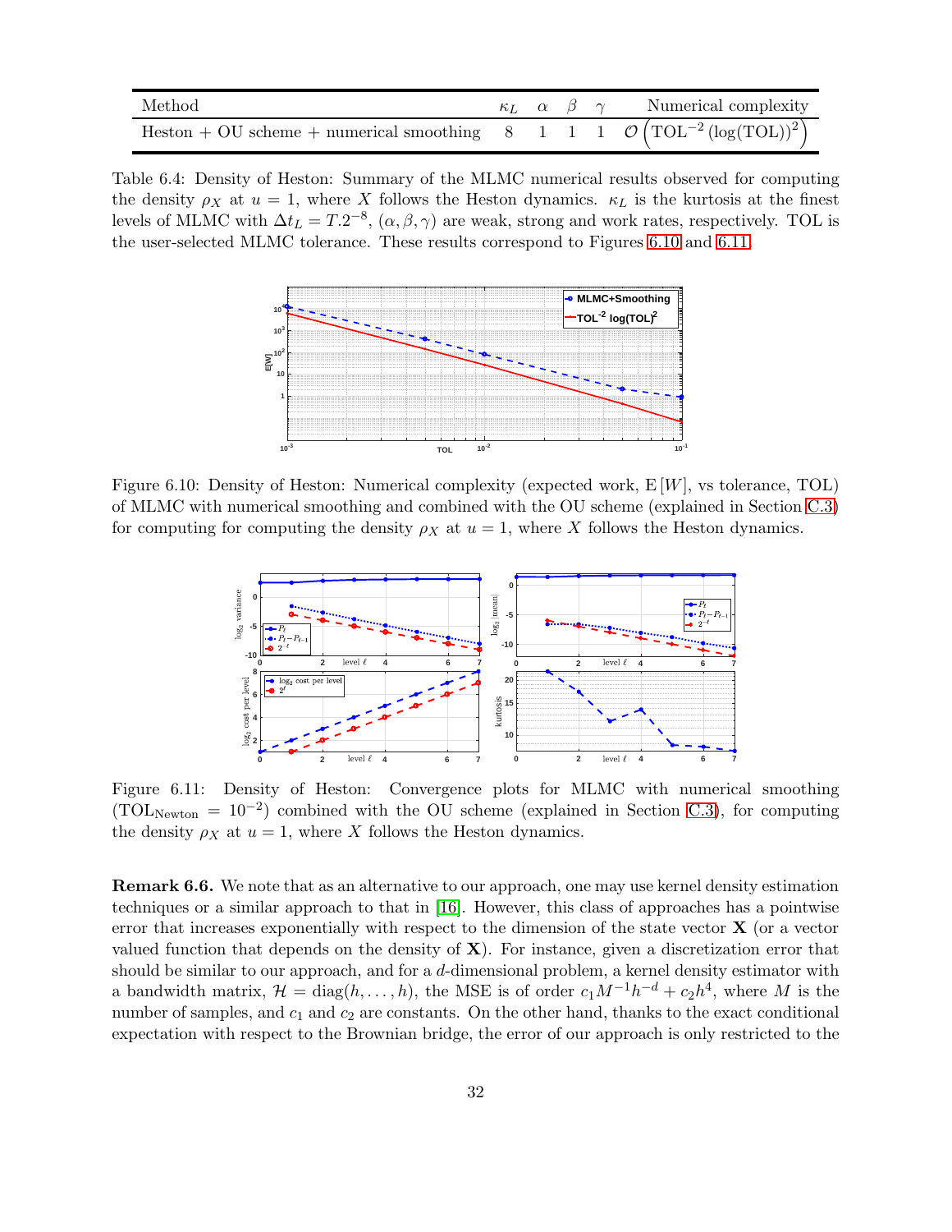| Method | $\kappa_L$ | $\alpha$ | $\beta$ | $\gamma$ | Numerical complexity |
|---|---|---|---|---|---|
| Heston + OU scheme + numerical smoothing | 8 | 1 | 1 | 1 | $\mathcal{O}\left(\text{TOL}^{-2}\left(\log(\text{TOL})\right)^2\right)$ |

Table 6.4: Density of Heston: Summary of the MLMC numerical results observed for computing the density $\rho_X$ at $u = 1$, where $X$ follows the Heston dynamics. $\kappa_L$ is the kurtosis at the finest levels of MLMC with $\Delta t_L = T.2^{-8}$, $(\alpha, \beta, \gamma)$ are weak, strong and work rates, respectively. TOL is the user-selected MLMC tolerance. These results correspond to Figures 6.10 and 6.11.

Figure 6.10: Density of Heston: Numerical complexity (expected work, $\mathrm{E}[W]$, vs tolerance, TOL) of MLMC with numerical smoothing and combined with the OU scheme (explained in Section C.3) for computing for computing the density $\rho_X$ at $u = 1$, where $X$ follows the Heston dynamics.

Figure 6.11: Density of Heston: Convergence plots for MLMC with numerical smoothing ($\text{TOL}_{\text{Newton}} = 10^{-2}$) combined with the OU scheme (explained in Section C.3), for computing the density $\rho_X$ at $u = 1$, where $X$ follows the Heston dynamics.

**Remark 6.6.** We note that as an alternative to our approach, one may use kernel density estimation techniques or a similar approach to that in [16]. However, this class of approaches has a pointwise error that increases exponentially with respect to the dimension of the state vector $\mathbf{X}$ (or a vector valued function that depends on the density of $\mathbf{X}$). For instance, given a discretization error that should be similar to our approach, and for a $d$-dimensional problem, a kernel density estimator with a bandwidth matrix, $\mathcal{H} = \mathrm{diag}(h, \dots, h)$, the MSE is of order $c_1 M^{-1} h^{-d} + c_2 h^4$, where $M$ is the number of samples, and $c_1$ and $c_2$ are constants. On the other hand, thanks to the exact conditional expectation with respect to the Brownian bridge, the error of our approach is only restricted to the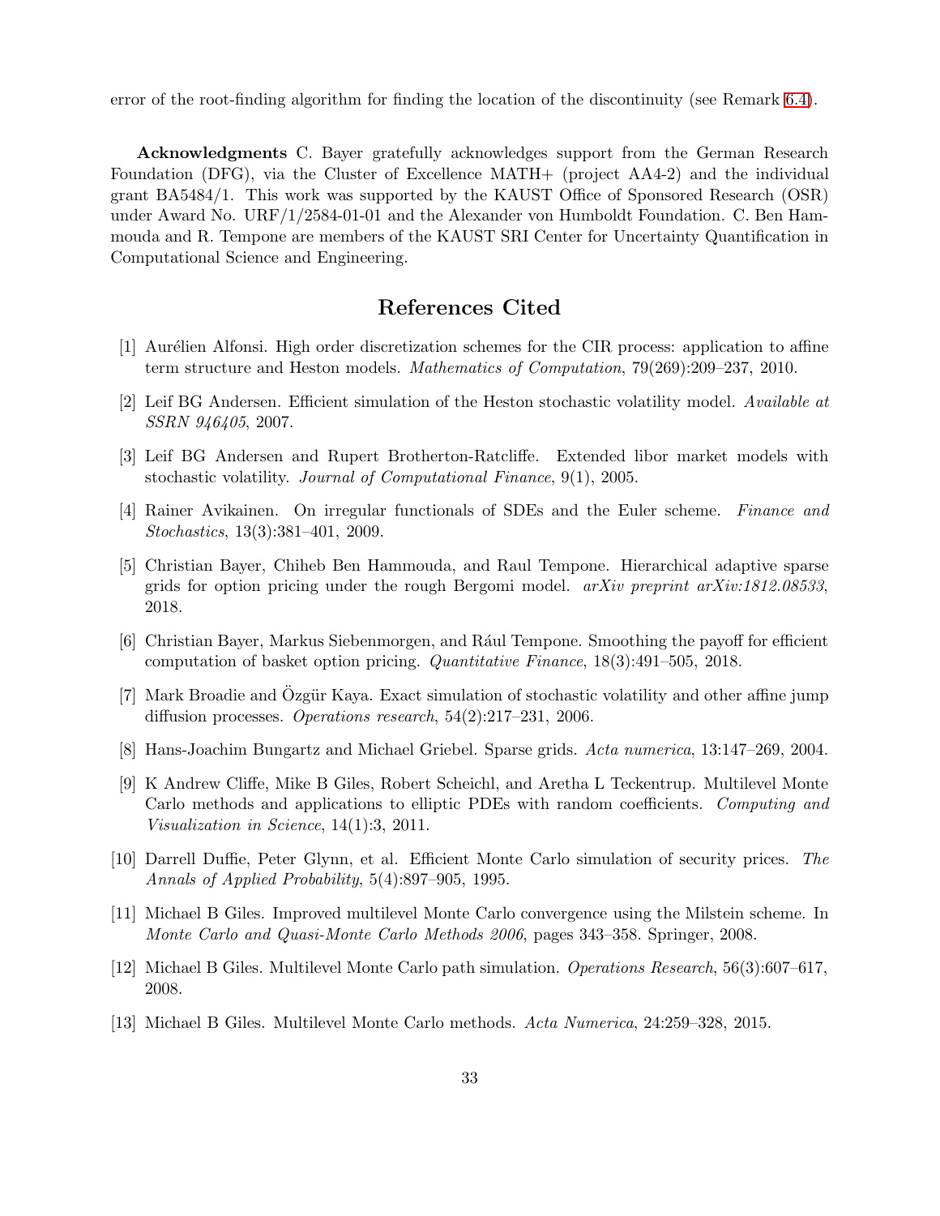error of the root-finding algorithm for finding the location of the discontinuity (see Remark 6.4).

**Acknowledgments** C. Bayer gratefully acknowledges support from the German Research Foundation (DFG), via the Cluster of Excellence MATH+ (project AA4-2) and the individual grant BA5484/1. This work was supported by the KAUST Office of Sponsored Research (OSR) under Award No. URF/1/2584-01-01 and the Alexander von Humboldt Foundation. C. Ben Hammouda and R. Tempone are members of the KAUST SRI Center for Uncertainty Quantification in Computational Science and Engineering.

# References Cited

[1] Aurélien Alfonsi. High order discretization schemes for the CIR process: application to affine term structure and Heston models. *Mathematics of Computation*, 79(269):209–237, 2010.

[2] Leif BG Andersen. Efficient simulation of the Heston stochastic volatility model. *Available at SSRN 946405*, 2007.

[3] Leif BG Andersen and Rupert Brotherton-Ratcliffe. Extended libor market models with stochastic volatility. *Journal of Computational Finance*, 9(1), 2005.

[4] Rainer Avikainen. On irregular functionals of SDEs and the Euler scheme. *Finance and Stochastics*, 13(3):381–401, 2009.

[5] Christian Bayer, Chiheb Ben Hammouda, and Raul Tempone. Hierarchical adaptive sparse grids for option pricing under the rough Bergomi model. *arXiv preprint arXiv:1812.08533*, 2018.

[6] Christian Bayer, Markus Siebenmorgen, and Rául Tempone. Smoothing the payoff for efficient computation of basket option pricing. *Quantitative Finance*, 18(3):491–505, 2018.

[7] Mark Broadie and Özgür Kaya. Exact simulation of stochastic volatility and other affine jump diffusion processes. *Operations research*, 54(2):217–231, 2006.

[8] Hans-Joachim Bungartz and Michael Griebel. Sparse grids. *Acta numerica*, 13:147–269, 2004.

[9] K Andrew Cliffe, Mike B Giles, Robert Scheichl, and Aretha L Teckentrup. Multilevel Monte Carlo methods and applications to elliptic PDEs with random coefficients. *Computing and Visualization in Science*, 14(1):3, 2011.

[10] Darrell Duffie, Peter Glynn, et al. Efficient Monte Carlo simulation of security prices. *The Annals of Applied Probability*, 5(4):897–905, 1995.

[11] Michael B Giles. Improved multilevel Monte Carlo convergence using the Milstein scheme. In *Monte Carlo and Quasi-Monte Carlo Methods 2006*, pages 343–358. Springer, 2008.

[12] Michael B Giles. Multilevel Monte Carlo path simulation. *Operations Research*, 56(3):607–617, 2008.

[13] Michael B Giles. Multilevel Monte Carlo methods. *Acta Numerica*, 24:259–328, 2015.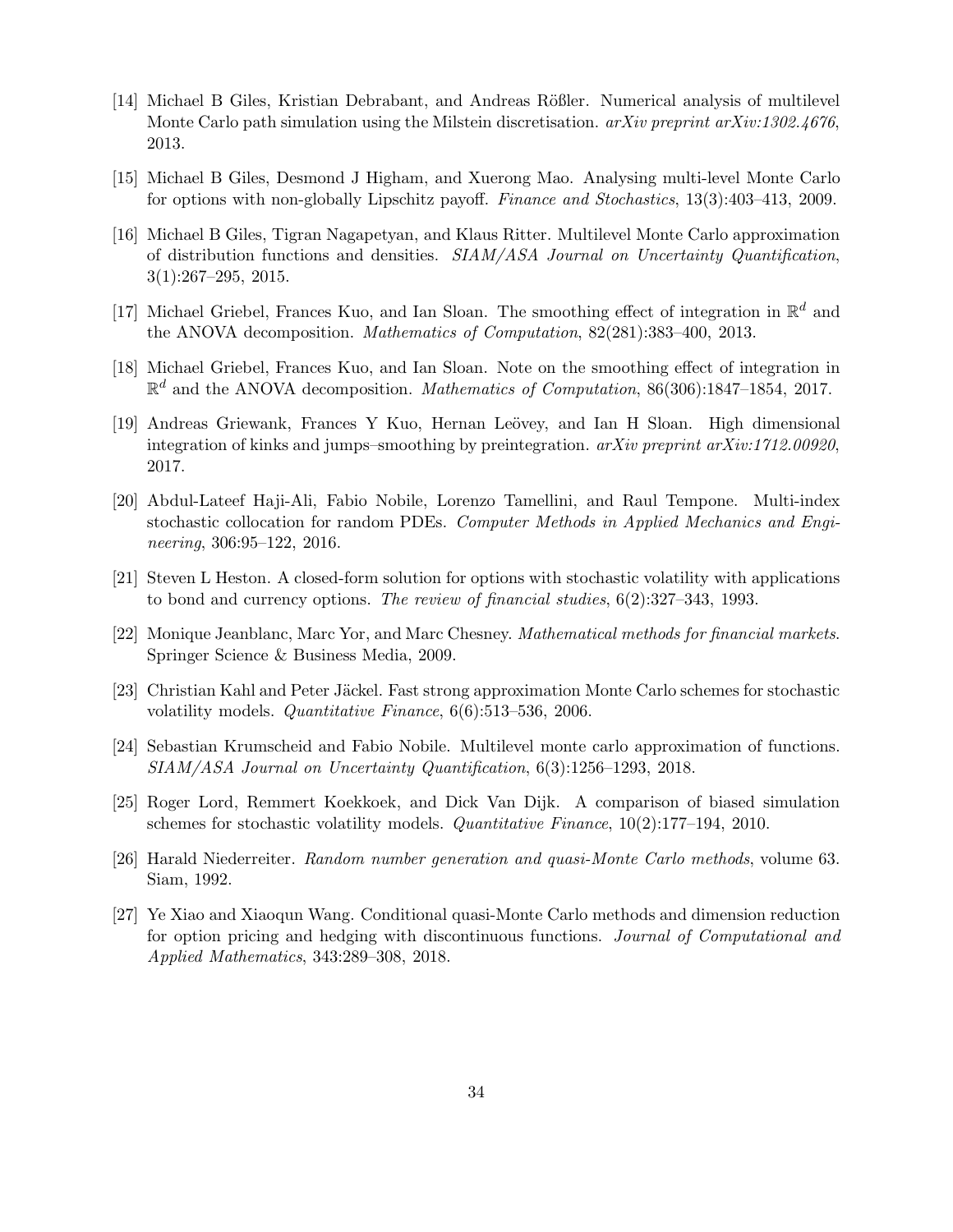[14] Michael B Giles, Kristian Debrabant, and Andreas Rößler. Numerical analysis of multilevel Monte Carlo path simulation using the Milstein discretisation. *arXiv preprint arXiv:1302.4676*, 2013.

[15] Michael B Giles, Desmond J Higham, and Xuerong Mao. Analysing multi-level Monte Carlo for options with non-globally Lipschitz payoff. *Finance and Stochastics*, 13(3):403–413, 2009.

[16] Michael B Giles, Tigran Nagapetyan, and Klaus Ritter. Multilevel Monte Carlo approximation of distribution functions and densities. *SIAM/ASA Journal on Uncertainty Quantification*, 3(1):267–295, 2015.

[17] Michael Griebel, Frances Kuo, and Ian Sloan. The smoothing effect of integration in $\mathbb{R}^d$ and the ANOVA decomposition. *Mathematics of Computation*, 82(281):383–400, 2013.

[18] Michael Griebel, Frances Kuo, and Ian Sloan. Note on the smoothing effect of integration in $\mathbb{R}^d$ and the ANOVA decomposition. *Mathematics of Computation*, 86(306):1847–1854, 2017.

[19] Andreas Griewank, Frances Y Kuo, Hernan Leövey, and Ian H Sloan. High dimensional integration of kinks and jumps–smoothing by preintegration. *arXiv preprint arXiv:1712.00920*, 2017.

[20] Abdul-Lateef Haji-Ali, Fabio Nobile, Lorenzo Tamellini, and Raul Tempone. Multi-index stochastic collocation for random PDEs. *Computer Methods in Applied Mechanics and Engineering*, 306:95–122, 2016.

[21] Steven L Heston. A closed-form solution for options with stochastic volatility with applications to bond and currency options. *The review of financial studies*, 6(2):327–343, 1993.

[22] Monique Jeanblanc, Marc Yor, and Marc Chesney. *Mathematical methods for financial markets*. Springer Science & Business Media, 2009.

[23] Christian Kahl and Peter Jäckel. Fast strong approximation Monte Carlo schemes for stochastic volatility models. *Quantitative Finance*, 6(6):513–536, 2006.

[24] Sebastian Krumscheid and Fabio Nobile. Multilevel monte carlo approximation of functions. *SIAM/ASA Journal on Uncertainty Quantification*, 6(3):1256–1293, 2018.

[25] Roger Lord, Remmert Koekkoek, and Dick Van Dijk. A comparison of biased simulation schemes for stochastic volatility models. *Quantitative Finance*, 10(2):177–194, 2010.

[26] Harald Niederreiter. *Random number generation and quasi-Monte Carlo methods*, volume 63. Siam, 1992.

[27] Ye Xiao and Xiaoqun Wang. Conditional quasi-Monte Carlo methods and dimension reduction for option pricing and hedging with discontinuous functions. *Journal of Computational and Applied Mathematics*, 343:289–308, 2018.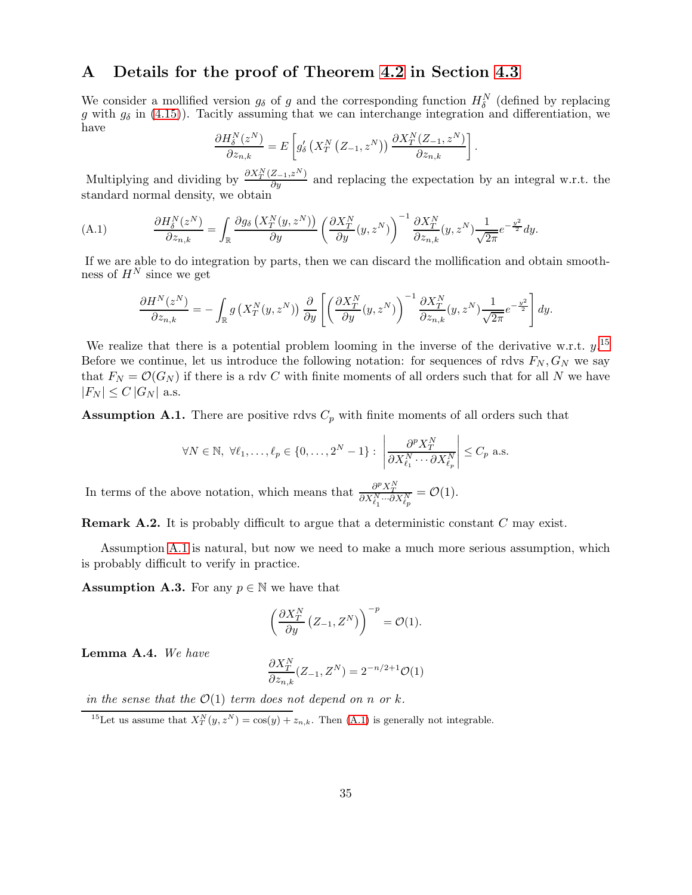# A Details for the proof of Theorem 4.2 in Section 4.3

We consider a mollified version $g_\delta$ of $g$ and the corresponding function $H^N_\delta$ (defined by replacing $g$ with $g_\delta$ in (4.15)). Tacitly assuming that we can interchange integration and differentiation, we have

$$\frac{\partial H^N_\delta(z^N)}{\partial z_{n,k}} = E\left[ g'_\delta\left(X^N_T\left(Z_{-1}, z^N\right)\right) \frac{\partial X^N_T(Z_{-1}, z^N)}{\partial z_{n,k}} \right].$$

Multiplying and dividing by $\frac{\partial X^N_T(Z_{-1}, z^N)}{\partial y}$ and replacing the expectation by an integral w.r.t. the standard normal density, we obtain

$$\text{(A.1)} \qquad \frac{\partial H^N_\delta(z^N)}{\partial z_{n,k}} = \int_{\mathbb{R}} \frac{\partial g_\delta\left(X^N_T(y, z^N)\right)}{\partial y} \left( \frac{\partial X^N_T}{\partial y}(y, z^N) \right)^{-1} \frac{\partial X^N_T}{\partial z_{n,k}}(y, z^N) \frac{1}{\sqrt{2\pi}} e^{-\frac{y^2}{2}} dy.$$

If we are able to do integration by parts, then we can discard the mollification and obtain smoothness of $H^N$ since we get

$$\frac{\partial H^N(z^N)}{\partial z_{n,k}} = -\int_{\mathbb{R}} g\left(X^N_T(y, z^N)\right) \frac{\partial}{\partial y} \left[ \left( \frac{\partial X^N_T}{\partial y}(y, z^N) \right)^{-1} \frac{\partial X^N_T}{\partial z_{n,k}}(y, z^N) \frac{1}{\sqrt{2\pi}} e^{-\frac{y^2}{2}} \right] dy.$$

We realize that there is a potential problem looming in the inverse of the derivative w.r.t. $y$.[15] Before we continue, let us introduce the following notation: for sequences of rdvs $F_N, G_N$ we say that $F_N = \mathcal{O}(G_N)$ if there is a rdv $C$ with finite moments of all orders such that for all $N$ we have $|F_N| \le C\,|G_N|$ a.s.

**Assumption A.1.** There are positive rdvs $C_p$ with finite moments of all orders such that

$$\forall N \in \mathbb{N},\ \forall \ell_1, \dots, \ell_p \in \{0, \dots, 2^N - 1\} : \left| \frac{\partial^p X^N_T}{\partial X^N_{\ell_1} \cdots \partial X^N_{\ell_p}} \right| \le C_p \text{ a.s.}$$

In terms of the above notation, which means that $\frac{\partial^p X^N_T}{\partial X^N_{\ell_1} \cdots \partial X^N_{\ell_p}} = \mathcal{O}(1)$.

**Remark A.2.** It is probably difficult to argue that a deterministic constant $C$ may exist.

Assumption A.1 is natural, but now we need to make a much more serious assumption, which is probably difficult to verify in practice.

**Assumption A.3.** For any $p \in \mathbb{N}$ we have that

$$\left( \frac{\partial X^N_T}{\partial y}\left(Z_{-1}, Z^N\right) \right)^{-p} = \mathcal{O}(1).$$

**Lemma A.4.** *We have*

$$\frac{\partial X^N_T}{\partial z_{n,k}}(Z_{-1}, Z^N) = 2^{-n/2+1} \mathcal{O}(1)$$

*in the sense that the $\mathcal{O}(1)$ term does not depend on $n$ or $k$.*

---

[15] Let us assume that $X^N_T(y, z^N) = \cos(y) + z_{n,k}$. Then (A.1) is generally not integrable.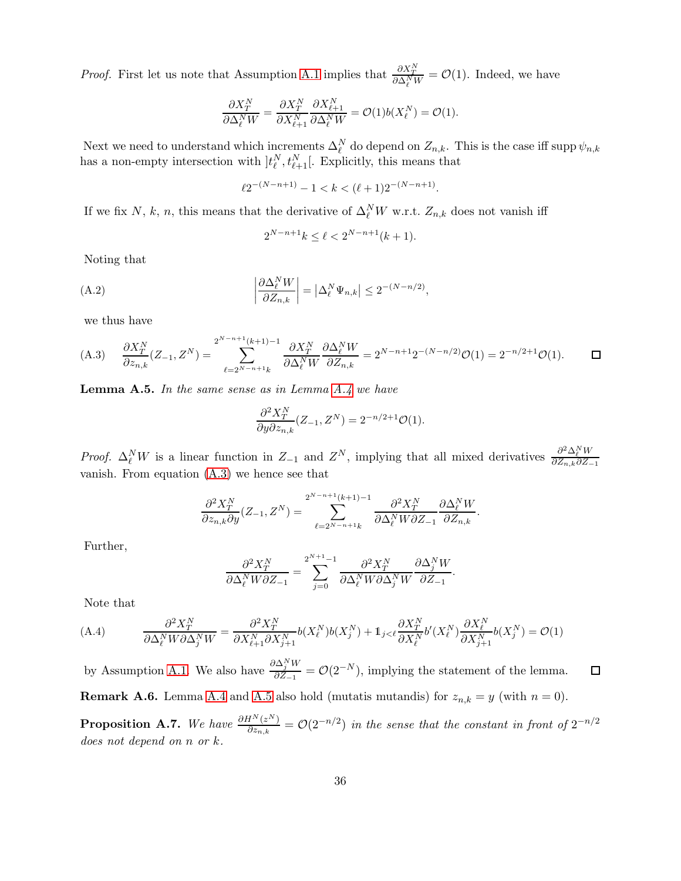*Proof.* First let us note that Assumption A.1 implies that $\frac{\partial X_T^N}{\partial \Delta_\ell^N W} = \mathcal{O}(1)$. Indeed, we have

$$\frac{\partial X_T^N}{\partial \Delta_\ell^N W} = \frac{\partial X_T^N}{\partial X_{\ell+1}^N} \frac{\partial X_{\ell+1}^N}{\partial \Delta_\ell^N W} = \mathcal{O}(1) b(X_\ell^N) = \mathcal{O}(1).$$

Next we need to understand which increments $\Delta_\ell^N$ do depend on $Z_{n,k}$. This is the case iff $\operatorname{supp} \psi_{n,k}$ has a non-empty intersection with $]t_\ell^N, t_{\ell+1}^N[$. Explicitly, this means that

$$\ell 2^{-(N-n+1)} - 1 < k < (\ell+1) 2^{-(N-n+1)}.$$

If we fix $N$, $k$, $n$, this means that the derivative of $\Delta_\ell^N W$ w.r.t. $Z_{n,k}$ does not vanish iff

$$2^{N-n+1} k \le \ell < 2^{N-n+1}(k+1).$$

Noting that

$$\left| \frac{\partial \Delta_\ell^N W}{\partial Z_{n,k}} \right| = \left| \Delta_\ell^N \Psi_{n,k} \right| \le 2^{-(N-n/2)}, \tag{A.2}$$

we thus have

$$\frac{\partial X_T^N}{\partial z_{n,k}}(Z_{-1}, Z^N) = \sum_{\ell=2^{N-n+1}k}^{2^{N-n+1}(k+1)-1} \frac{\partial X_T^N}{\partial \Delta_\ell^N W} \frac{\partial \Delta_\ell^N W}{\partial Z_{n,k}} = 2^{N-n+1} 2^{-(N-n/2)} \mathcal{O}(1) = 2^{-n/2+1} \mathcal{O}(1). \tag{A.3}$$

$\square$

**Lemma A.5.** *In the same sense as in Lemma A.4 we have*

$$\frac{\partial^2 X_T^N}{\partial y \partial z_{n,k}}(Z_{-1}, Z^N) = 2^{-n/2+1} \mathcal{O}(1).$$

*Proof.* $\Delta_\ell^N W$ is a linear function in $Z_{-1}$ and $Z^N$, implying that all mixed derivatives $\frac{\partial^2 \Delta_\ell^N W}{\partial Z_{n,k} \partial Z_{-1}}$ vanish. From equation (A.3) we hence see that

$$\frac{\partial^2 X_T^N}{\partial z_{n,k} \partial y}(Z_{-1}, Z^N) = \sum_{\ell=2^{N-n+1}k}^{2^{N-n+1}(k+1)-1} \frac{\partial^2 X_T^N}{\partial \Delta_\ell^N W \partial Z_{-1}} \frac{\partial \Delta_\ell^N W}{\partial Z_{n,k}}.$$

Further,

$$\frac{\partial^2 X_T^N}{\partial \Delta_\ell^N W \partial Z_{-1}} = \sum_{j=0}^{2^{N+1}-1} \frac{\partial^2 X_T^N}{\partial \Delta_\ell^N W \partial \Delta_j^N W} \frac{\partial \Delta_j^N W}{\partial Z_{-1}}.$$

Note that

$$\frac{\partial^2 X_T^N}{\partial \Delta_\ell^N W \partial \Delta_j^N W} = \frac{\partial^2 X_T^N}{\partial X_{\ell+1}^N \partial X_{j+1}^N} b(X_\ell^N) b(X_j^N) + 1\!\!1_{j<\ell} \frac{\partial X_T^N}{\partial X_\ell^N} b'(X_\ell^N) \frac{\partial X_\ell^N}{\partial X_{j+1}^N} b(X_j^N) = \mathcal{O}(1) \tag{A.4}$$

by Assumption A.1. We also have $\frac{\partial \Delta_j^N W}{\partial Z_{-1}} = \mathcal{O}(2^{-N})$, implying the statement of the lemma. $\square$

**Remark A.6.** Lemma A.4 and A.5 also hold (mutatis mutandis) for $z_{n,k} = y$ (with $n = 0$).

**Proposition A.7.** *We have $\frac{\partial H^N(z^N)}{\partial z_{n,k}} = \mathcal{O}(2^{-n/2})$ in the sense that the constant in front of $2^{-n/2}$ does not depend on $n$ or $k$.*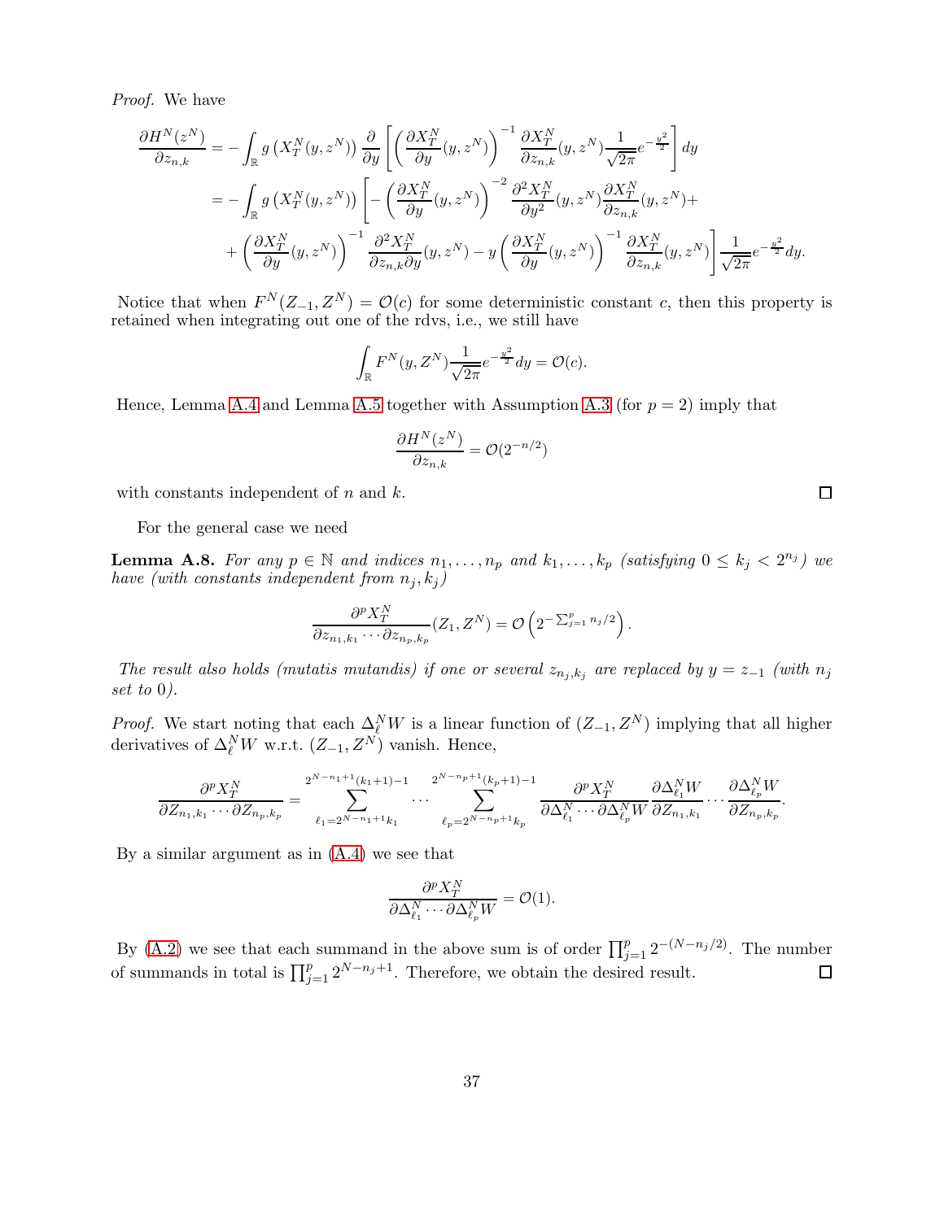*Proof.* We have

$$
\begin{aligned}
\frac{\partial H^N(z^N)}{\partial z_{n,k}} &= -\int_{\mathbb{R}} g\left(X_T^N(y,z^N)\right) \frac{\partial}{\partial y}\left[\left(\frac{\partial X_T^N}{\partial y}(y,z^N)\right)^{-1} \frac{\partial X_T^N}{\partial z_{n,k}}(y,z^N)\frac{1}{\sqrt{2\pi}}e^{-\frac{y^2}{2}}\right] dy \\
&= -\int_{\mathbb{R}} g\left(X_T^N(y,z^N)\right) \left[-\left(\frac{\partial X_T^N}{\partial y}(y,z^N)\right)^{-2} \frac{\partial^2 X_T^N}{\partial y^2}(y,z^N)\frac{\partial X_T^N}{\partial z_{n,k}}(y,z^N) + \right. \\
&\quad \left. + \left(\frac{\partial X_T^N}{\partial y}(y,z^N)\right)^{-1} \frac{\partial^2 X_T^N}{\partial z_{n,k}\partial y}(y,z^N) - y\left(\frac{\partial X_T^N}{\partial y}(y,z^N)\right)^{-1} \frac{\partial X_T^N}{\partial z_{n,k}}(y,z^N)\right] \frac{1}{\sqrt{2\pi}}e^{-\frac{y^2}{2}} dy.
\end{aligned}
$$

Notice that when $F^N(Z_{-1}, Z^N) = \mathcal{O}(c)$ for some deterministic constant $c$, then this property is retained when integrating out one of the rdvs, i.e., we still have

$$
\int_{\mathbb{R}} F^N(y, Z^N) \frac{1}{\sqrt{2\pi}}e^{-\frac{y^2}{2}} dy = \mathcal{O}(c).
$$

Hence, Lemma A.4 and Lemma A.5 together with Assumption A.3 (for $p = 2$) imply that

$$
\frac{\partial H^N(z^N)}{\partial z_{n,k}} = \mathcal{O}(2^{-n/2})
$$

with constants independent of $n$ and $k$. ∎

For the general case we need

**Lemma A.8.** *For any $p \in \mathbb{N}$ and indices $n_1, \ldots, n_p$ and $k_1, \ldots, k_p$ (satisfying $0 \le k_j < 2^{n_j}$) we have (with constants independent from $n_j, k_j$)*

$$
\frac{\partial^p X_T^N}{\partial z_{n_1,k_1} \cdots \partial z_{n_p,k_p}}(Z_1, Z^N) = \mathcal{O}\left(2^{-\sum_{j=1}^p n_j/2}\right).
$$

*The result also holds (mutatis mutandis) if one or several $z_{n_j,k_j}$ are replaced by $y = z_{-1}$ (with $n_j$ set to $0$).*

*Proof.* We start noting that each $\Delta_\ell^N W$ is a linear function of $(Z_{-1}, Z^N)$ implying that all higher derivatives of $\Delta_\ell^N W$ w.r.t. $(Z_{-1}, Z^N)$ vanish. Hence,

$$
\frac{\partial^p X_T^N}{\partial Z_{n_1,k_1} \cdots \partial Z_{n_p,k_p}} = \sum_{\ell_1 = 2^{N-n_1+1}k_1}^{2^{N-n_1+1}(k_1+1)-1} \cdots \sum_{\ell_p = 2^{N-n_p+1}k_p}^{2^{N-n_p+1}(k_p+1)-1} \frac{\partial^p X_T^N}{\partial \Delta_{\ell_1}^N \cdots \partial \Delta_{\ell_p}^N W} \frac{\partial \Delta_{\ell_1}^N W}{\partial Z_{n_1,k_1}} \cdots \frac{\partial \Delta_{\ell_p}^N W}{\partial Z_{n_p,k_p}}.
$$

By a similar argument as in (A.4) we see that

$$
\frac{\partial^p X_T^N}{\partial \Delta_{\ell_1}^N \cdots \partial \Delta_{\ell_p}^N W} = \mathcal{O}(1).
$$

By (A.2) we see that each summand in the above sum is of order $\prod_{j=1}^p 2^{-(N-n_j/2)}$. The number of summands in total is $\prod_{j=1}^p 2^{N-n_j+1}$. Therefore, we obtain the desired result. ∎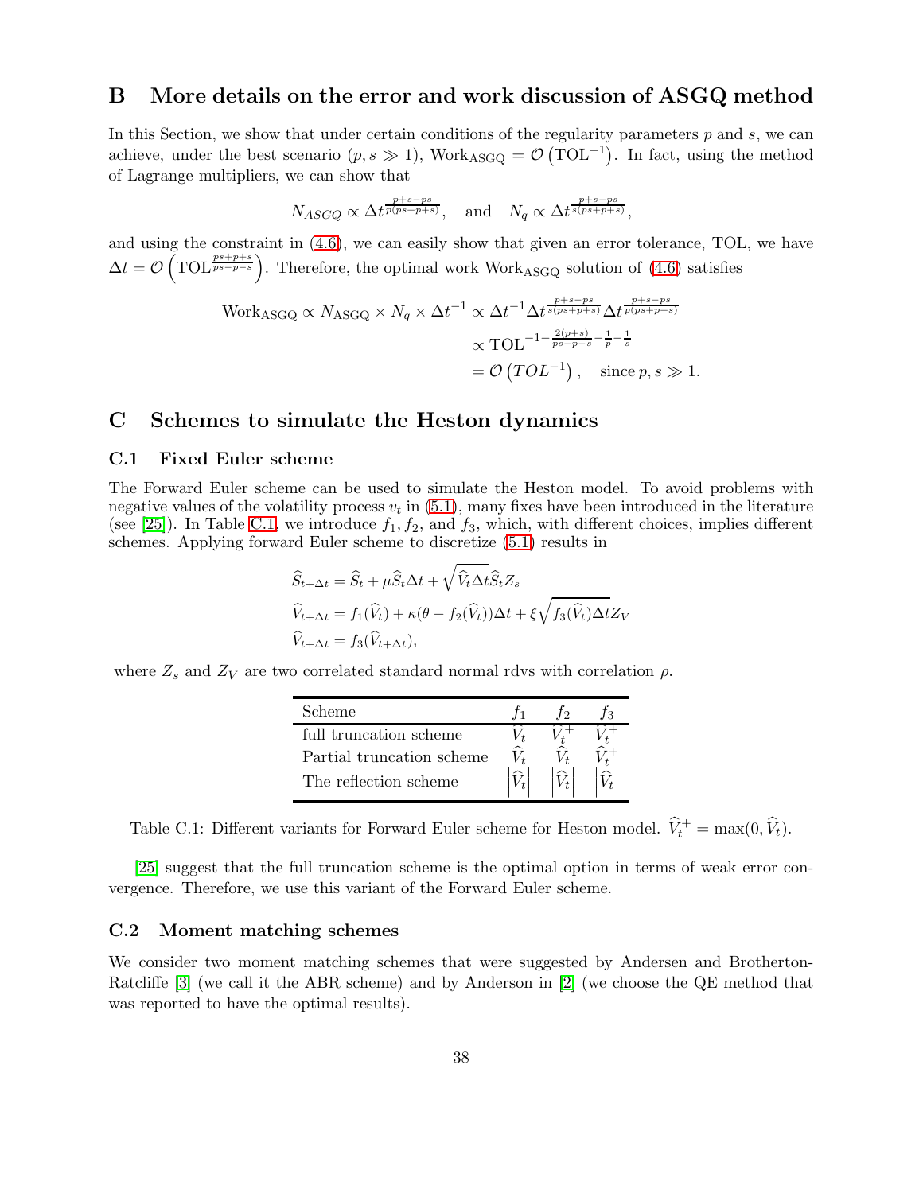# B More details on the error and work discussion of ASGQ method

In this Section, we show that under certain conditions of the regularity parameters $p$ and $s$, we can achieve, under the best scenario ($p, s \gg 1$), $\text{Work}_{\text{ASGQ}} = \mathcal{O}\left(\text{TOL}^{-1}\right)$. In fact, using the method of Lagrange multipliers, we can show that

$$N_{ASGQ} \propto \Delta t^{\frac{p+s-ps}{p(ps+p+s)}}, \quad \text{and} \quad N_q \propto \Delta t^{\frac{p+s-ps}{s(ps+p+s)}},$$

and using the constraint in (4.6), we can easily show that given an error tolerance, TOL, we have $\Delta t = \mathcal{O}\left(\text{TOL}^{\frac{ps+p+s}{ps-p-s}}\right)$. Therefore, the optimal work $\text{Work}_{\text{ASGQ}}$ solution of (4.6) satisfies

$$\begin{aligned}
\text{Work}_{\text{ASGQ}} \propto N_{\text{ASGQ}} \times N_q \times \Delta t^{-1} &\propto \Delta t^{-1} \Delta t^{\frac{p+s-ps}{s(ps+p+s)}} \Delta t^{\frac{p+s-ps}{p(ps+p+s)}} \\
&\propto \text{TOL}^{-1-\frac{2(p+s)}{ps-p-s}-\frac{1}{p}-\frac{1}{s}} \\
&= \mathcal{O}\left(TOL^{-1}\right), \quad \text{since } p, s \gg 1.
\end{aligned}$$

# C Schemes to simulate the Heston dynamics

## C.1 Fixed Euler scheme

The Forward Euler scheme can be used to simulate the Heston model. To avoid problems with negative values of the volatility process $v_t$ in (5.1), many fixes have been introduced in the literature (see [25]). In Table C.1, we introduce $f_1, f_2$, and $f_3$, which, with different choices, implies different schemes. Applying forward Euler scheme to discretize (5.1) results in

$$\begin{aligned}
\widehat{S}_{t+\Delta t} &= \widehat{S}_t + \mu \widehat{S}_t \Delta t + \sqrt{\widehat{V}_t \Delta t} \widehat{S}_t Z_s \\
\widehat{V}_{t+\Delta t} &= f_1(\widehat{V}_t) + \kappa(\theta - f_2(\widehat{V}_t))\Delta t + \xi \sqrt{f_3(\widehat{V}_t)\Delta t} Z_V \\
\widehat{V}_{t+\Delta t} &= f_3(\widehat{V}_{t+\Delta t}),
\end{aligned}$$

where $Z_s$ and $Z_V$ are two correlated standard normal rdvs with correlation $\rho$.

| Scheme | $f_1$ | $f_2$ | $f_3$ |
|---|---|---|---|
| full truncation scheme | $\widehat{V}_t$ | $\widehat{V}_t^+$ | $\widehat{V}_t^+$ |
| Partial truncation scheme | $\widehat{V}_t$ | $\widehat{V}_t$ | $\widehat{V}_t^+$ |
| The reflection scheme | $\left\lvert\widehat{V}_t\right\rvert$ | $\left\lvert\widehat{V}_t\right\rvert$ | $\left\lvert\widehat{V}_t\right\rvert$ |

Table C.1: Different variants for Forward Euler scheme for Heston model. $\widehat{V}_t^+ = \max(0, \widehat{V}_t)$.

[25] suggest that the full truncation scheme is the optimal option in terms of weak error convergence. Therefore, we use this variant of the Forward Euler scheme.

## C.2 Moment matching schemes

We consider two moment matching schemes that were suggested by Andersen and Brotherton-Ratcliffe [3] (we call it the ABR scheme) and by Anderson in [2] (we choose the QE method that was reported to have the optimal results).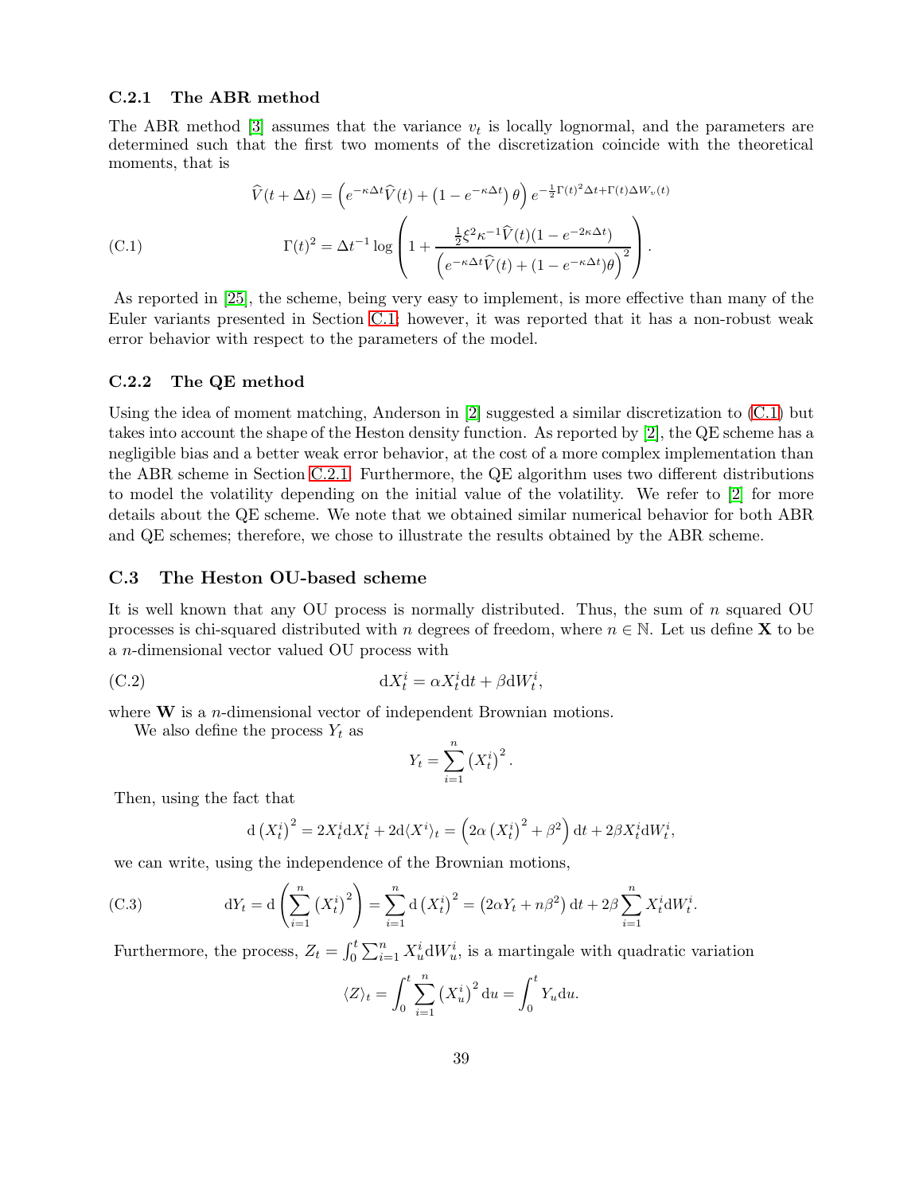### C.2.1 The ABR method

The ABR method [3] assumes that the variance $v_t$ is locally lognormal, and the parameters are determined such that the first two moments of the discretization coincide with the theoretical moments, that is

$$
\begin{aligned}
\widehat{V}(t+\Delta t) &= \left(e^{-\kappa\Delta t}\widehat{V}(t) + \left(1-e^{-\kappa\Delta t}\right)\theta\right) e^{-\frac{1}{2}\Gamma(t)^2\Delta t + \Gamma(t)\Delta W_v(t)} \\
\Gamma(t)^2 &= \Delta t^{-1}\log\left(1 + \frac{\frac{1}{2}\xi^2\kappa^{-1}\widehat{V}(t)(1-e^{-2\kappa\Delta t})}{\left(e^{-\kappa\Delta t}\widehat{V}(t) + (1-e^{-\kappa\Delta t})\theta\right)^2}\right).
\end{aligned}
\tag{C.1}
$$

As reported in [25], the scheme, being very easy to implement, is more effective than many of the Euler variants presented in Section C.1; however, it was reported that it has a non-robust weak error behavior with respect to the parameters of the model.

### C.2.2 The QE method

Using the idea of moment matching, Anderson in [2] suggested a similar discretization to (C.1) but takes into account the shape of the Heston density function. As reported by [2], the QE scheme has a negligible bias and a better weak error behavior, at the cost of a more complex implementation than the ABR scheme in Section C.2.1. Furthermore, the QE algorithm uses two different distributions to model the volatility depending on the initial value of the volatility. We refer to [2] for more details about the QE scheme. We note that we obtained similar numerical behavior for both ABR and QE schemes; therefore, we chose to illustrate the results obtained by the ABR scheme.

## C.3 The Heston OU-based scheme

It is well known that any OU process is normally distributed. Thus, the sum of $n$ squared OU processes is chi-squared distributed with $n$ degrees of freedom, where $n \in \mathbb{N}$. Let us define $\mathbf{X}$ to be a $n$-dimensional vector valued OU process with

$$
\mathrm{d}X_t^i = \alpha X_t^i \mathrm{d}t + \beta \mathrm{d}W_t^i, \tag{C.2}
$$

where $\mathbf{W}$ is a $n$-dimensional vector of independent Brownian motions.

We also define the process $Y_t$ as

$$
Y_t = \sum_{i=1}^{n} \left(X_t^i\right)^2.
$$

Then, using the fact that

$$
\mathrm{d}\left(X_t^i\right)^2 = 2X_t^i \mathrm{d}X_t^i + 2\mathrm{d}\langle X^i\rangle_t = \left(2\alpha\left(X_t^i\right)^2 + \beta^2\right)\mathrm{d}t + 2\beta X_t^i \mathrm{d}W_t^i,
$$

we can write, using the independence of the Brownian motions,

$$
\mathrm{d}Y_t = \mathrm{d}\left(\sum_{i=1}^{n}\left(X_t^i\right)^2\right) = \sum_{i=1}^{n}\mathrm{d}\left(X_t^i\right)^2 = \left(2\alpha Y_t + n\beta^2\right)\mathrm{d}t + 2\beta\sum_{i=1}^{n} X_t^i \mathrm{d}W_t^i. \tag{C.3}
$$

Furthermore, the process, $Z_t = \int_0^t \sum_{i=1}^{n} X_u^i \mathrm{d}W_u^i$, is a martingale with quadratic variation

$$
\langle Z\rangle_t = \int_0^t \sum_{i=1}^{n}\left(X_u^i\right)^2 \mathrm{d}u = \int_0^t Y_u \mathrm{d}u.
$$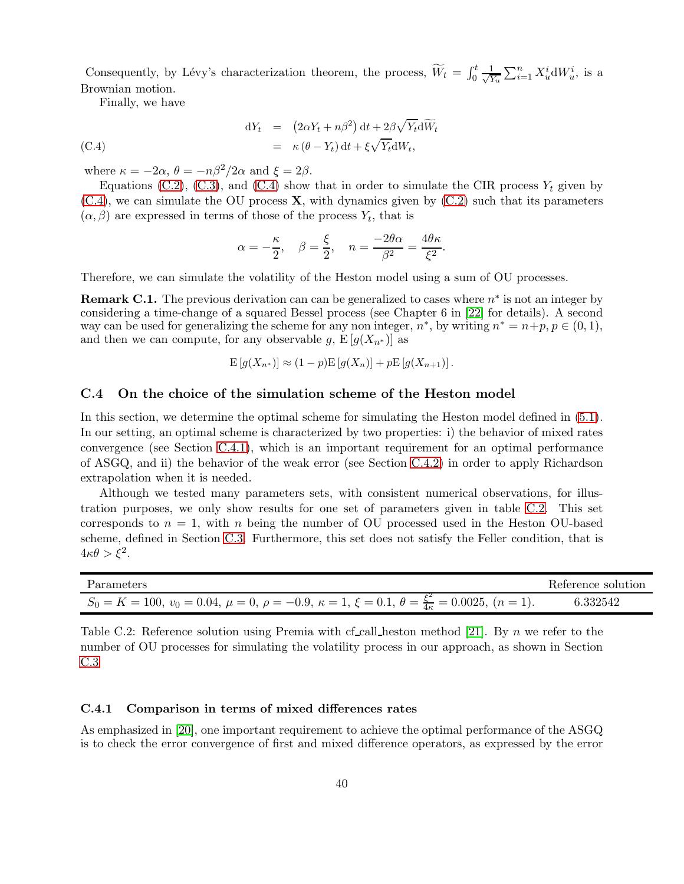Consequently, by Lévy's characterization theorem, the process, $\widetilde{W}_t = \int_0^t \frac{1}{\sqrt{Y_u}} \sum_{i=1}^n X_u^i \mathrm{d}W_u^i$, is a Brownian motion.

Finally, we have

$$
\begin{aligned}
\mathrm{d}Y_t &= \left(2\alpha Y_t + n\beta^2\right)\mathrm{d}t + 2\beta\sqrt{Y_t}\mathrm{d}\widetilde{W}_t \\
&= \kappa\left(\theta - Y_t\right)\mathrm{d}t + \xi\sqrt{Y_t}\mathrm{d}W_t, \qquad \text{(C.4)}
\end{aligned}
$$

where $\kappa = -2\alpha$, $\theta = -n\beta^2/2\alpha$ and $\xi = 2\beta$.

Equations (C.2), (C.3), and (C.4) show that in order to simulate the CIR process $Y_t$ given by (C.4), we can simulate the OU process $\mathbf{X}$, with dynamics given by (C.2) such that its parameters $(\alpha, \beta)$ are expressed in terms of those of the process $Y_t$, that is

$$
\alpha = -\frac{\kappa}{2}, \quad \beta = \frac{\xi}{2}, \quad n = \frac{-2\theta\alpha}{\beta^2} = \frac{4\theta\kappa}{\xi^2}.
$$

Therefore, we can simulate the volatility of the Heston model using a sum of OU processes.

**Remark C.1.** The previous derivation can can be generalized to cases where $n^*$ is not an integer by considering a time-change of a squared Bessel process (see Chapter 6 in [22] for details). A second way can be used for generalizing the scheme for any non integer, $n^*$, by writing $n^* = n+p$, $p \in (0,1)$, and then we can compute, for any observable $g$, $\mathrm{E}\left[g(X_{n^*})\right]$ as

$$
\mathrm{E}\left[g(X_{n^*})\right] \approx (1-p)\mathrm{E}\left[g(X_n)\right] + p\mathrm{E}\left[g(X_{n+1})\right].
$$

### C.4 On the choice of the simulation scheme of the Heston model

In this section, we determine the optimal scheme for simulating the Heston model defined in (5.1). In our setting, an optimal scheme is characterized by two properties: i) the behavior of mixed rates convergence (see Section C.4.1), which is an important requirement for an optimal performance of ASGQ, and ii) the behavior of the weak error (see Section C.4.2) in order to apply Richardson extrapolation when it is needed.

Although we tested many parameters sets, with consistent numerical observations, for illustration purposes, we only show results for one set of parameters given in table C.2. This set corresponds to $n = 1$, with $n$ being the number of OU processed used in the Heston OU-based scheme, defined in Section C.3. Furthermore, this set does not satisfy the Feller condition, that is $4\kappa\theta > \xi^2$.

| Parameters | Reference solution |
|---|---|
| $S_0 = K = 100$, $v_0 = 0.04$, $\mu = 0$, $\rho = -0.9$, $\kappa = 1$, $\xi = 0.1$, $\theta = \frac{\xi^2}{4\kappa} = 0.0025$, $(n = 1)$. | 6.332542 |

Table C.2: Reference solution using Premia with cf_call_heston method [21]. By $n$ we refer to the number of OU processes for simulating the volatility process in our approach, as shown in Section C.3.

#### C.4.1 Comparison in terms of mixed differences rates

As emphasized in [20], one important requirement to achieve the optimal performance of the ASGQ is to check the error convergence of first and mixed difference operators, as expressed by the error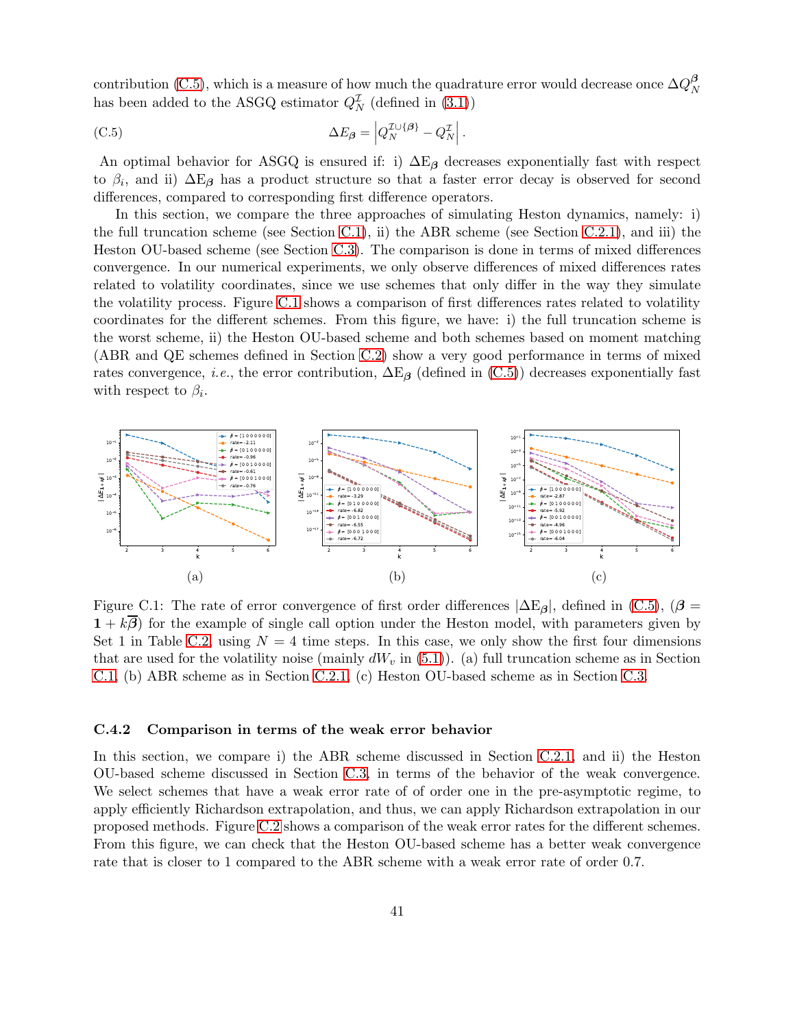contribution (C.5), which is a measure of how much the quadrature error would decrease once $\Delta Q_N^{\boldsymbol{\beta}}$ has been added to the ASGQ estimator $Q_N^{\mathcal{I}}$ (defined in (3.1))

$$\Delta E_{\boldsymbol{\beta}} = \left| Q_N^{\mathcal{I} \cup \{\boldsymbol{\beta}\}} - Q_N^{\mathcal{I}} \right|. \tag{C.5}$$

An optimal behavior for ASGQ is ensured if: i) $\Delta \mathrm{E}_{\boldsymbol{\beta}}$ decreases exponentially fast with respect to $\beta_i$, and ii) $\Delta \mathrm{E}_{\boldsymbol{\beta}}$ has a product structure so that a faster error decay is observed for second differences, compared to corresponding first difference operators.

In this section, we compare the three approaches of simulating Heston dynamics, namely: i) the full truncation scheme (see Section C.1), ii) the ABR scheme (see Section C.2.1), and iii) the Heston OU-based scheme (see Section C.3). The comparison is done in terms of mixed differences convergence. In our numerical experiments, we only observe differences of mixed differences rates related to volatility coordinates, since we use schemes that only differ in the way they simulate the volatility process. Figure C.1 shows a comparison of first differences rates related to volatility coordinates for the different schemes. From this figure, we have: i) the full truncation scheme is the worst scheme, ii) the Heston OU-based scheme and both schemes based on moment matching (ABR and QE schemes defined in Section C.2) show a very good performance in terms of mixed rates convergence, *i.e.*, the error contribution, $\Delta \mathrm{E}_{\boldsymbol{\beta}}$ (defined in (C.5)) decreases exponentially fast with respect to $\beta_i$.

(a) (b) (c)

Figure C.1: The rate of error convergence of first order differences $|\Delta \mathrm{E}_{\boldsymbol{\beta}}|$, defined in (C.5), ($\boldsymbol{\beta} = \mathbf{1} + k\overline{\boldsymbol{\beta}}$) for the example of single call option under the Heston model, with parameters given by Set 1 in Table C.2, using $N = 4$ time steps. In this case, we only show the first four dimensions that are used for the volatility noise (mainly $dW_v$ in (5.1)). (a) full truncation scheme as in Section C.1, (b) ABR scheme as in Section C.2.1, (c) Heston OU-based scheme as in Section C.3.

### C.4.2 Comparison in terms of the weak error behavior

In this section, we compare i) the ABR scheme discussed in Section C.2.1, and ii) the Heston OU-based scheme discussed in Section C.3, in terms of the behavior of the weak convergence. We select schemes that have a weak error rate of of order one in the pre-asymptotic regime, to apply efficiently Richardson extrapolation, and thus, we can apply Richardson extrapolation in our proposed methods. Figure C.2 shows a comparison of the weak error rates for the different schemes. From this figure, we can check that the Heston OU-based scheme has a better weak convergence rate that is closer to 1 compared to the ABR scheme with a weak error rate of order 0.7.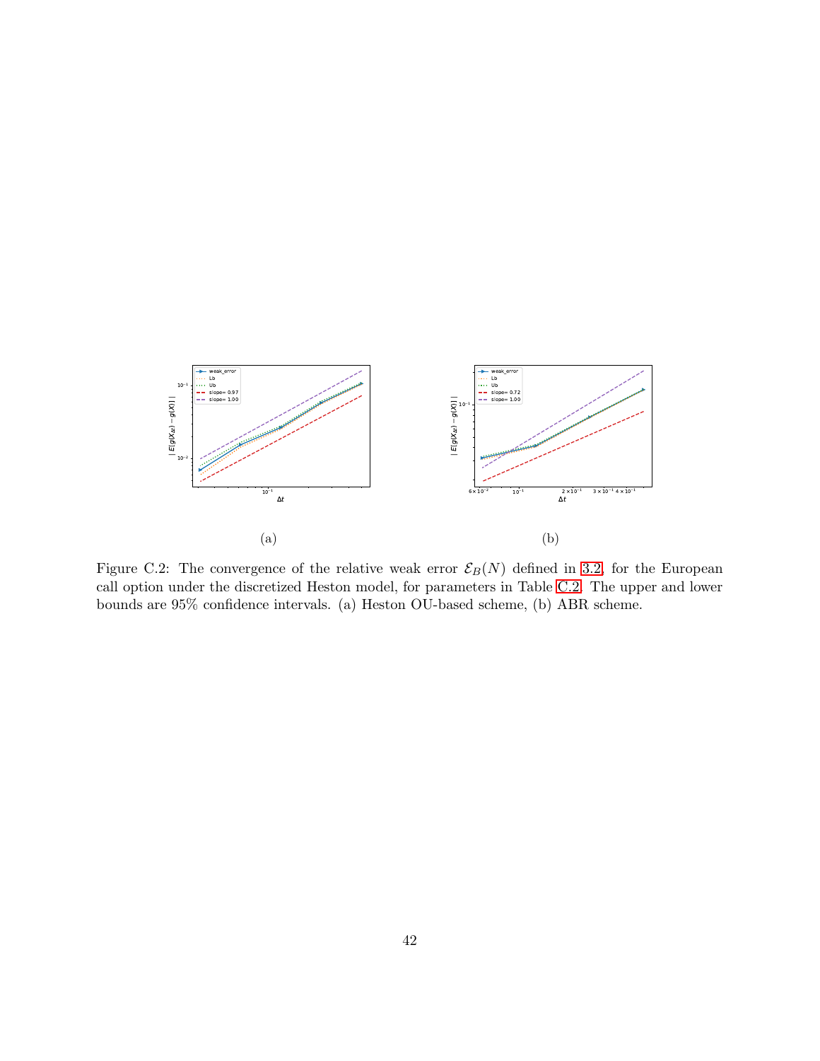weak_error
Lb
Ub
slope= 0.97
slope= 1.00

$10^{-1}$

$10^{-2}$

$10^{-1}$

$| E[g(X_{\Delta t}) - g(X)] |$

$\Delta t$

(a)

weak_error
Lb
Ub
slope= 0.72
slope= 1.00

$10^{-1}$

$6 \times 10^{-2}$ $10^{-1}$ $2 \times 10^{-1}$ $3 \times 10^{-1}$ $4 \times 10^{-1}$

$| E[g(X_{\Delta t}) - g(X)] |$

$\Delta t$

(b)

Figure C.2: The convergence of the relative weak error $\mathcal{E}_B(N)$ defined in 3.2, for the European call option under the discretized Heston model, for parameters in Table C.2. The upper and lower bounds are 95% confidence intervals. (a) Heston OU-based scheme, (b) ABR scheme.